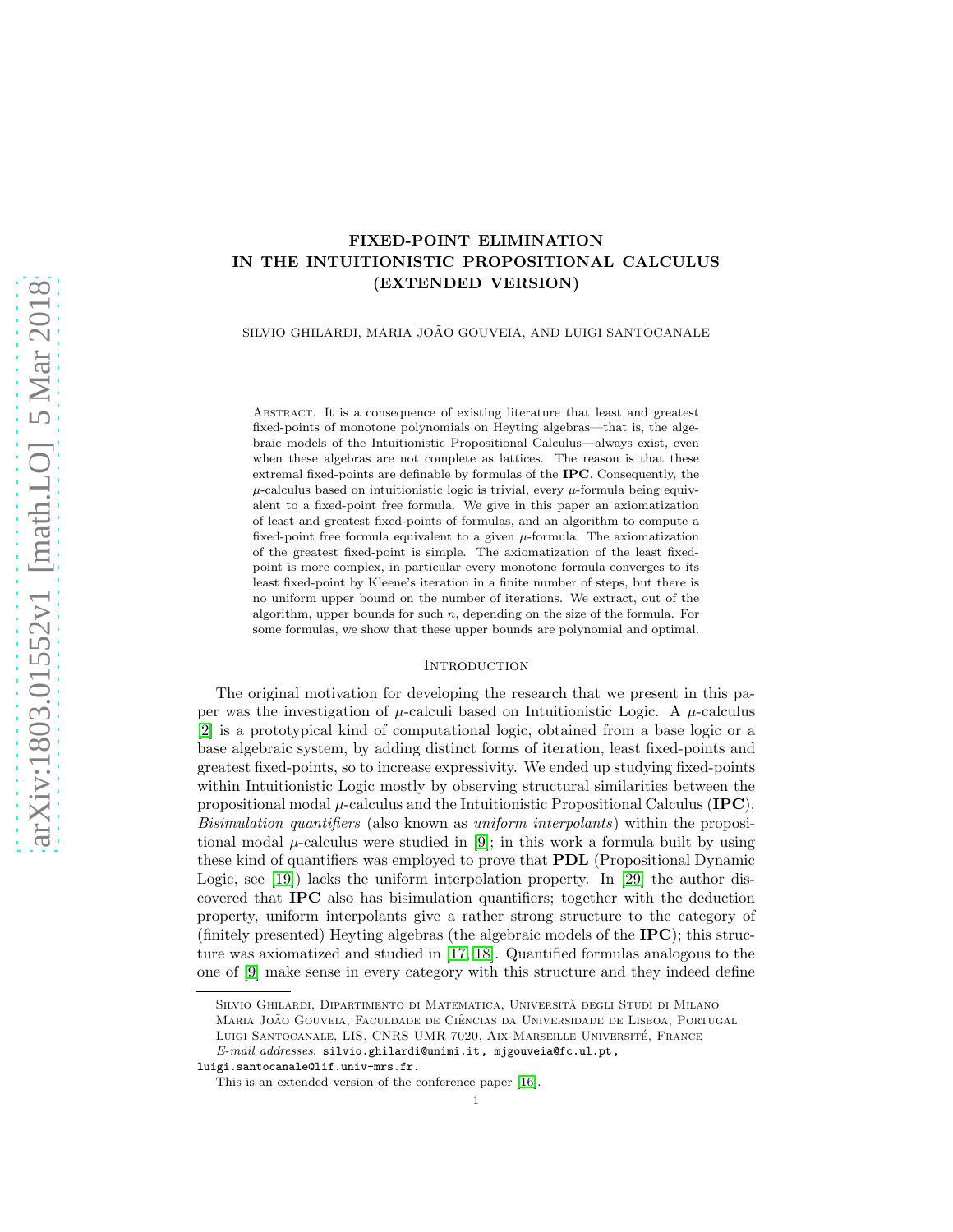# FIXED-POINT ELIMINATION IN THE INTUITIONISTIC PROPOSITIONAL CALCULUS (EXTENDED VERSION)

SILVIO GHILARDI, MARIA JOÃO GOUVEIA, AND LUIGI SANTOCANALE

ABSTRACT. It is a consequence of existing literature that least and greatest fixed-points of monotone polynomials on Heyting algebras—that is, the algebraic models of the Intuitionistic Propositional Calculus—always exist, even when these algebras are not complete as lattices. The reason is that these extremal fixed-points are definable by formulas of the **IPC**. Consequently, the $\mu$-calculus based on intuitionistic logic is trivial, every $\mu$-formula being equivalent to a fixed-point free formula. We give in this paper an axiomatization of least and greatest fixed-points of formulas, and an algorithm to compute a fixed-point free formula equivalent to a given $\mu$-formula. The axiomatization of the greatest fixed-point is simple. The axiomatization of the least fixed-point is more complex, in particular every monotone formula converges to its least fixed-point by Kleene's iteration in a finite number of steps, but there is no uniform upper bound on the number of iterations. We extract, out of the algorithm, upper bounds for such $n$, depending on the size of the formula. For some formulas, we show that these upper bounds are polynomial and optimal.

## INTRODUCTION

The original motivation for developing the research that we present in this paper was the investigation of $\mu$-calculi based on Intuitionistic Logic. A $\mu$-calculus [2] is a prototypical kind of computational logic, obtained from a base logic or a base algebraic system, by adding distinct forms of iteration, least fixed-points and greatest fixed-points, so to increase expressivity. We ended up studying fixed-points within Intuitionistic Logic mostly by observing structural similarities between the propositional modal $\mu$-calculus and the Intuitionistic Propositional Calculus (**IPC**). *Bisimulation quantifiers* (also known as *uniform interpolants*) within the propositional modal $\mu$-calculus were studied in [9]; in this work a formula built by using these kind of quantifiers was employed to prove that **PDL** (Propositional Dynamic Logic, see [19]) lacks the uniform interpolation property. In [29] the author discovered that **IPC** also has bisimulation quantifiers; together with the deduction property, uniform interpolants give a rather strong structure to the category of (finitely presented) Heyting algebras (the algebraic models of the **IPC**); this structure was axiomatized and studied in [17, 18]. Quantified formulas analogous to the one of [9] make sense in every category with this structure and they indeed define

---

SILVIO GHILARDI, DIPARTIMENTO DI MATEMATICA, UNIVERSITÀ DEGLI STUDI DI MILANO
MARIA JOÃO GOUVEIA, FACULDADE DE CIÊNCIAS DA UNIVERSIDADE DE LISBOA, PORTUGAL
LUIGI SANTOCANALE, LIS, CNRS UMR 7020, AIX-MARSEILLE UNIVERSITÉ, FRANCE
*E-mail addresses*: silvio.ghilardi@unimi.it , mjgouveia@fc.ul.pt , luigi.santocanale@lif.univ-mrs.fr.

This is an extended version of the conference paper [16].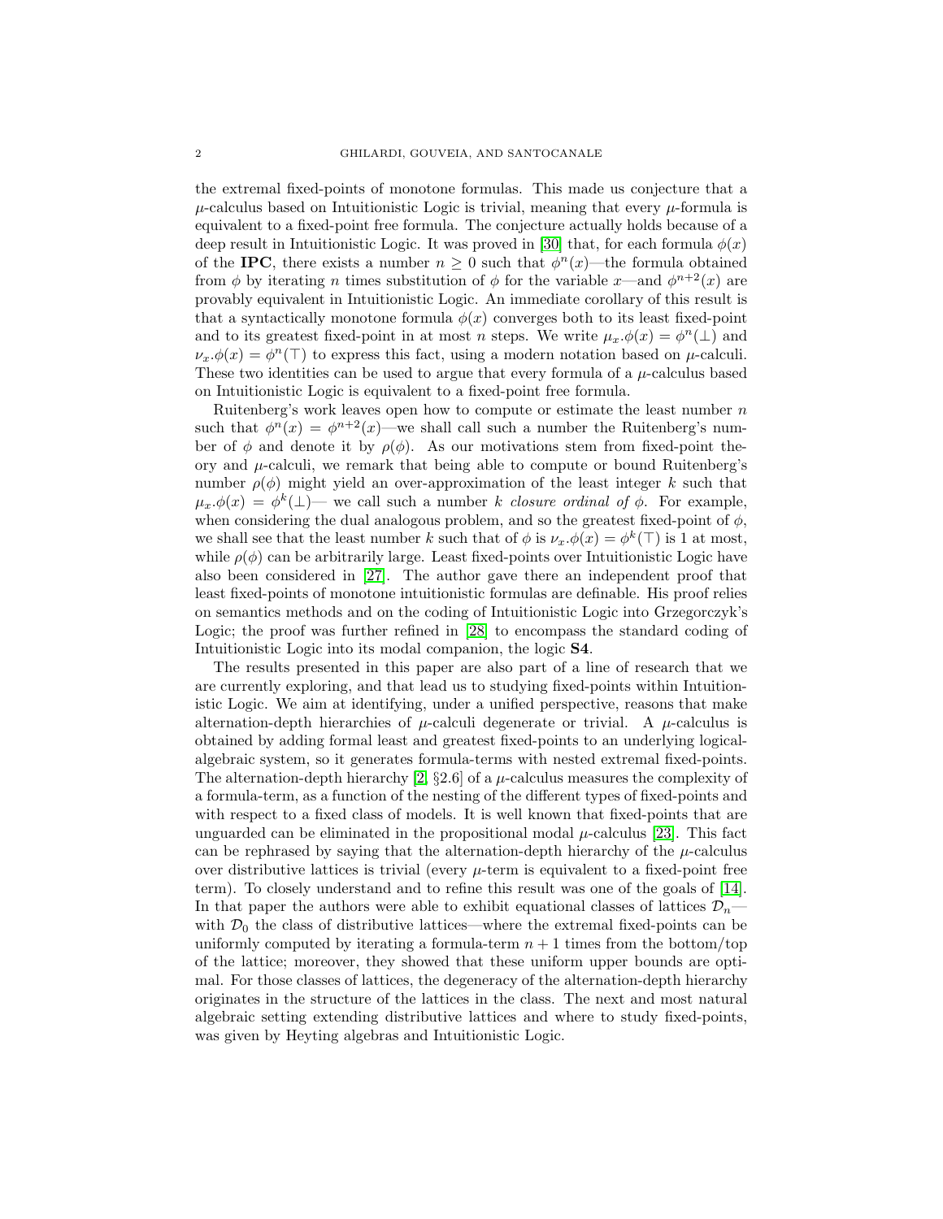the extremal fixed-points of monotone formulas. This made us conjecture that a $\mu$-calculus based on Intuitionistic Logic is trivial, meaning that every $\mu$-formula is equivalent to a fixed-point free formula. The conjecture actually holds because of a deep result in Intuitionistic Logic. It was proved in [30] that, for each formula $\phi(x)$ of the **IPC**, there exists a number $n \geq 0$ such that $\phi^n(x)$—the formula obtained from $\phi$ by iterating $n$ times substitution of $\phi$ for the variable $x$—and $\phi^{n+2}(x)$ are provably equivalent in Intuitionistic Logic. An immediate corollary of this result is that a syntactically monotone formula $\phi(x)$ converges both to its least fixed-point and to its greatest fixed-point in at most $n$ steps. We write $\mu_x.\phi(x) = \phi^n(\bot)$ and $\nu_x.\phi(x) = \phi^n(\top)$ to express this fact, using a modern notation based on $\mu$-calculi. These two identities can be used to argue that every formula of a $\mu$-calculus based on Intuitionistic Logic is equivalent to a fixed-point free formula.

Ruitenberg's work leaves open how to compute or estimate the least number $n$ such that $\phi^n(x) = \phi^{n+2}(x)$—we shall call such a number the Ruitenberg's number of $\phi$ and denote it by $\rho(\phi)$. As our motivations stem from fixed-point theory and $\mu$-calculi, we remark that being able to compute or bound Ruitenberg's number $\rho(\phi)$ might yield an over-approximation of the least integer $k$ such that $\mu_x.\phi(x) = \phi^k(\bot)$— we call such a number $k$ *closure ordinal of* $\phi$. For example, when considering the dual analogous problem, and so the greatest fixed-point of $\phi$, we shall see that the least number $k$ such that of $\phi$ is $\nu_x.\phi(x) = \phi^k(\top)$ is 1 at most, while $\rho(\phi)$ can be arbitrarily large. Least fixed-points over Intuitionistic Logic have also been considered in [27]. The author gave there an independent proof that least fixed-points of monotone intuitionistic formulas are definable. His proof relies on semantics methods and on the coding of Intuitionistic Logic into Grzegorczyk's Logic; the proof was further refined in [28] to encompass the standard coding of Intuitionistic Logic into its modal companion, the logic **S4**.

The results presented in this paper are also part of a line of research that we are currently exploring, and that lead us to studying fixed-points within Intuitionistic Logic. We aim at identifying, under a unified perspective, reasons that make alternation-depth hierarchies of $\mu$-calculi degenerate or trivial. A $\mu$-calculus is obtained by adding formal least and greatest fixed-points to an underlying logical-algebraic system, so it generates formula-terms with nested extremal fixed-points. The alternation-depth hierarchy [2, §2.6] of a $\mu$-calculus measures the complexity of a formula-term, as a function of the nesting of the different types of fixed-points and with respect to a fixed class of models. It is well known that fixed-points that are unguarded can be eliminated in the propositional modal $\mu$-calculus [23]. This fact can be rephrased by saying that the alternation-depth hierarchy of the $\mu$-calculus over distributive lattices is trivial (every $\mu$-term is equivalent to a fixed-point free term). To closely understand and to refine this result was one of the goals of [14]. In that paper the authors were able to exhibit equational classes of lattices $\mathcal{D}_n$—with $\mathcal{D}_0$ the class of distributive lattices—where the extremal fixed-points can be uniformly computed by iterating a formula-term $n+1$ times from the bottom/top of the lattice; moreover, they showed that these uniform upper bounds are optimal. For those classes of lattices, the degeneracy of the alternation-depth hierarchy originates in the structure of the lattices in the class. The next and most natural algebraic setting extending distributive lattices and where to study fixed-points, was given by Heyting algebras and Intuitionistic Logic.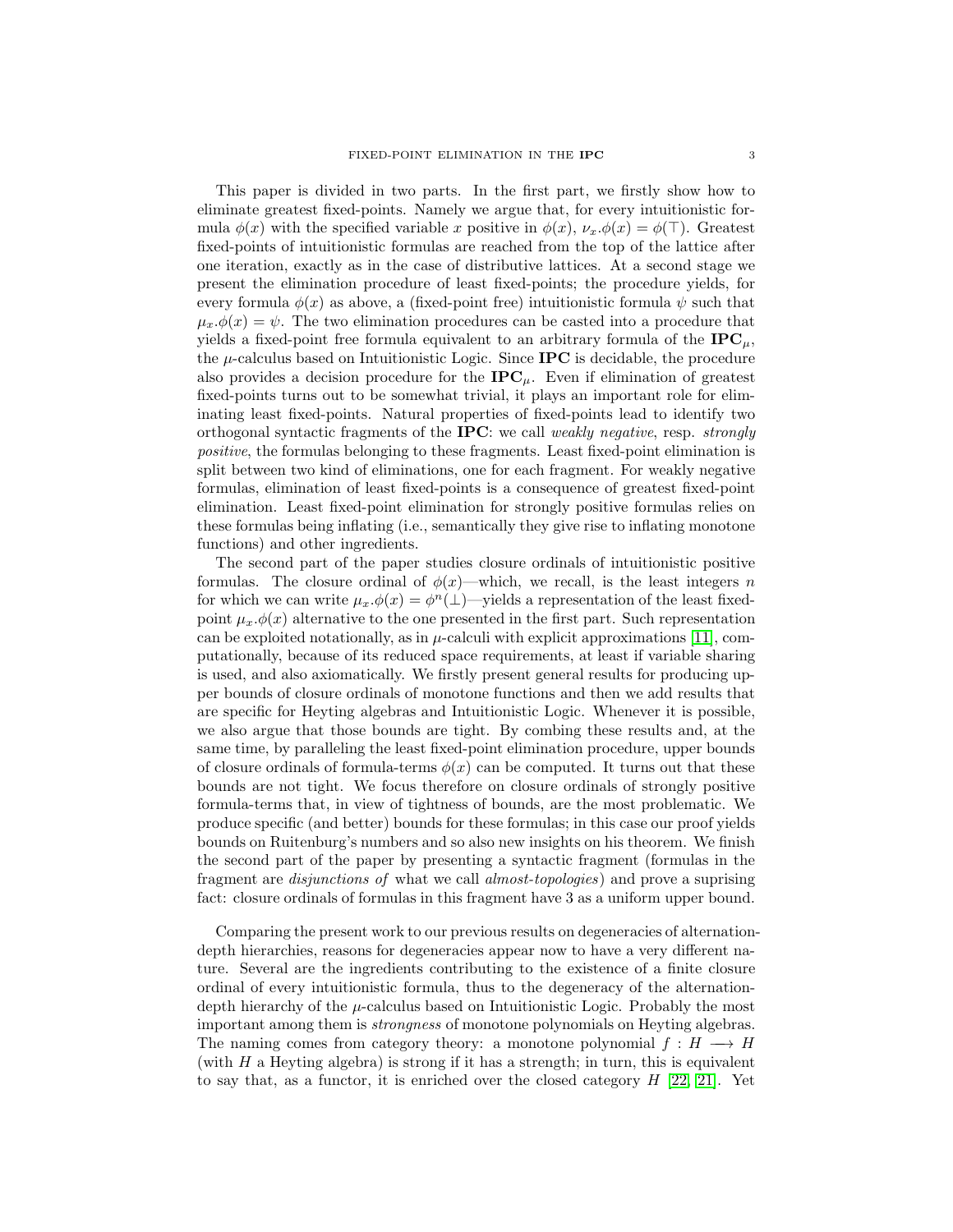This paper is divided in two parts. In the first part, we firstly show how to eliminate greatest fixed-points. Namely we argue that, for every intuitionistic formula $\phi(x)$ with the specified variable $x$ positive in $\phi(x)$, $\nu_x.\phi(x) = \phi(\top)$. Greatest fixed-points of intuitionistic formulas are reached from the top of the lattice after one iteration, exactly as in the case of distributive lattices. At a second stage we present the elimination procedure of least fixed-points; the procedure yields, for every formula $\phi(x)$ as above, a (fixed-point free) intuitionistic formula $\psi$ such that $\mu_x.\phi(x) = \psi$. The two elimination procedures can be casted into a procedure that yields a fixed-point free formula equivalent to an arbitrary formula of the $\mathbf{IPC}_\mu$, the $\mu$-calculus based on Intuitionistic Logic. Since **IPC** is decidable, the procedure also provides a decision procedure for the $\mathbf{IPC}_\mu$. Even if elimination of greatest fixed-points turns out to be somewhat trivial, it plays an important role for eliminating least fixed-points. Natural properties of fixed-points lead to identify two orthogonal syntactic fragments of the **IPC**: we call *weakly negative*, resp. *strongly positive*, the formulas belonging to these fragments. Least fixed-point elimination is split between two kind of eliminations, one for each fragment. For weakly negative formulas, elimination of least fixed-points is a consequence of greatest fixed-point elimination. Least fixed-point elimination for strongly positive formulas relies on these formulas being inflating (i.e., semantically they give rise to inflating monotone functions) and other ingredients.

The second part of the paper studies closure ordinals of intuitionistic positive formulas. The closure ordinal of $\phi(x)$—which, we recall, is the least integers $n$ for which we can write $\mu_x.\phi(x) = \phi^n(\bot)$—yields a representation of the least fixed-point $\mu_x.\phi(x)$ alternative to the one presented in the first part. Such representation can be exploited notationally, as in $\mu$-calculi with explicit approximations [11], computationally, because of its reduced space requirements, at least if variable sharing is used, and also axiomatically. We firstly present general results for producing upper bounds of closure ordinals of monotone functions and then we add results that are specific for Heyting algebras and Intuitionistic Logic. Whenever it is possible, we also argue that those bounds are tight. By combing these results and, at the same time, by paralleling the least fixed-point elimination procedure, upper bounds of closure ordinals of formula-terms $\phi(x)$ can be computed. It turns out that these bounds are not tight. We focus therefore on closure ordinals of strongly positive formula-terms that, in view of tightness of bounds, are the most problematic. We produce specific (and better) bounds for these formulas; in this case our proof yields bounds on Ruitenburg's numbers and so also new insights on his theorem. We finish the second part of the paper by presenting a syntactic fragment (formulas in the fragment are *disjunctions of* what we call *almost-topologies*) and prove a suprising fact: closure ordinals of formulas in this fragment have 3 as a uniform upper bound.

Comparing the present work to our previous results on degeneracies of alternation-depth hierarchies, reasons for degeneracies appear now to have a very different nature. Several are the ingredients contributing to the existence of a finite closure ordinal of every intuitionistic formula, thus to the degeneracy of the alternation-depth hierarchy of the $\mu$-calculus based on Intuitionistic Logic. Probably the most important among them is *strongness* of monotone polynomials on Heyting algebras. The naming comes from category theory: a monotone polynomial $f : H \longrightarrow H$ (with $H$ a Heyting algebra) is strong if it has a strength; in turn, this is equivalent to say that, as a functor, it is enriched over the closed category $H$ [22, 21]. Yet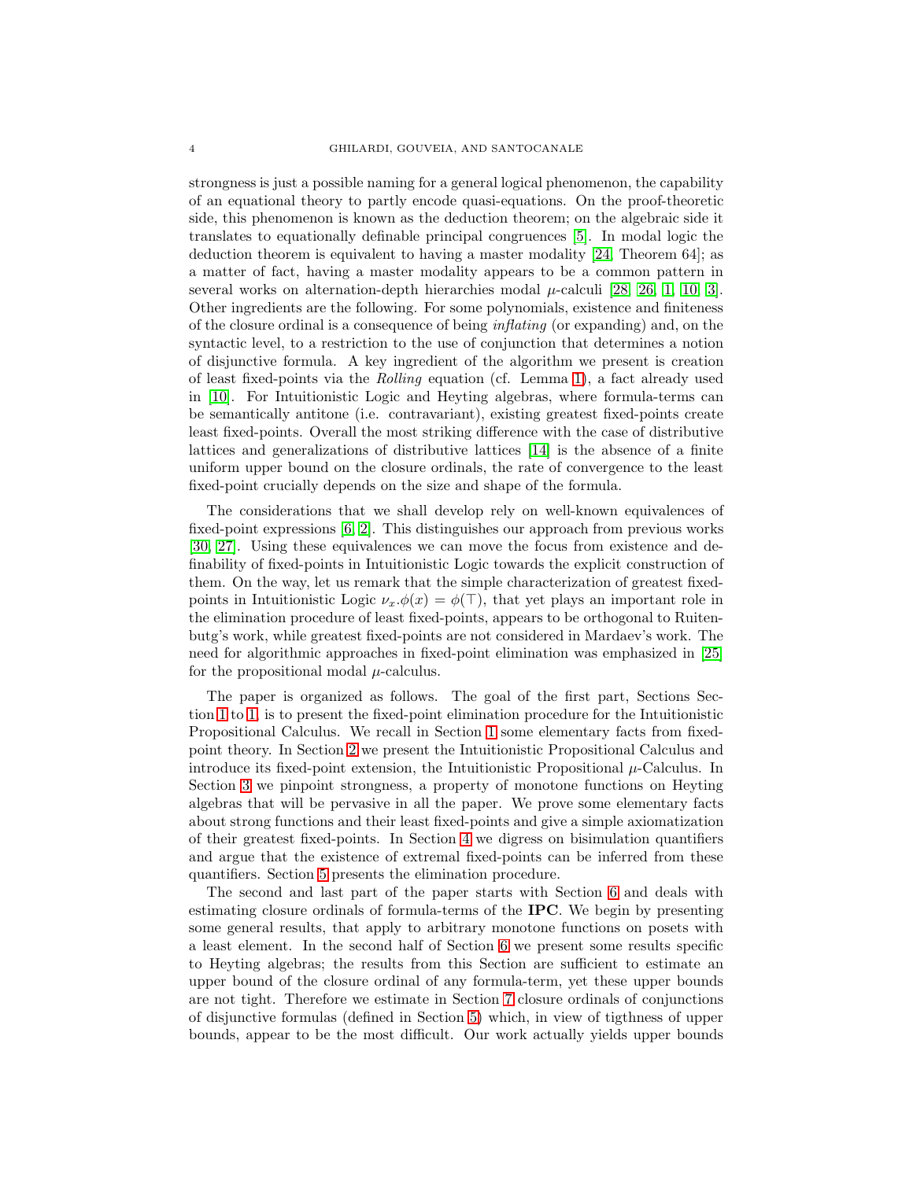strongness is just a possible naming for a general logical phenomenon, the capability of an equational theory to partly encode quasi-equations. On the proof-theoretic side, this phenomenon is known as the deduction theorem; on the algebraic side it translates to equationally definable principal congruences [5]. In modal logic the deduction theorem is equivalent to having a master modality [24, Theorem 64]; as a matter of fact, having a master modality appears to be a common pattern in several works on alternation-depth hierarchies modal $\mu$-calculi [28, 26, 1, 10, 3]. Other ingredients are the following. For some polynomials, existence and finiteness of the closure ordinal is a consequence of being *inflating* (or expanding) and, on the syntactic level, to a restriction to the use of conjunction that determines a notion of disjunctive formula. A key ingredient of the algorithm we present is creation of least fixed-points via the *Rolling* equation (cf. Lemma 1), a fact already used in [10]. For Intuitionistic Logic and Heyting algebras, where formula-terms can be semantically antitone (i.e. contravariant), existing greatest fixed-points create least fixed-points. Overall the most striking difference with the case of distributive lattices and generalizations of distributive lattices [14] is the absence of a finite uniform upper bound on the closure ordinals, the rate of convergence to the least fixed-point crucially depends on the size and shape of the formula.

The considerations that we shall develop rely on well-known equivalences of fixed-point expressions [6, 2]. This distinguishes our approach from previous works [30, 27]. Using these equivalences we can move the focus from existence and definability of fixed-points in Intuitionistic Logic towards the explicit construction of them. On the way, let us remark that the simple characterization of greatest fixed-points in Intuitionistic Logic $\nu_x.\phi(x) = \phi(\top)$, that yet plays an important role in the elimination procedure of least fixed-points, appears to be orthogonal to Ruitenbutg's work, while greatest fixed-points are not considered in Mardaev's work. The need for algorithmic approaches in fixed-point elimination was emphasized in [25] for the propositional modal $\mu$-calculus.

The paper is organized as follows. The goal of the first part, Sections Section 1 to 1, is to present the fixed-point elimination procedure for the Intuitionistic Propositional Calculus. We recall in Section 1 some elementary facts from fixed-point theory. In Section 2 we present the Intuitionistic Propositional Calculus and introduce its fixed-point extension, the Intuitionistic Propositional $\mu$-Calculus. In Section 3 we pinpoint strongness, a property of monotone functions on Heyting algebras that will be pervasive in all the paper. We prove some elementary facts about strong functions and their least fixed-points and give a simple axiomatization of their greatest fixed-points. In Section 4 we digress on bisimulation quantifiers and argue that the existence of extremal fixed-points can be inferred from these quantifiers. Section 5 presents the elimination procedure.

The second and last part of the paper starts with Section 6 and deals with estimating closure ordinals of formula-terms of the **IPC**. We begin by presenting some general results, that apply to arbitrary monotone functions on posets with a least element. In the second half of Section 6 we present some results specific to Heyting algebras; the results from this Section are sufficient to estimate an upper bound of the closure ordinal of any formula-term, yet these upper bounds are not tight. Therefore we estimate in Section 7 closure ordinals of conjunctions of disjunctive formulas (defined in Section 5) which, in view of tigthness of upper bounds, appear to be the most difficult. Our work actually yields upper bounds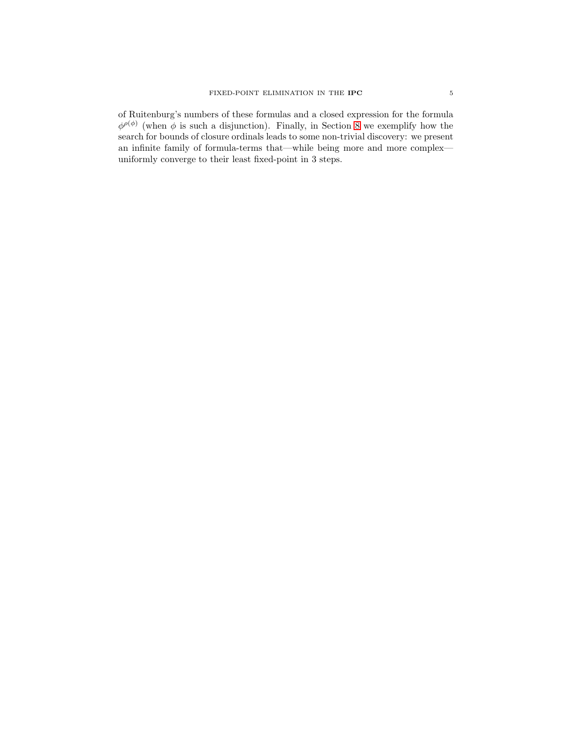of Ruitenburg's numbers of these formulas and a closed expression for the formula $\phi^{\rho(\phi)}$ (when $\phi$ is such a disjunction). Finally, in Section 8 we exemplify how the search for bounds of closure ordinals leads to some non-trivial discovery: we present an infinite family of formula-terms that—while being more and more complex—uniformly converge to their least fixed-point in 3 steps.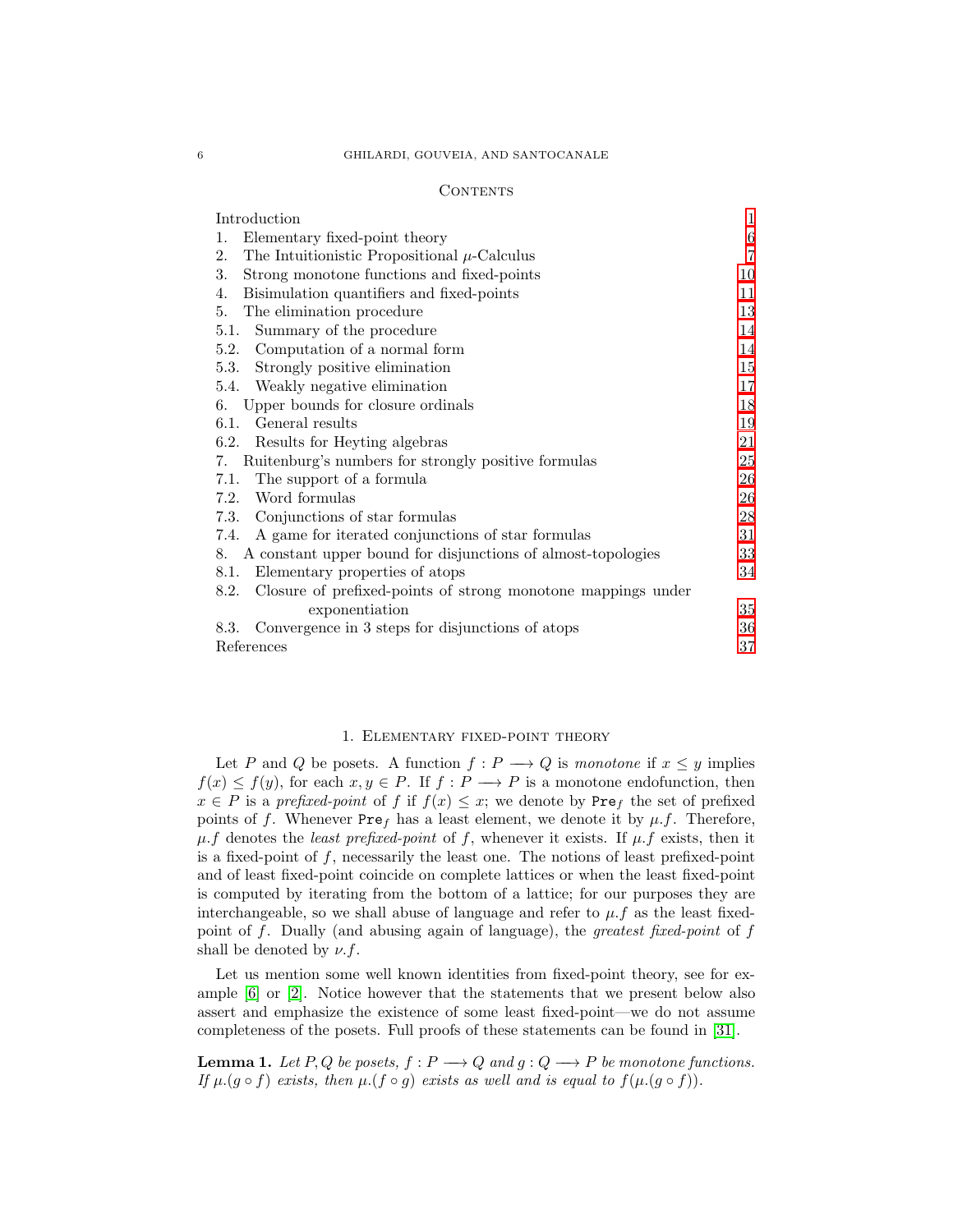## Contents

| | |
|---|---|
| Introduction | 1 |
| 1. Elementary fixed-point theory | 6 |
| 2. The Intuitionistic Propositional $\mu$-Calculus | 7 |
| 3. Strong monotone functions and fixed-points | 10 |
| 4. Bisimulation quantifiers and fixed-points | 11 |
| 5. The elimination procedure | 13 |
| 5.1. Summary of the procedure | 14 |
| 5.2. Computation of a normal form | 14 |
| 5.3. Strongly positive elimination | 15 |
| 5.4. Weakly negative elimination | 17 |
| 6. Upper bounds for closure ordinals | 18 |
| 6.1. General results | 19 |
| 6.2. Results for Heyting algebras | 21 |
| 7. Ruitenburg's numbers for strongly positive formulas | 25 |
| 7.1. The support of a formula | 26 |
| 7.2. Word formulas | 26 |
| 7.3. Conjunctions of star formulas | 28 |
| 7.4. A game for iterated conjunctions of star formulas | 31 |
| 8. A constant upper bound for disjunctions of almost-topologies | 33 |
| 8.1. Elementary properties of atops | 34 |
| 8.2. Closure of prefixed-points of strong monotone mappings under exponentiation | 35 |
| 8.3. Convergence in 3 steps for disjunctions of atops | 36 |
| References | 37 |

# 1. Elementary fixed-point theory

Let $P$ and $Q$ be posets. A function $f : P \longrightarrow Q$ is *monotone* if $x \leq y$ implies $f(x) \leq f(y)$, for each $x, y \in P$. If $f : P \longrightarrow P$ is a monotone endofunction, then $x \in P$ is a *prefixed-point* of $f$ if $f(x) \leq x$; we denote by $\texttt{Pre}_f$ the set of prefixed points of $f$. Whenever $\texttt{Pre}_f$ has a least element, we denote it by $\mu.f$. Therefore, $\mu.f$ denotes the *least prefixed-point* of $f$, whenever it exists. If $\mu.f$ exists, then it is a fixed-point of $f$, necessarily the least one. The notions of least prefixed-point and of least fixed-point coincide on complete lattices or when the least fixed-point is computed by iterating from the bottom of a lattice; for our purposes they are interchangeable, so we shall abuse of language and refer to $\mu.f$ as the least fixed-point of $f$. Dually (and abusing again of language), the *greatest fixed-point* of $f$ shall be denoted by $\nu.f$.

Let us mention some well known identities from fixed-point theory, see for example [6] or [2]. Notice however that the statements that we present below also assert and emphasize the existence of some least fixed-point—we do not assume completeness of the posets. Full proofs of these statements can be found in [31].

**Lemma 1.** *Let $P, Q$ be posets, $f : P \longrightarrow Q$ and $g : Q \longrightarrow P$ be monotone functions. If $\mu.(g \circ f)$ exists, then $\mu.(f \circ g)$ exists as well and is equal to $f(\mu.(g \circ f))$.*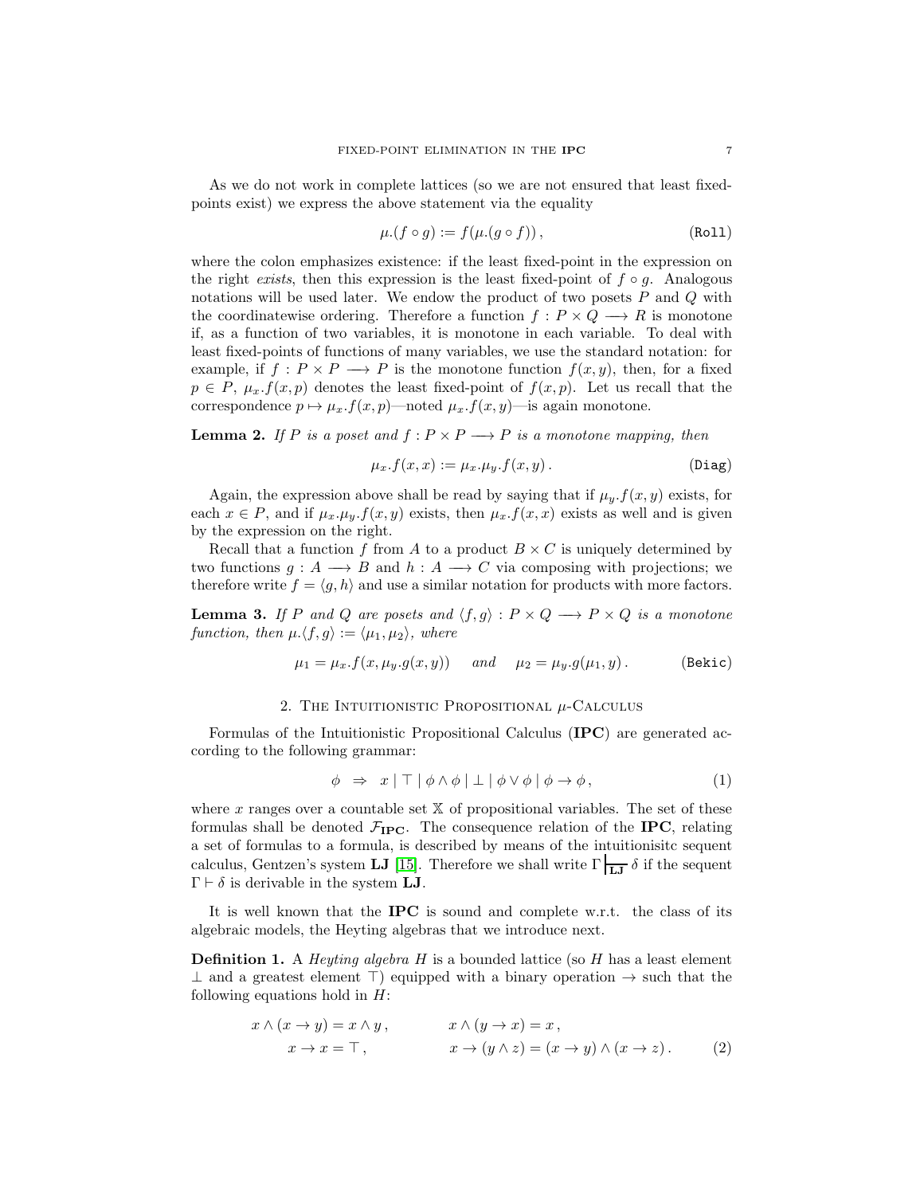As we do not work in complete lattices (so we are not ensured that least fixed-points exist) we express the above statement via the equality

$$\mu.(f \circ g) := f(\mu.(g \circ f))\,, \tag{Roll}$$

where the colon emphasizes existence: if the least fixed-point in the expression on the right *exists*, then this expression is the least fixed-point of $f \circ g$. Analogous notations will be used later. We endow the product of two posets $P$ and $Q$ with the coordinatewise ordering. Therefore a function $f : P \times Q \longrightarrow R$ is monotone if, as a function of two variables, it is monotone in each variable. To deal with least fixed-points of functions of many variables, we use the standard notation: for example, if $f : P \times P \longrightarrow P$ is the monotone function $f(x, y)$, then, for a fixed $p \in P$, $\mu_x.f(x, p)$ denotes the least fixed-point of $f(x, p)$. Let us recall that the correspondence $p \mapsto \mu_x.f(x, p)$—noted $\mu_x.f(x, y)$—is again monotone.

**Lemma 2.** *If $P$ is a poset and $f : P \times P \longrightarrow P$ is a monotone mapping, then*

$$\mu_x.f(x, x) := \mu_x.\mu_y.f(x, y)\,. \tag{Diag}$$

Again, the expression above shall be read by saying that if $\mu_y.f(x, y)$ exists, for each $x \in P$, and if $\mu_x.\mu_y.f(x, y)$ exists, then $\mu_x.f(x, x)$ exists as well and is given by the expression on the right.

Recall that a function $f$ from $A$ to a product $B \times C$ is uniquely determined by two functions $g : A \longrightarrow B$ and $h : A \longrightarrow C$ via composing with projections; we therefore write $f = \langle g, h\rangle$ and use a similar notation for products with more factors.

**Lemma 3.** *If $P$ and $Q$ are posets and $\langle f, g\rangle : P \times Q \longrightarrow P \times Q$ is a monotone function, then $\mu.\langle f, g\rangle := \langle \mu_1, \mu_2\rangle$, where*

$$\mu_1 = \mu_x.f(x, \mu_y.g(x, y)) \quad \text{and} \quad \mu_2 = \mu_y.g(\mu_1, y)\,. \tag{Bekic}$$

## 2. The Intuitionistic Propositional $\mu$-Calculus

Formulas of the Intuitionistic Propositional Calculus (**IPC**) are generated according to the following grammar:

$$\phi \;\Rightarrow\; x \mid \top \mid \phi \wedge \phi \mid \bot \mid \phi \vee \phi \mid \phi \to \phi\,, \tag{1}$$

where $x$ ranges over a countable set $\mathbb{X}$ of propositional variables. The set of these formulas shall be denoted $\mathcal{F}_{\mathbf{IPC}}$. The consequence relation of the **IPC**, relating a set of formulas to a formula, is described by means of the intuitionisitc sequent calculus, Gentzen's system **LJ** [15]. Therefore we shall write $\Gamma \vdash_{\mathbf{LJ}} \delta$ if the sequent $\Gamma \vdash \delta$ is derivable in the system **LJ**.

It is well known that the **IPC** is sound and complete w.r.t. the class of its algebraic models, the Heyting algebras that we introduce next.

**Definition 1.** A *Heyting algebra* $H$ is a bounded lattice (so $H$ has a least element $\bot$ and a greatest element $\top$) equipped with a binary operation $\to$ such that the following equations hold in $H$:

$$\begin{aligned} x \wedge (x \to y) &= x \wedge y\,, & x \wedge (y \to x) &= x\,,\\ x \to x &= \top\,, & x \to (y \wedge z) &= (x \to y) \wedge (x \to z)\,. \end{aligned} \tag{2}$$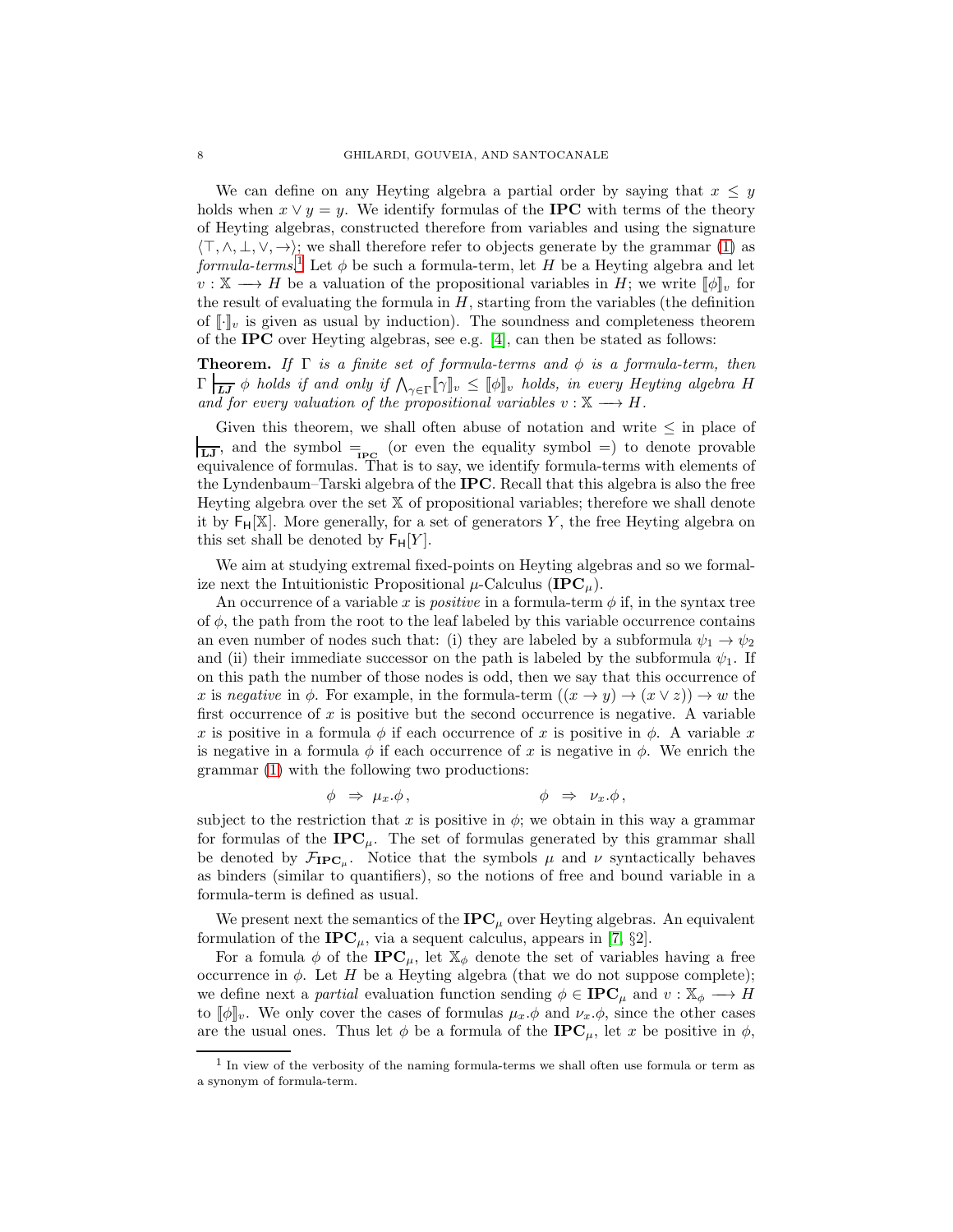We can define on any Heyting algebra a partial order by saying that $x \leq y$ holds when $x \vee y = y$. We identify formulas of the **IPC** with terms of the theory of Heyting algebras, constructed therefore from variables and using the signature $\langle \top, \wedge, \bot, \vee, \to \rangle$; we shall therefore refer to objects generate by the grammar (1) as *formula-terms*.[1] Let $\phi$ be such a formula-term, let $H$ be a Heyting algebra and let $v : \mathbb{X} \longrightarrow H$ be a valuation of the propositional variables in $H$; we write $[\![\phi]\!]_v$ for the result of evaluating the formula in $H$, starting from the variables (the definition of $[\![\cdot]\!]_v$ is given as usual by induction). The soundness and completeness theorem of the **IPC** over Heyting algebras, see e.g. [4], can then be stated as follows:

**Theorem.** *If $\Gamma$ is a finite set of formula-terms and $\phi$ is a formula-term, then $\Gamma \vdash_{\mathbf{LJ}} \phi$ holds if and only if $\bigwedge_{\gamma \in \Gamma} [\![\gamma]\!]_v \leq [\![\phi]\!]_v$ holds, in every Heyting algebra $H$ and for every valuation of the propositional variables $v : \mathbb{X} \longrightarrow H$.*

Given this theorem, we shall often abuse of notation and write $\leq$ in place of $\vdash_{\mathbf{LJ}}$, and the symbol $=_{\mathbf{IPC}}$ (or even the equality symbol $=$) to denote provable equivalence of formulas. That is to say, we identify formula-terms with elements of the Lyndenbaum–Tarski algebra of the **IPC**. Recall that this algebra is also the free Heyting algebra over the set $\mathbb{X}$ of propositional variables; therefore we shall denote it by $\mathsf{F}_{\mathsf{H}}[\mathbb{X}]$. More generally, for a set of generators $Y$, the free Heyting algebra on this set shall be denoted by $\mathsf{F}_{\mathsf{H}}[Y]$.

We aim at studying extremal fixed-points on Heyting algebras and so we formalize next the Intuitionistic Propositional $\mu$-Calculus ($\mathbf{IPC}_\mu$).

An occurrence of a variable $x$ is *positive* in a formula-term $\phi$ if, in the syntax tree of $\phi$, the path from the root to the leaf labeled by this variable occurrence contains an even number of nodes such that: (i) they are labeled by a subformula $\psi_1 \to \psi_2$ and (ii) their immediate successor on the path is labeled by the subformula $\psi_1$. If on this path the number of those nodes is odd, then we say that this occurrence of $x$ is *negative* in $\phi$. For example, in the formula-term $((x \to y) \to (x \vee z)) \to w$ the first occurrence of $x$ is positive but the second occurrence is negative. A variable $x$ is positive in a formula $\phi$ if each occurrence of $x$ is positive in $\phi$. A variable $x$ is negative in a formula $\phi$ if each occurrence of $x$ is negative in $\phi$. We enrich the grammar (1) with the following two productions:

$$\phi \;\Rightarrow\; \mu_x.\phi\,, \qquad\qquad \phi \;\Rightarrow\; \nu_x.\phi\,,$$

subject to the restriction that $x$ is positive in $\phi$; we obtain in this way a grammar for formulas of the $\mathbf{IPC}_\mu$. The set of formulas generated by this grammar shall be denoted by $\mathcal{F}_{\mathbf{IPC}_\mu}$. Notice that the symbols $\mu$ and $\nu$ syntactically behaves as binders (similar to quantifiers), so the notions of free and bound variable in a formula-term is defined as usual.

We present next the semantics of the $\mathbf{IPC}_\mu$ over Heyting algebras. An equivalent formulation of the $\mathbf{IPC}_\mu$, via a sequent calculus, appears in [7, §2].

For a fomula $\phi$ of the $\mathbf{IPC}_\mu$, let $\mathbb{X}_\phi$ denote the set of variables having a free occurrence in $\phi$. Let $H$ be a Heyting algebra (that we do not suppose complete); we define next a *partial* evaluation function sending $\phi \in \mathbf{IPC}_\mu$ and $v : \mathbb{X}_\phi \longrightarrow H$ to $[\![\phi]\!]_v$. We only cover the cases of formulas $\mu_x.\phi$ and $\nu_x.\phi$, since the other cases are the usual ones. Thus let $\phi$ be a formula of the $\mathbf{IPC}_\mu$, let $x$ be positive in $\phi$,

[1] In view of the verbosity of the naming formula-terms we shall often use formula or term as a synonym of formula-term.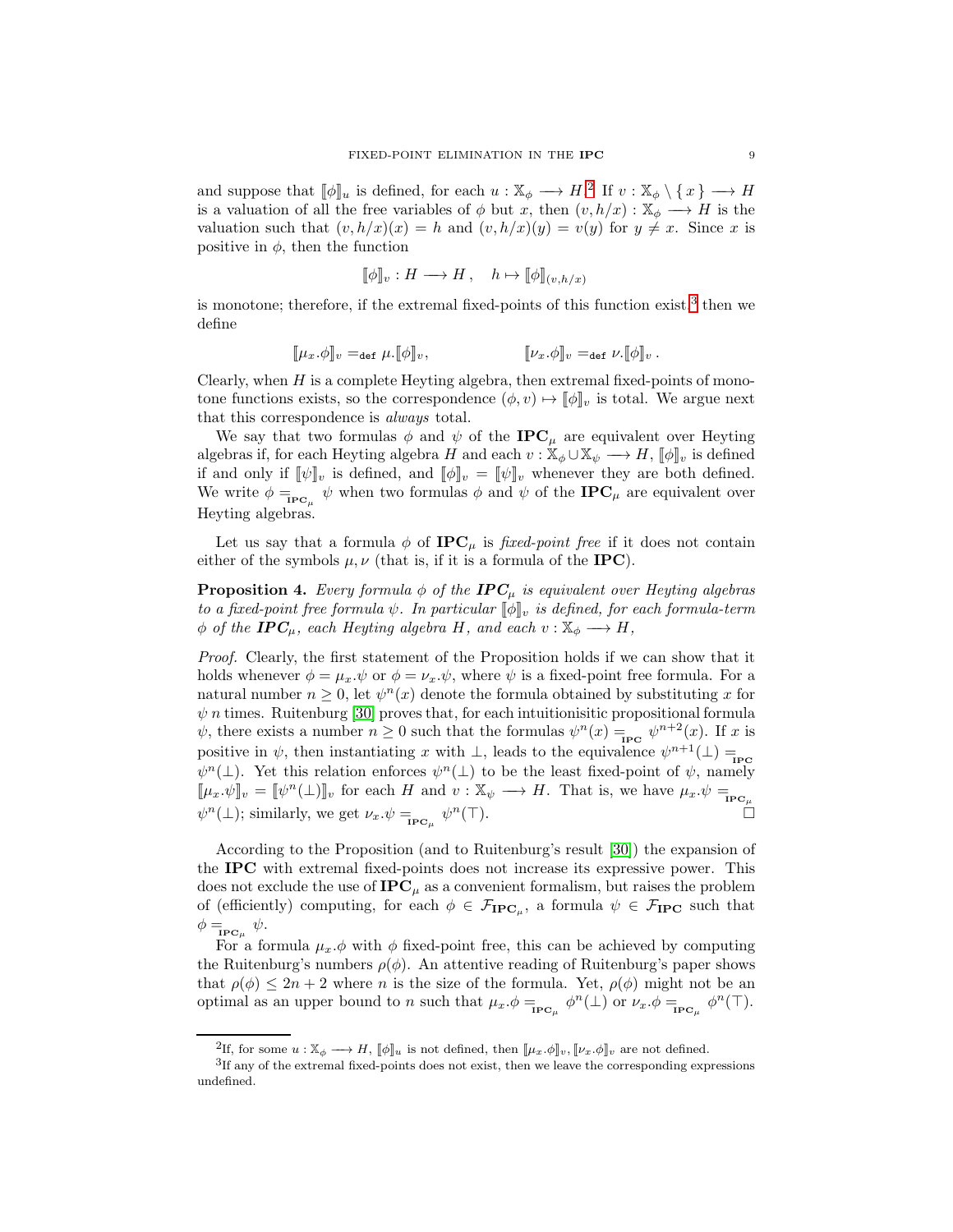and suppose that $[\![\phi]\!]_u$ is defined, for each $u : \mathbb{X}_\phi \longrightarrow H$.[2] If $v : \mathbb{X}_\phi \setminus \{ x \} \longrightarrow H$ is a valuation of all the free variables of $\phi$ but $x$, then $(v, h/x) : \mathbb{X}_\phi \longrightarrow H$ is the valuation such that $(v, h/x)(x) = h$ and $(v, h/x)(y) = v(y)$ for $y \neq x$. Since $x$ is positive in $\phi$, then the function

$$[\![\phi]\!]_v : H \longrightarrow H\,, \quad h \mapsto [\![\phi]\!]_{(v,h/x)}$$

is monotone; therefore, if the extremal fixed-points of this function exist,[3] then we define

$$[\![\mu_x.\phi]\!]_v =_{\texttt{def}} \mu.[\![\phi]\!]_v, \qquad\qquad [\![\nu_x.\phi]\!]_v =_{\texttt{def}} \nu.[\![\phi]\!]_v\,.$$

Clearly, when $H$ is a complete Heyting algebra, then extremal fixed-points of monotone functions exists, so the correspondence $(\phi, v) \mapsto [\![\phi]\!]_v$ is total. We argue next that this correspondence is *always* total.

We say that two formulas $\phi$ and $\psi$ of the $\mathbf{IPC}_\mu$ are equivalent over Heyting algebras if, for each Heyting algebra $H$ and each $v : \mathbb{X}_\phi \cup \mathbb{X}_\psi \longrightarrow H$, $[\![\phi]\!]_v$ is defined if and only if $[\![\psi]\!]_v$ is defined, and $[\![\phi]\!]_v = [\![\psi]\!]_v$ whenever they are both defined. We write $\phi =_{\mathbf{IPC}_\mu} \psi$ when two formulas $\phi$ and $\psi$ of the $\mathbf{IPC}_\mu$ are equivalent over Heyting algebras.

Let us say that a formula $\phi$ of $\mathbf{IPC}_\mu$ is *fixed-point free* if it does not contain either of the symbols $\mu, \nu$ (that is, if it is a formula of the $\mathbf{IPC}$).

**Proposition 4.** *Every formula $\phi$ of the $\mathbf{IPC}_\mu$ is equivalent over Heyting algebras to a fixed-point free formula $\psi$. In particular $[\![\phi]\!]_v$ is defined, for each formula-term $\phi$ of the $\mathbf{IPC}_\mu$, each Heyting algebra $H$, and each $v : \mathbb{X}_\phi \longrightarrow H$,*

*Proof.* Clearly, the first statement of the Proposition holds if we can show that it holds whenever $\phi = \mu_x.\psi$ or $\phi = \nu_x.\psi$, where $\psi$ is a fixed-point free formula. For a natural number $n \geq 0$, let $\psi^n(x)$ denote the formula obtained by substituting $x$ for $\psi$ $n$ times. Ruitenburg [30] proves that, for each intuitionisitic propositional formula $\psi$, there exists a number $n \geq 0$ such that the formulas $\psi^n(x) =_{\mathbf{IPC}} \psi^{n+2}(x)$. If $x$ is positive in $\psi$, then instantiating $x$ with $\bot$, leads to the equivalence $\psi^{n+1}(\bot) =_{\mathbf{IPC}} \psi^n(\bot)$. Yet this relation enforces $\psi^n(\bot)$ to be the least fixed-point of $\psi$, namely $[\![\mu_x.\psi]\!]_v = [\![\psi^n(\bot)]\!]_v$ for each $H$ and $v : \mathbb{X}_\psi \longrightarrow H$. That is, we have $\mu_x.\psi =_{\mathbf{IPC}_\mu} \psi^n(\bot)$; similarly, we get $\nu_x.\psi =_{\mathbf{IPC}_\mu} \psi^n(\top)$. $\square$

According to the Proposition (and to Ruitenburg's result [30]) the expansion of the $\mathbf{IPC}$ with extremal fixed-points does not increase its expressive power. This does not exclude the use of $\mathbf{IPC}_\mu$ as a convenient formalism, but raises the problem of (efficiently) computing, for each $\phi \in \mathcal{F}_{\mathbf{IPC}_\mu}$, a formula $\psi \in \mathcal{F}_{\mathbf{IPC}}$ such that $\phi =_{\mathbf{IPC}_\mu} \psi$.

For a formula $\mu_x.\phi$ with $\phi$ fixed-point free, this can be achieved by computing the Ruitenburg's numbers $\rho(\phi)$. An attentive reading of Ruitenburg's paper shows that $\rho(\phi) \leq 2n + 2$ where $n$ is the size of the formula. Yet, $\rho(\phi)$ might not be an optimal as an upper bound to $n$ such that $\mu_x.\phi =_{\mathbf{IPC}_\mu} \phi^n(\bot)$ or $\nu_x.\phi =_{\mathbf{IPC}_\mu} \phi^n(\top)$.

---

[2] If, for some $u : \mathbb{X}_\phi \longrightarrow H$, $[\![\phi]\!]_u$ is not defined, then $[\![\mu_x.\phi]\!]_v, [\![\nu_x.\phi]\!]_v$ are not defined.

[3] If any of the extremal fixed-points does not exist, then we leave the corresponding expressions undefined.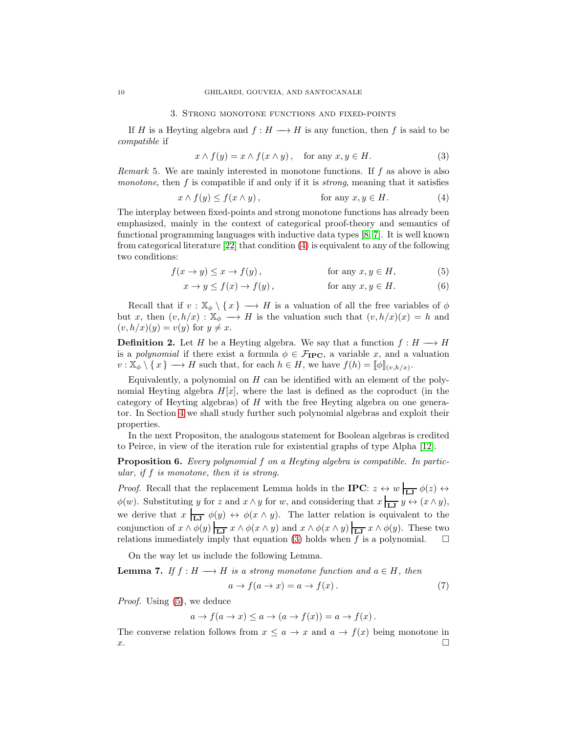## 3. Strong monotone functions and fixed-points

If $H$ is a Heyting algebra and $f : H \longrightarrow H$ is any function, then $f$ is said to be *compatible* if

$$x \wedge f(y) = x \wedge f(x \wedge y), \quad \text{for any } x, y \in H. \tag{3}$$

*Remark* 5. We are mainly interested in monotone functions. If $f$ as above is also *monotone*, then $f$ is compatible if and only if it is *strong*, meaning that it satisfies

$$x \wedge f(y) \leq f(x \wedge y), \qquad \text{for any } x, y \in H. \tag{4}$$

The interplay between fixed-points and strong monotone functions has already been emphasized, mainly in the context of categorical proof-theory and semantics of functional programming languages with inductive data types [8, 7]. It is well known from categorical literature [22] that condition (4) is equivalent to any of the following two conditions:

$$f(x \to y) \leq x \to f(y), \qquad \text{for any } x, y \in H, \tag{5}$$

$$x \to y \leq f(x) \to f(y), \qquad \text{for any } x, y \in H. \tag{6}$$

Recall that if $v : \mathbb{X}_\phi \setminus \{ x \} \longrightarrow H$ is a valuation of all the free variables of $\phi$ but $x$, then $(v, h/x) : \mathbb{X}_\phi \longrightarrow H$ is the valuation such that $(v, h/x)(x) = h$ and $(v, h/x)(y) = v(y)$ for $y \neq x$.

**Definition 2.** Let $H$ be a Heyting algebra. We say that a function $f : H \longrightarrow H$ is a *polynomial* if there exist a formula $\phi \in \mathcal{F}_{\mathbf{IPC}}$, a variable $x$, and a valuation $v : \mathbb{X}_\phi \setminus \{ x \} \longrightarrow H$ such that, for each $h \in H$, we have $f(h) = [\![\phi]\!]_{(v,h/x)}$.

Equivalently, a polynomial on $H$ can be identified with an element of the polynomial Heyting algebra $H[x]$, where the last is defined as the coproduct (in the category of Heyting algebras) of $H$ with the free Heyting algebra on one generator. In Section 4 we shall study further such polynomial algebras and exploit their properties.

In the next Propositon, the analogous statement for Boolean algebras is credited to Peirce, in view of the iteration rule for existential graphs of type Alpha [12].

**Proposition 6.** *Every polynomial $f$ on a Heyting algebra is compatible. In particular, if $f$ is monotone, then it is strong.*

*Proof.* Recall that the replacement Lemma holds in the **IPC**: $z \leftrightarrow w \vdash_{\mathbf{LJ}} \phi(z) \leftrightarrow \phi(w)$. Substituting $y$ for $z$ and $x \wedge y$ for $w$, and considering that $x \vdash_{\mathbf{LJ}} y \leftrightarrow (x \wedge y)$, we derive that $x \vdash_{\mathbf{LJ}} \phi(y) \leftrightarrow \phi(x \wedge y)$. The latter relation is equivalent to the conjunction of $x \wedge \phi(y) \vdash_{\mathbf{LJ}} x \wedge \phi(x \wedge y)$ and $x \wedge \phi(x \wedge y) \vdash_{\mathbf{LJ}} x \wedge \phi(y)$. These two relations immediately imply that equation (3) holds when $f$ is a polynomial. $\square$

On the way let us include the following Lemma.

**Lemma 7.** *If $f : H \longrightarrow H$ is a strong monotone function and $a \in H$, then*

$$a \to f(a \to x) = a \to f(x). \tag{7}$$

*Proof.* Using (5), we deduce

$$a \to f(a \to x) \leq a \to (a \to f(x)) = a \to f(x).$$

The converse relation follows from $x \leq a \to x$ and $a \to f(x)$ being monotone in $x$. $\square$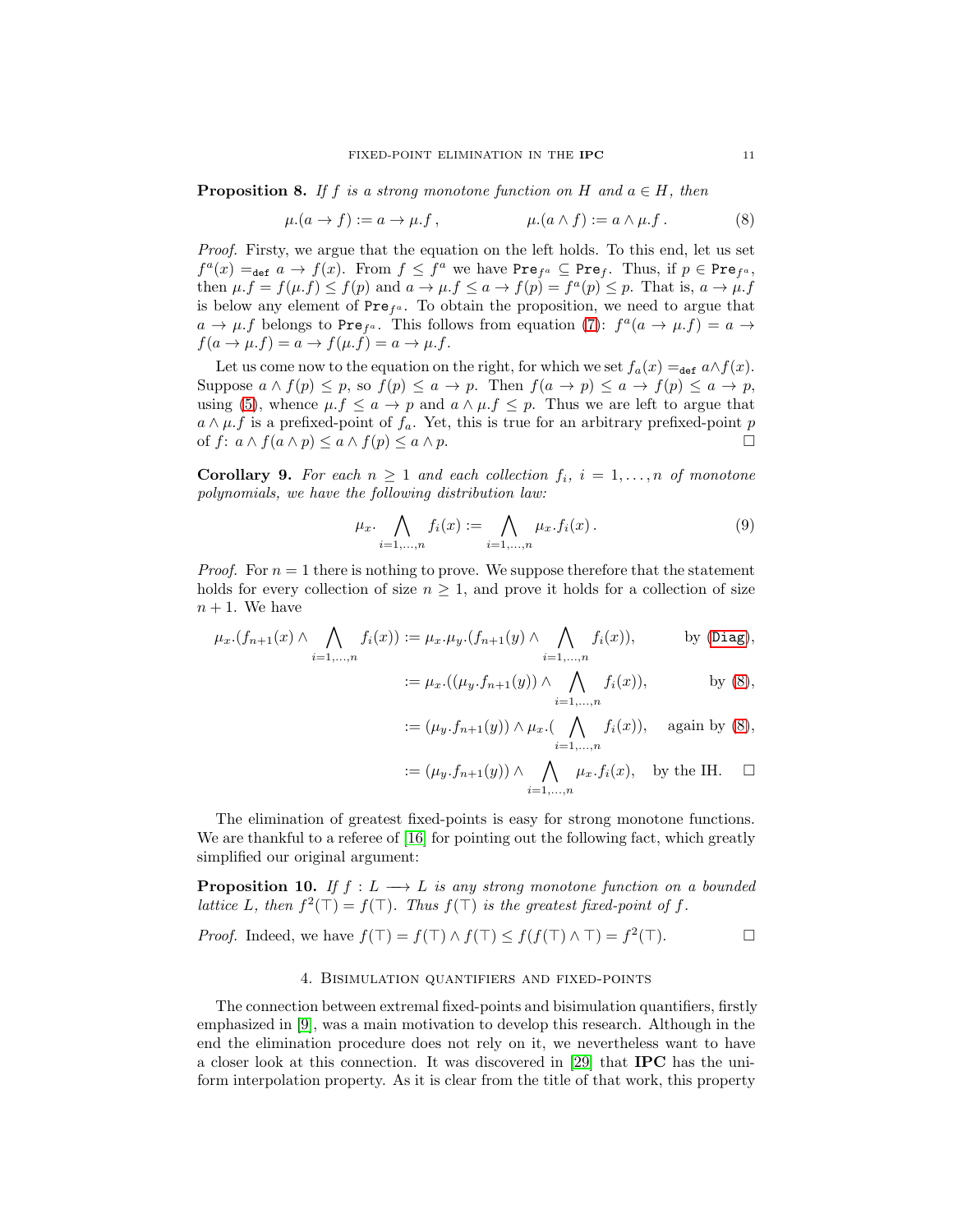**Proposition 8.** *If $f$ is a strong monotone function on $H$ and $a \in H$, then*

$$\mu.(a \to f) := a \to \mu.f\,, \qquad\qquad \mu.(a \wedge f) := a \wedge \mu.f\,. \tag{8}$$

*Proof.* Firsty, we argue that the equation on the left holds. To this end, let us set $f^a(x) =_{\texttt{def}} a \to f(x)$. From $f \leq f^a$ we have $\texttt{Pre}_{f^a} \subseteq \texttt{Pre}_f$. Thus, if $p \in \texttt{Pre}_{f^a}$, then $\mu.f = f(\mu.f) \leq f(p)$ and $a \to \mu.f \leq a \to f(p) = f^a(p) \leq p$. That is, $a \to \mu.f$ is below any element of $\texttt{Pre}_{f^a}$. To obtain the proposition, we need to argue that $a \to \mu.f$ belongs to $\texttt{Pre}_{f^a}$. This follows from equation (7): $f^a(a \to \mu.f) = a \to f(a \to \mu.f) = a \to f(\mu.f) = a \to \mu.f$.

Let us come now to the equation on the right, for which we set $f_a(x) =_{\texttt{def}} a \wedge f(x)$. Suppose $a \wedge f(p) \leq p$, so $f(p) \leq a \to p$. Then $f(a \to p) \leq a \to f(p) \leq a \to p$, using (5), whence $\mu.f \leq a \to p$ and $a \wedge \mu.f \leq p$. Thus we are left to argue that $a \wedge \mu.f$ is a prefixed-point of $f_a$. Yet, this is true for an arbitrary prefixed-point $p$ of $f$: $a \wedge f(a \wedge p) \leq a \wedge f(p) \leq a \wedge p$. □

**Corollary 9.** *For each $n \geq 1$ and each collection $f_i$, $i = 1, \ldots, n$ of monotone polynomials, we have the following distribution law:*

$$\mu_x. \bigwedge_{i=1,\ldots,n} f_i(x) := \bigwedge_{i=1,\ldots,n} \mu_x.f_i(x)\,. \tag{9}$$

*Proof.* For $n = 1$ there is nothing to prove. We suppose therefore that the statement holds for every collection of size $n \geq 1$, and prove it holds for a collection of size $n + 1$. We have

$$
\begin{aligned}
\mu_x.(f_{n+1}(x) \wedge \bigwedge_{i=1,\ldots,n} f_i(x)) &:= \mu_x.\mu_y.(f_{n+1}(y) \wedge \bigwedge_{i=1,\ldots,n} f_i(x)), && \text{by (Diag)},\\
&:= \mu_x.((\mu_y.f_{n+1}(y)) \wedge \bigwedge_{i=1,\ldots,n} f_i(x)), && \text{by (8)},\\
&:= (\mu_y.f_{n+1}(y)) \wedge \mu_x.(\bigwedge_{i=1,\ldots,n} f_i(x)), && \text{again by (8)},\\
&:= (\mu_y.f_{n+1}(y)) \wedge \bigwedge_{i=1,\ldots,n} \mu_x.f_i(x), && \text{by the IH.}
\end{aligned}
$$

□

The elimination of greatest fixed-points is easy for strong monotone functions. We are thankful to a referee of [16] for pointing out the following fact, which greatly simplified our original argument:

**Proposition 10.** *If $f : L \longrightarrow L$ is any strong monotone function on a bounded lattice $L$, then $f^2(\top) = f(\top)$. Thus $f(\top)$ is the greatest fixed-point of $f$.*

*Proof.* Indeed, we have $f(\top) = f(\top) \wedge f(\top) \leq f(f(\top) \wedge \top) = f^2(\top)$. □

## 4. Bisimulation quantifiers and fixed-points

The connection between extremal fixed-points and bisimulation quantifiers, firstly emphasized in [9], was a main motivation to develop this research. Although in the end the elimination procedure does not rely on it, we nevertheless want to have a closer look at this connection. It was discovered in [29] that **IPC** has the uniform interpolation property. As it is clear from the title of that work, this property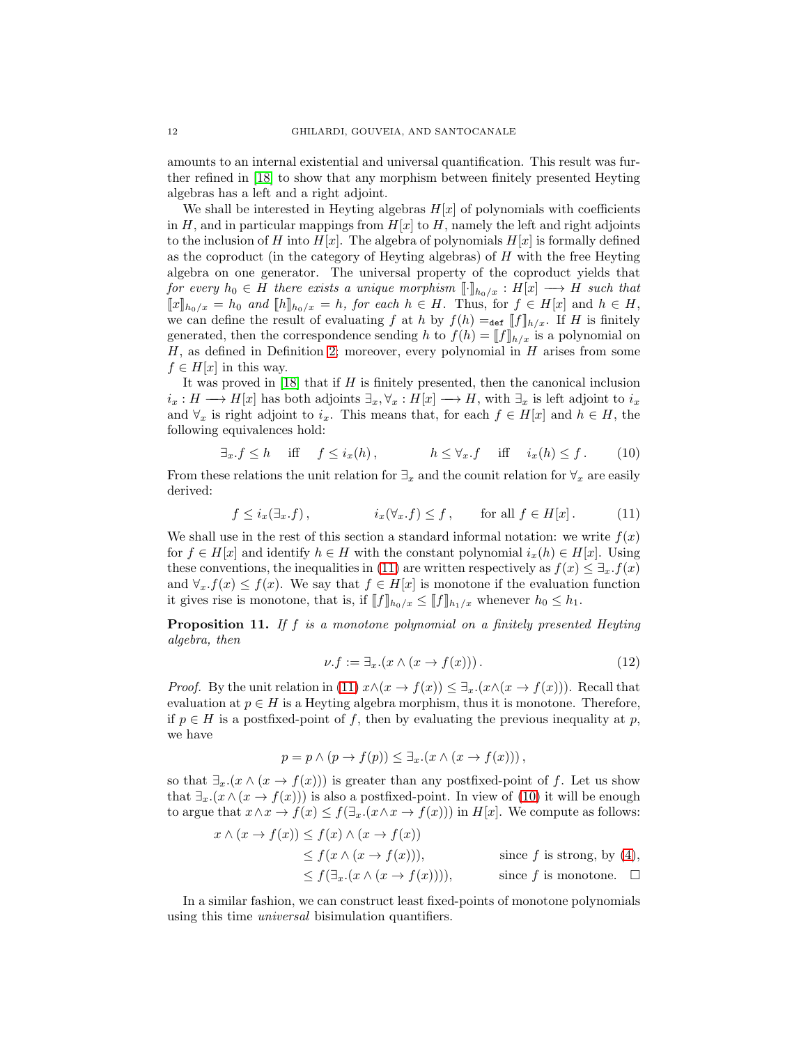amounts to an internal existential and universal quantification. This result was further refined in [18] to show that any morphism between finitely presented Heyting algebras has a left and a right adjoint.

We shall be interested in Heyting algebras $H[x]$ of polynomials with coefficients in $H$, and in particular mappings from $H[x]$ to $H$, namely the left and right adjoints to the inclusion of $H$ into $H[x]$. The algebra of polynomials $H[x]$ is formally defined as the coproduct (in the category of Heyting algebras) of $H$ with the free Heyting algebra on one generator. The universal property of the coproduct yields that *for every* $h_0 \in H$ *there exists a unique morphism* $[\![\cdot]\!]_{h_0/x} : H[x] \longrightarrow H$ *such that* $[\![x]\!]_{h_0/x} = h_0$ *and* $[\![h]\!]_{h_0/x} = h$*, for each* $h \in H$. Thus, for $f \in H[x]$ and $h \in H$, we can define the result of evaluating $f$ at $h$ by $f(h) =_{\texttt{def}} [\![f]\!]_{h/x}$. If $H$ is finitely generated, then the correspondence sending $h$ to $f(h) = [\![f]\!]_{h/x}$ is a polynomial on $H$, as defined in Definition 2; moreover, every polynomial in $H$ arises from some $f \in H[x]$ in this way.

It was proved in [18] that if $H$ is finitely presented, then the canonical inclusion $i_x : H \longrightarrow H[x]$ has both adjoints $\exists_x, \forall_x : H[x] \longrightarrow H$, with $\exists_x$ is left adjoint to $i_x$ and $\forall_x$ is right adjoint to $i_x$. This means that, for each $f \in H[x]$ and $h \in H$, the following equivalences hold:

$$\exists_x.f \leq h \quad \text{iff} \quad f \leq i_x(h)\,, \qquad\qquad h \leq \forall_x.f \quad \text{iff} \quad i_x(h) \leq f\,. \tag{10}$$

From these relations the unit relation for $\exists_x$ and the counit relation for $\forall_x$ are easily derived:

$$f \leq i_x(\exists_x.f)\,, \qquad\qquad i_x(\forall_x.f) \leq f\,, \qquad \text{for all } f \in H[x]\,. \tag{11}$$

We shall use in the rest of this section a standard informal notation: we write $f(x)$ for $f \in H[x]$ and identify $h \in H$ with the constant polynomial $i_x(h) \in H[x]$. Using these conventions, the inequalities in (11) are written respectively as $f(x) \leq \exists_x.f(x)$ and $\forall_x.f(x) \leq f(x)$. We say that $f \in H[x]$ is monotone if the evaluation function it gives rise is monotone, that is, if $[\![f]\!]_{h_0/x} \leq [\![f]\!]_{h_1/x}$ whenever $h_0 \leq h_1$.

**Proposition 11.** *If $f$ is a monotone polynomial on a finitely presented Heyting algebra, then*

$$\nu.f := \exists_x.(x \wedge (x \to f(x)))\,. \tag{12}$$

*Proof.* By the unit relation in (11) $x \wedge (x \to f(x)) \leq \exists_x.(x \wedge (x \to f(x)))$. Recall that evaluation at $p \in H$ is a Heyting algebra morphism, thus it is monotone. Therefore, if $p \in H$ is a postfixed-point of $f$, then by evaluating the previous inequality at $p$, we have

$$p = p \wedge (p \to f(p)) \leq \exists_x.(x \wedge (x \to f(x)))\,,$$

so that $\exists_x.(x \wedge (x \to f(x)))$ is greater than any postfixed-point of $f$. Let us show that $\exists_x.(x \wedge (x \to f(x)))$ is also a postfixed-point. In view of (10) it will be enough to argue that $x \wedge x \to f(x) \leq f(\exists_x.(x \wedge x \to f(x)))$ in $H[x]$. We compute as follows:

$$\begin{aligned}
x \wedge (x \to f(x)) &\leq f(x) \wedge (x \to f(x)) \\
&\leq f(x \wedge (x \to f(x))), && \text{since } f \text{ is strong, by (4)}, \\
&\leq f(\exists_x.(x \wedge (x \to f(x)))), && \text{since } f \text{ is monotone.} \quad \square
\end{aligned}$$

In a similar fashion, we can construct least fixed-points of monotone polynomials using this time *universal* bisimulation quantifiers.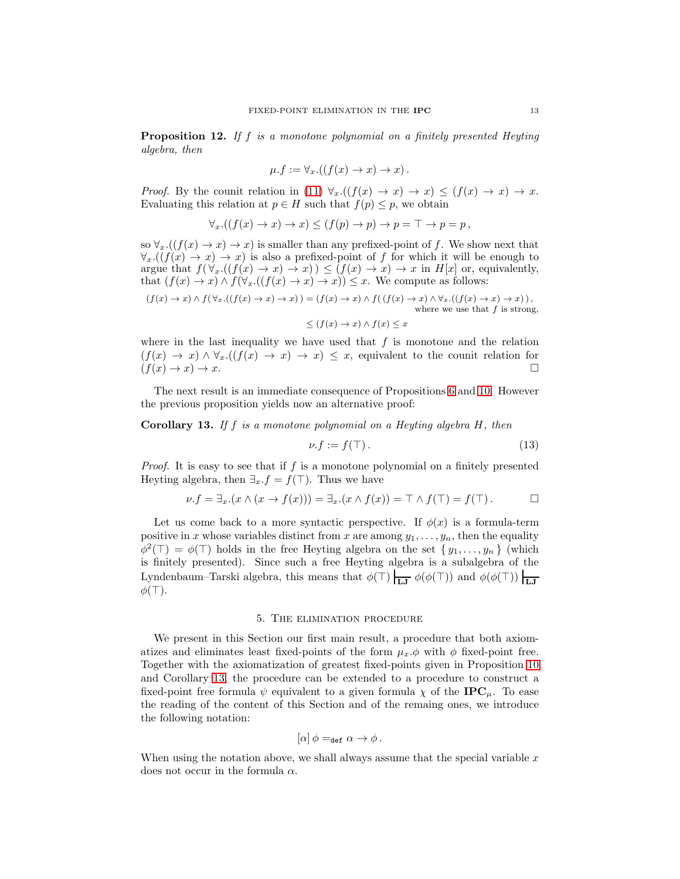**Proposition 12.** *If $f$ is a monotone polynomial on a finitely presented Heyting algebra, then*

$$\mu.f := \forall_x.((f(x) \to x) \to x)\,.$$

*Proof.* By the counit relation in (11) $\forall_x.((f(x) \to x) \to x) \leq (f(x) \to x) \to x$. Evaluating this relation at $p \in H$ such that $f(p) \leq p$, we obtain

$$\forall_x.((f(x) \to x) \to x) \leq (f(p) \to p) \to p = \top \to p = p\,,$$

so $\forall_x.((f(x) \to x) \to x)$ is smaller than any prefixed-point of $f$. We show next that $\forall_x.((f(x) \to x) \to x)$ is also a prefixed-point of $f$ for which it will be enough to argue that $f(\,\forall_x.((f(x) \to x) \to x)\,) \leq (f(x) \to x) \to x$ in $H[x]$ or, equivalently, that $(f(x) \to x) \wedge f(\forall_x.((f(x) \to x) \to x)) \leq x$. We compute as follows:

$$(f(x) \to x) \wedge f(\,\forall_x.((f(x) \to x) \to x)\,) = (f(x) \to x) \wedge f(\,(f(x) \to x) \wedge \forall_x.((f(x) \to x) \to x)\,)\,,$$

where we use that $f$ is strong,

$$\leq (f(x) \to x) \wedge f(x) \leq x$$

where in the last inequality we have used that $f$ is monotone and the relation $(f(x) \to x) \wedge \forall_x.((f(x) \to x) \to x) \leq x$, equivalent to the counit relation for $(f(x) \to x) \to x$. $\square$

The next result is an immediate consequence of Propositions 6 and 10. However the previous proposition yields now an alternative proof:

**Corollary 13.** *If $f$ is a monotone polynomial on a Heyting algebra $H$, then*

$$\nu.f := f(\top)\,. \tag{13}$$

*Proof.* It is easy to see that if $f$ is a monotone polynomial on a finitely presented Heyting algebra, then $\exists_x.f = f(\top)$. Thus we have

$$\nu.f = \exists_x.(x \wedge (x \to f(x))) = \exists_x.(x \wedge f(x)) = \top \wedge f(\top) = f(\top)\,. \qquad \square$$

Let us come back to a more syntactic perspective. If $\phi(x)$ is a formula-term positive in $x$ whose variables distinct from $x$ are among $y_1, \ldots, y_n$, then the equality $\phi^2(\top) = \phi(\top)$ holds in the free Heyting algebra on the set $\{\, y_1, \ldots, y_n \,\}$ (which is finitely presented). Since such a free Heyting algebra is a subalgebra of the Lyndenbaum–Tarski algebra, this means that $\phi(\top) \vdash_{\mathbf{LJ}} \phi(\phi(\top))$ and $\phi(\phi(\top)) \vdash_{\mathbf{LJ}} \phi(\top)$.

## 5. The elimination procedure

We present in this Section our first main result, a procedure that both axiomatizes and eliminates least fixed-points of the form $\mu_x.\phi$ with $\phi$ fixed-point free. Together with the axiomatization of greatest fixed-points given in Proposition 10 and Corollary 13, the procedure can be extended to a procedure to construct a fixed-point free formula $\psi$ equivalent to a given formula $\chi$ of the $\mathbf{IPC}_\mu$. To ease the reading of the content of this Section and of the remaing ones, we introduce the following notation:

$$[\alpha]\,\phi =_{\mathtt{def}} \alpha \to \phi\,.$$

When using the notation above, we shall always assume that the special variable $x$ does not occur in the formula $\alpha$.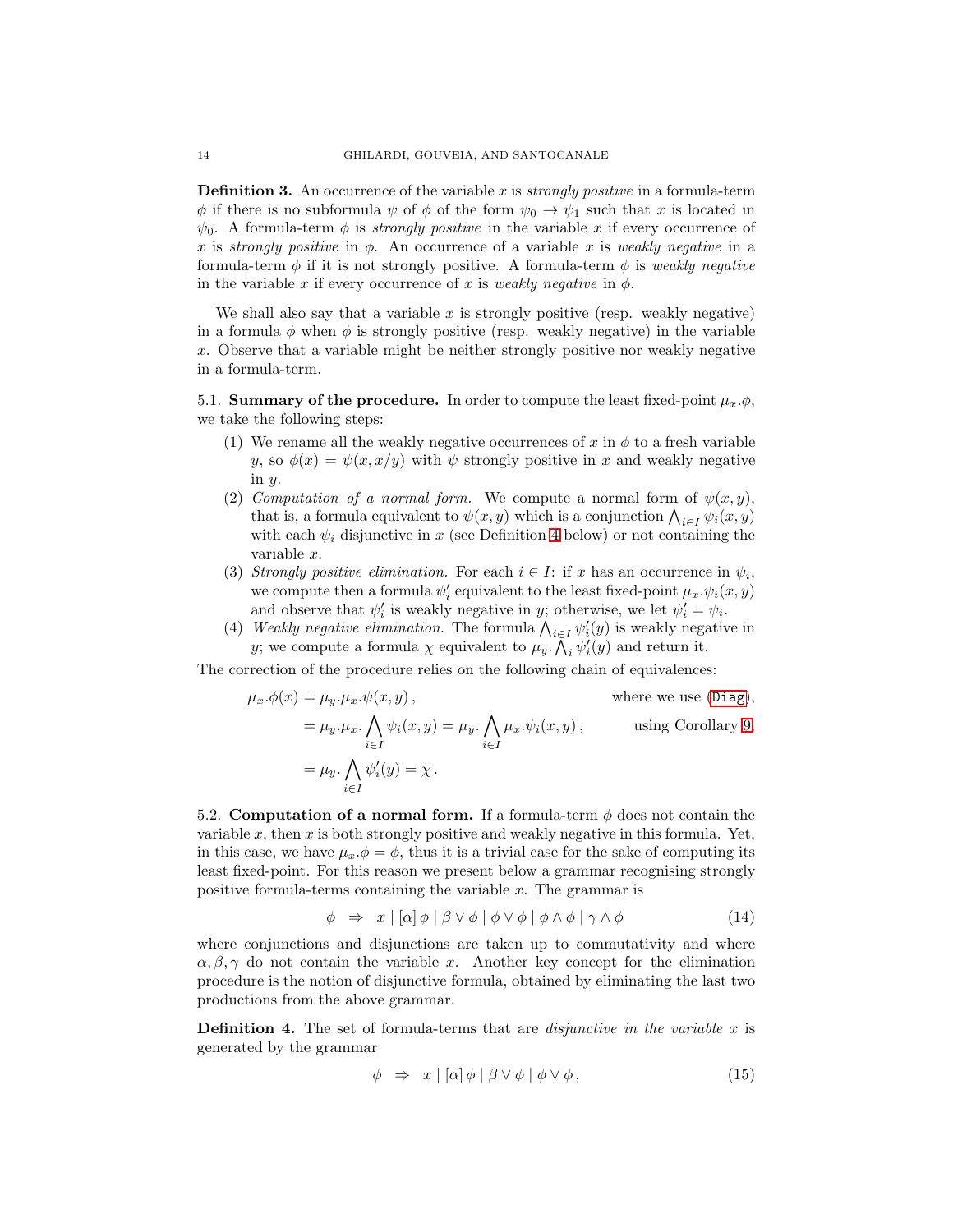**Definition 3.** An occurrence of the variable $x$ is *strongly positive* in a formula-term $\phi$ if there is no subformula $\psi$ of $\phi$ of the form $\psi_0 \to \psi_1$ such that $x$ is located in $\psi_0$. A formula-term $\phi$ is *strongly positive* in the variable $x$ if every occurrence of $x$ is *strongly positive* in $\phi$. An occurrence of a variable $x$ is *weakly negative* in a formula-term $\phi$ if it is not strongly positive. A formula-term $\phi$ is *weakly negative* in the variable $x$ if every occurrence of $x$ is *weakly negative* in $\phi$.

We shall also say that a variable $x$ is strongly positive (resp. weakly negative) in a formula $\phi$ when $\phi$ is strongly positive (resp. weakly negative) in the variable $x$. Observe that a variable might be neither strongly positive nor weakly negative in a formula-term.

5.1. **Summary of the procedure.** In order to compute the least fixed-point $\mu_x.\phi$, we take the following steps:

1. We rename all the weakly negative occurrences of $x$ in $\phi$ to a fresh variable $y$, so $\phi(x) = \psi(x, x/y)$ with $\psi$ strongly positive in $x$ and weakly negative in $y$.
2. *Computation of a normal form.* We compute a normal form of $\psi(x, y)$, that is, a formula equivalent to $\psi(x, y)$ which is a conjunction $\bigwedge_{i \in I} \psi_i(x, y)$ with each $\psi_i$ disjunctive in $x$ (see Definition 4 below) or not containing the variable $x$.
3. *Strongly positive elimination.* For each $i \in I$: if $x$ has an occurrence in $\psi_i$, we compute then a formula $\psi'_i$ equivalent to the least fixed-point $\mu_x.\psi_i(x, y)$ and observe that $\psi'_i$ is weakly negative in $y$; otherwise, we let $\psi'_i = \psi_i$.
4. *Weakly negative elimination.* The formula $\bigwedge_{i \in I} \psi'_i(y)$ is weakly negative in $y$; we compute a formula $\chi$ equivalent to $\mu_y.\bigwedge_i \psi'_i(y)$ and return it.

The correction of the procedure relies on the following chain of equivalences:

$$
\begin{aligned}
\mu_x.\phi(x) &= \mu_y.\mu_x.\psi(x, y)\,, && \text{where we use (Diag)},\\
&= \mu_y.\mu_x.\bigwedge_{i \in I} \psi_i(x, y) = \mu_y.\bigwedge_{i \in I} \mu_x.\psi_i(x, y)\,, && \text{using Corollary 9,}\\
&= \mu_y.\bigwedge_{i \in I} \psi'_i(y) = \chi\,.
\end{aligned}
$$

5.2. **Computation of a normal form.** If a formula-term $\phi$ does not contain the variable $x$, then $x$ is both strongly positive and weakly negative in this formula. Yet, in this case, we have $\mu_x.\phi = \phi$, thus it is a trivial case for the sake of computing its least fixed-point. For this reason we present below a grammar recognising strongly positive formula-terms containing the variable $x$. The grammar is

$$
\phi \;\Rightarrow\; x \mid [\alpha]\,\phi \mid \beta \vee \phi \mid \phi \vee \phi \mid \phi \wedge \phi \mid \gamma \wedge \phi \tag{14}
$$

where conjunctions and disjunctions are taken up to commutativity and where $\alpha, \beta, \gamma$ do not contain the variable $x$. Another key concept for the elimination procedure is the notion of disjunctive formula, obtained by eliminating the last two productions from the above grammar.

**Definition 4.** The set of formula-terms that are *disjunctive in the variable $x$* is generated by the grammar

$$
\phi \;\Rightarrow\; x \mid [\alpha]\,\phi \mid \beta \vee \phi \mid \phi \vee \phi\,, \tag{15}
$$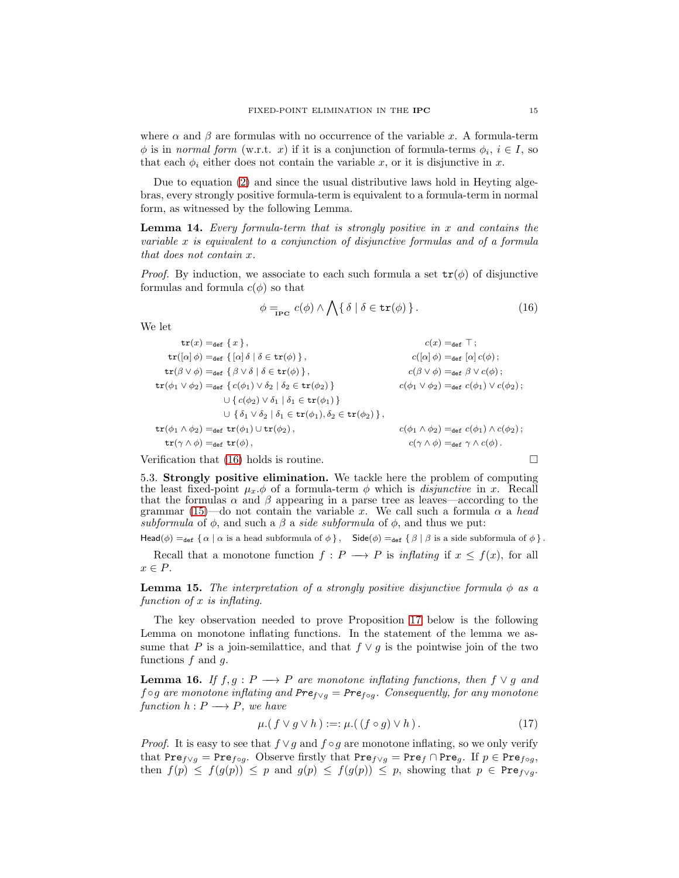where $\alpha$ and $\beta$ are formulas with no occurrence of the variable $x$. A formula-term $\phi$ is in *normal form* (w.r.t. $x$) if it is a conjunction of formula-terms $\phi_i$, $i \in I$, so that each $\phi_i$ either does not contain the variable $x$, or it is disjunctive in $x$.

Due to equation (2) and since the usual distributive laws hold in Heyting algebras, every strongly positive formula-term is equivalent to a formula-term in normal form, as witnessed by the following Lemma.

**Lemma 14.** *Every formula-term that is strongly positive in $x$ and contains the variable $x$ is equivalent to a conjunction of disjunctive formulas and of a formula that does not contain $x$.*

*Proof.* By induction, we associate to each such formula a set $\mathtt{tr}(\phi)$ of disjunctive formulas and formula $c(\phi)$ so that

$$\phi =_{\mathbf{IPC}} c(\phi) \wedge \bigwedge \{\, \delta \mid \delta \in \mathtt{tr}(\phi) \,\}\,. \tag{16}$$

We let

$$
\begin{aligned}
\mathtt{tr}(x) &=_{\mathsf{def}} \{\, x \,\}\,, & c(x) &=_{\mathsf{def}} \top\,;\\
\mathtt{tr}([\alpha]\,\phi) &=_{\mathsf{def}} \{\, [\alpha]\,\delta \mid \delta \in \mathtt{tr}(\phi) \,\}\,, & c([\alpha]\,\phi) &=_{\mathsf{def}} [\alpha]\,c(\phi)\,;\\
\mathtt{tr}(\beta \vee \phi) &=_{\mathsf{def}} \{\, \beta \vee \delta \mid \delta \in \mathtt{tr}(\phi) \,\}\,, & c(\beta \vee \phi) &=_{\mathsf{def}} \beta \vee c(\phi)\,;\\
\mathtt{tr}(\phi_1 \vee \phi_2) &=_{\mathsf{def}} \{\, c(\phi_1) \vee \delta_2 \mid \delta_2 \in \mathtt{tr}(\phi_2) \,\} & c(\phi_1 \vee \phi_2) &=_{\mathsf{def}} c(\phi_1) \vee c(\phi_2)\,;\\
&\quad\; \cup \{\, c(\phi_2) \vee \delta_1 \mid \delta_1 \in \mathtt{tr}(\phi_1) \,\} & &\\
&\quad\; \cup \{\, \delta_1 \vee \delta_2 \mid \delta_1 \in \mathtt{tr}(\phi_1), \delta_2 \in \mathtt{tr}(\phi_2) \,\}\,, & &\\
\mathtt{tr}(\phi_1 \wedge \phi_2) &=_{\mathsf{def}} \mathtt{tr}(\phi_1) \cup \mathtt{tr}(\phi_2)\,, & c(\phi_1 \wedge \phi_2) &=_{\mathsf{def}} c(\phi_1) \wedge c(\phi_2)\,;\\
\mathtt{tr}(\gamma \wedge \phi) &=_{\mathsf{def}} \mathtt{tr}(\phi)\,, & c(\gamma \wedge \phi) &=_{\mathsf{def}} \gamma \wedge c(\phi)\,.
\end{aligned}
$$

Verification that (16) holds is routine. $\square$

5.3. **Strongly positive elimination.** We tackle here the problem of computing the least fixed-point $\mu_x.\phi$ of a formula-term $\phi$ which is *disjunctive* in $x$. Recall that the formulas $\alpha$ and $\beta$ appearing in a parse tree as leaves—according to the grammar (15)—do not contain the variable $x$. We call such a formula $\alpha$ a *head subformula* of $\phi$, and such a $\beta$ a *side subformula* of $\phi$, and thus we put:

$$\mathsf{Head}(\phi) =_{\mathsf{def}} \{\, \alpha \mid \alpha \text{ is a head subformula of } \phi \,\}\,, \quad \mathsf{Side}(\phi) =_{\mathsf{def}} \{\, \beta \mid \beta \text{ is a side subformula of } \phi \,\}\,.$$

Recall that a monotone function $f : P \longrightarrow P$ is *inflating* if $x \leq f(x)$, for all $x \in P$.

**Lemma 15.** *The interpretation of a strongly positive disjunctive formula $\phi$ as a function of $x$ is inflating.*

The key observation needed to prove Proposition 17 below is the following Lemma on monotone inflating functions. In the statement of the lemma we assume that $P$ is a join-semilattice, and that $f \vee g$ is the pointwise join of the two functions $f$ and $g$.

**Lemma 16.** *If $f, g : P \longrightarrow P$ are monotone inflating functions, then $f \vee g$ and $f \circ g$ are monotone inflating and $\mathtt{Pre}_{f \vee g} = \mathtt{Pre}_{f \circ g}$. Consequently, for any monotone function $h : P \longrightarrow P$, we have*

$$\mu.(\, f \vee g \vee h \,) :=: \mu.(\, (f \circ g) \vee h \,)\,. \tag{17}$$

*Proof.* It is easy to see that $f \vee g$ and $f \circ g$ are monotone inflating, so we only verify that $\mathtt{Pre}_{f \vee g} = \mathtt{Pre}_{f \circ g}$. Observe firstly that $\mathtt{Pre}_{f \vee g} = \mathtt{Pre}_f \cap \mathtt{Pre}_g$. If $p \in \mathtt{Pre}_{f \circ g}$, then $f(p) \leq f(g(p)) \leq p$ and $g(p) \leq f(g(p)) \leq p$, showing that $p \in \mathtt{Pre}_{f \vee g}$.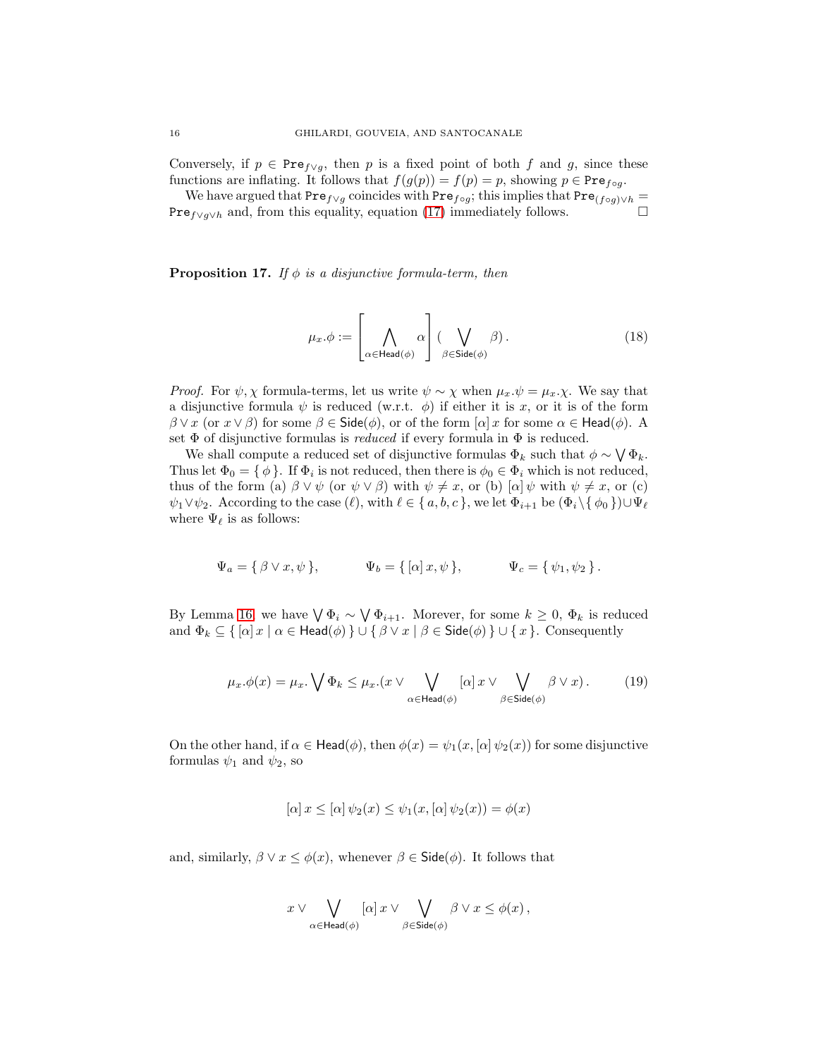Conversely, if $p \in \texttt{Pre}_{f\vee g}$, then $p$ is a fixed point of both $f$ and $g$, since these functions are inflating. It follows that $f(g(p)) = f(p) = p$, showing $p \in \texttt{Pre}_{f\circ g}$.

We have argued that $\texttt{Pre}_{f\vee g}$ coincides with $\texttt{Pre}_{f\circ g}$; this implies that $\texttt{Pre}_{(f\circ g)\vee h} = \texttt{Pre}_{f\vee g\vee h}$ and, from this equality, equation (17) immediately follows. □

**Proposition 17.** *If $\phi$ is a disjunctive formula-term, then*

$$\mu_x.\phi := \left[\bigwedge_{\alpha\in\mathsf{Head}(\phi)} \alpha\right] (\bigvee_{\beta\in\mathsf{Side}(\phi)} \beta)\,. \tag{18}$$

*Proof.* For $\psi, \chi$ formula-terms, let us write $\psi \sim \chi$ when $\mu_x.\psi = \mu_x.\chi$. We say that a disjunctive formula $\psi$ is reduced (w.r.t. $\phi$) if either it is $x$, or it is of the form $\beta \vee x$ (or $x \vee \beta$) for some $\beta \in \mathsf{Side}(\phi)$, or of the form $[\alpha]\, x$ for some $\alpha \in \mathsf{Head}(\phi)$. A set $\Phi$ of disjunctive formulas is *reduced* if every formula in $\Phi$ is reduced.

We shall compute a reduced set of disjunctive formulas $\Phi_k$ such that $\phi \sim \bigvee \Phi_k$. Thus let $\Phi_0 = \{\, \phi \,\}$. If $\Phi_i$ is not reduced, then there is $\phi_0 \in \Phi_i$ which is not reduced, thus of the form (a) $\beta \vee \psi$ (or $\psi \vee \beta$) with $\psi \neq x$, or (b) $[\alpha]\, \psi$ with $\psi \neq x$, or (c) $\psi_1 \vee \psi_2$. According to the case $(\ell)$, with $\ell \in \{\, a, b, c \,\}$, we let $\Phi_{i+1}$ be $(\Phi_i \setminus \{\, \phi_0 \,\}) \cup \Psi_\ell$ where $\Psi_\ell$ is as follows:

$$\Psi_a = \{\, \beta \vee x, \psi \,\}, \qquad \Psi_b = \{\, [\alpha]\, x, \psi \,\}, \qquad \Psi_c = \{\, \psi_1, \psi_2 \,\}\,.$$

By Lemma 16, we have $\bigvee \Phi_i \sim \bigvee \Phi_{i+1}$. Morever, for some $k \geq 0$, $\Phi_k$ is reduced and $\Phi_k \subseteq \{\, [\alpha]\, x \mid \alpha \in \mathsf{Head}(\phi) \,\} \cup \{\, \beta \vee x \mid \beta \in \mathsf{Side}(\phi) \,\} \cup \{\, x \,\}$. Consequently

$$\mu_x.\phi(x) = \mu_x. \bigvee \Phi_k \leq \mu_x.(x \vee \bigvee_{\alpha\in\mathsf{Head}(\phi)} [\alpha]\, x \vee \bigvee_{\beta\in\mathsf{Side}(\phi)} \beta \vee x)\,. \tag{19}$$

On the other hand, if $\alpha \in \mathsf{Head}(\phi)$, then $\phi(x) = \psi_1(x, [\alpha]\, \psi_2(x))$ for some disjunctive formulas $\psi_1$ and $\psi_2$, so

$$[\alpha]\, x \leq [\alpha]\, \psi_2(x) \leq \psi_1(x, [\alpha]\, \psi_2(x)) = \phi(x)$$

and, similarly, $\beta \vee x \leq \phi(x)$, whenever $\beta \in \mathsf{Side}(\phi)$. It follows that

$$x \vee \bigvee_{\alpha\in\mathsf{Head}(\phi)} [\alpha]\, x \vee \bigvee_{\beta\in\mathsf{Side}(\phi)} \beta \vee x \leq \phi(x)\,,$$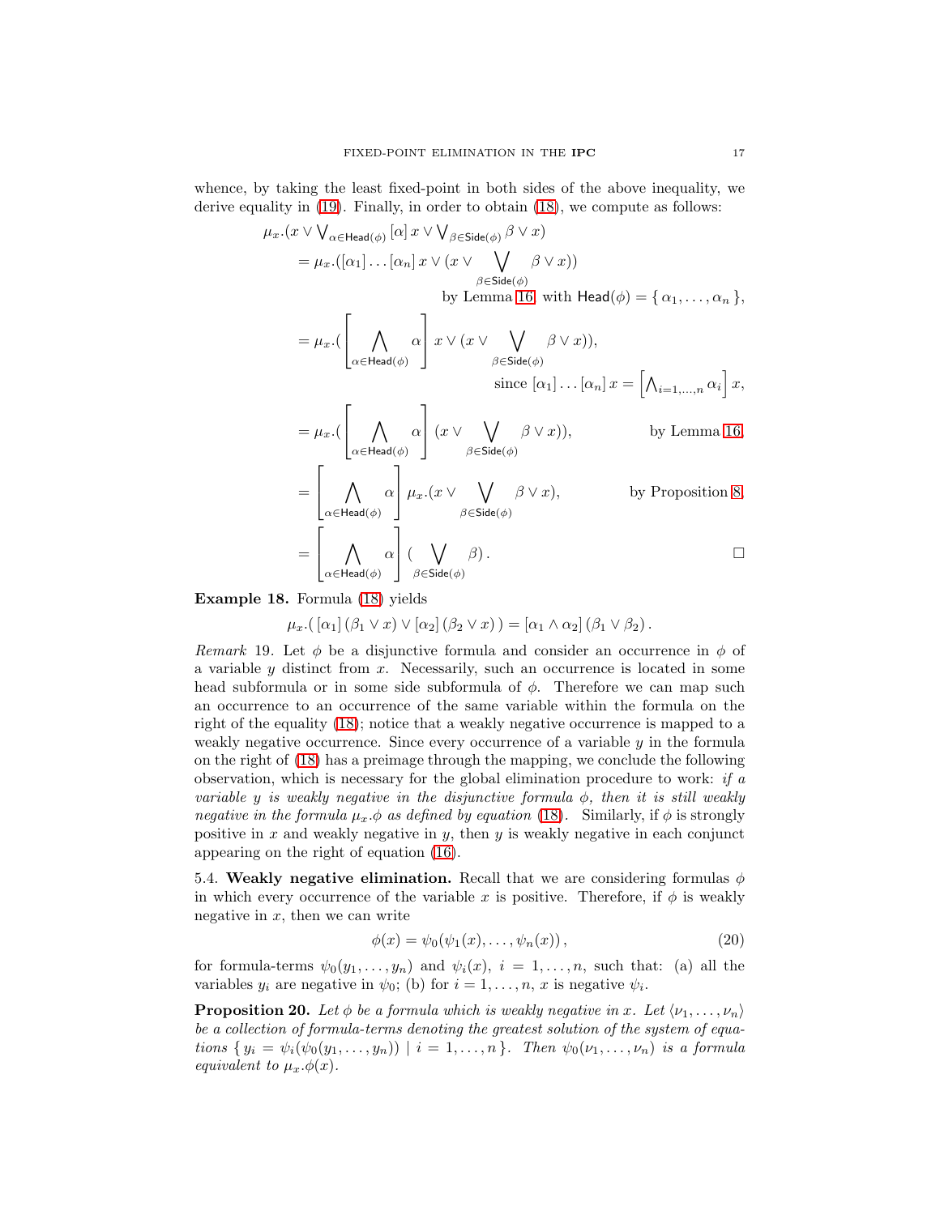whence, by taking the least fixed-point in both sides of the above inequality, we derive equality in (19). Finally, in order to obtain (18), we compute as follows:

$$
\begin{aligned}
&\mu_x.(x \vee \textstyle\bigvee_{\alpha \in \mathsf{Head}(\phi)} [\alpha]\, x \vee \bigvee_{\beta \in \mathsf{Side}(\phi)} \beta \vee x) \\
&\quad = \mu_x.([\alpha_1] \ldots [\alpha_n]\, x \vee (x \vee \bigvee_{\beta \in \mathsf{Side}(\phi)} \beta \vee x)) \\
&\qquad\qquad \text{by Lemma 16, with } \mathsf{Head}(\phi) = \{ \alpha_1, \ldots, \alpha_n \}, \\
&\quad = \mu_x.(\left[\bigwedge_{\alpha \in \mathsf{Head}(\phi)} \alpha\right] x \vee (x \vee \bigvee_{\beta \in \mathsf{Side}(\phi)} \beta \vee x)), \\
&\qquad\qquad \text{since } [\alpha_1] \ldots [\alpha_n]\, x = \left[\textstyle\bigwedge_{i=1,\ldots,n} \alpha_i\right] x, \\
&\quad = \mu_x.(\left[\bigwedge_{\alpha \in \mathsf{Head}(\phi)} \alpha\right] (x \vee \bigvee_{\beta \in \mathsf{Side}(\phi)} \beta \vee x)), \qquad \text{by Lemma 16,} \\
&\quad = \left[\bigwedge_{\alpha \in \mathsf{Head}(\phi)} \alpha\right] \mu_x.(x \vee \bigvee_{\beta \in \mathsf{Side}(\phi)} \beta \vee x), \qquad \text{by Proposition 8,} \\
&\quad = \left[\bigwedge_{\alpha \in \mathsf{Head}(\phi)} \alpha\right] (\bigvee_{\beta \in \mathsf{Side}(\phi)} \beta)\,. \qquad \square
\end{aligned}
$$

**Example 18.** Formula (18) yields

$$\mu_x.(\, [\alpha_1]\, (\beta_1 \vee x) \vee [\alpha_2]\, (\beta_2 \vee x)\, ) = [\alpha_1 \wedge \alpha_2]\, (\beta_1 \vee \beta_2)\,.$$

*Remark* 19. Let $\phi$ be a disjunctive formula and consider an occurrence in $\phi$ of a variable $y$ distinct from $x$. Necessarily, such an occurrence is located in some head subformula or in some side subformula of $\phi$. Therefore we can map such an occurrence to an occurrence of the same variable within the formula on the right of the equality (18); notice that a weakly negative occurrence is mapped to a weakly negative occurrence. Since every occurrence of a variable $y$ in the formula on the right of (18) has a preimage through the mapping, we conclude the following observation, which is necessary for the global elimination procedure to work: *if a variable $y$ is weakly negative in the disjunctive formula $\phi$, then it is still weakly negative in the formula $\mu_x.\phi$ as defined by equation (18).* Similarly, if $\phi$ is strongly positive in $x$ and weakly negative in $y$, then $y$ is weakly negative in each conjunct appearing on the right of equation (16).

5.4. **Weakly negative elimination.** Recall that we are considering formulas $\phi$ in which every occurrence of the variable $x$ is positive. Therefore, if $\phi$ is weakly negative in $x$, then we can write

$$\phi(x) = \psi_0(\psi_1(x), \ldots, \psi_n(x))\,, \tag{20}$$

for formula-terms $\psi_0(y_1, \ldots, y_n)$ and $\psi_i(x)$, $i = 1, \ldots, n$, such that: (a) all the variables $y_i$ are negative in $\psi_0$; (b) for $i = 1, \ldots, n$, $x$ is negative $\psi_i$.

**Proposition 20.** *Let $\phi$ be a formula which is weakly negative in $x$. Let $\langle \nu_1, \ldots, \nu_n \rangle$ be a collection of formula-terms denoting the greatest solution of the system of equations $\{\, y_i = \psi_i(\psi_0(y_1, \ldots, y_n)) \mid i = 1, \ldots, n \,\}$. Then $\psi_0(\nu_1, \ldots, \nu_n)$ is a formula equivalent to $\mu_x.\phi(x)$.*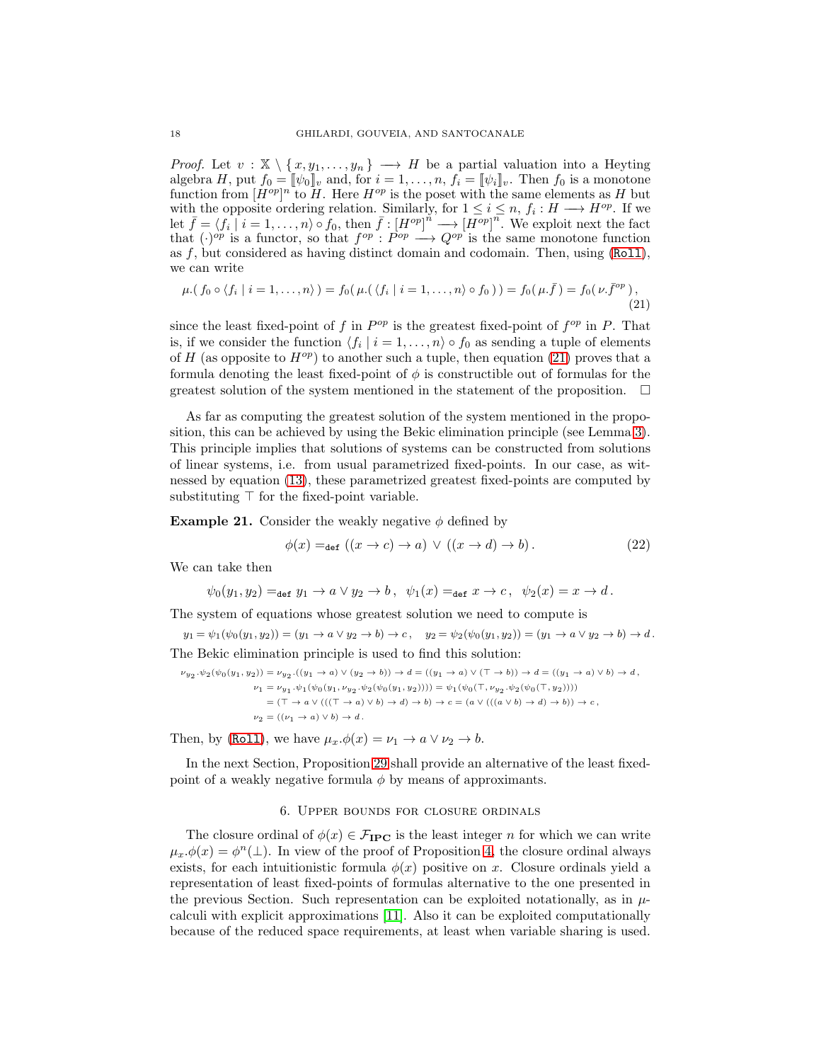*Proof.* Let $v : \mathbb{X} \setminus \{ x, y_1, \ldots, y_n \} \longrightarrow H$ be a partial valuation into a Heyting algebra $H$, put $f_0 = [\![\psi_0]\!]_v$ and, for $i = 1, \ldots, n$, $f_i = [\![\psi_i]\!]_v$. Then $f_0$ is a monotone function from $[H^{op}]^n$ to $H$. Here $H^{op}$ is the poset with the same elements as $H$ but with the opposite ordering relation. Similarly, for $1 \leq i \leq n$, $f_i : H \longrightarrow H^{op}$. If we let $\bar{f} = \langle f_i \mid i = 1, \ldots, n \rangle \circ f_0$, then $\bar{f} : [H^{op}]^n \longrightarrow [H^{op}]^n$. We exploit next the fact that $(\cdot)^{op}$ is a functor, so that $f^{op} : P^{op} \longrightarrow Q^{op}$ is the same monotone function as $f$, but considered as having distinct domain and codomain. Then, using (Roll), we can write

$$\mu.( f_0 \circ \langle f_i \mid i = 1, \ldots, n \rangle ) = f_0( \mu.( \langle f_i \mid i = 1, \ldots, n \rangle \circ f_0 ) ) = f_0( \mu.\bar{f} ) = f_0( \nu.\bar{f}^{op} ) , \tag{21}$$

since the least fixed-point of $f$ in $P^{op}$ is the greatest fixed-point of $f^{op}$ in $P$. That is, if we consider the function $\langle f_i \mid i = 1, \ldots, n \rangle \circ f_0$ as sending a tuple of elements of $H$ (as opposite to $H^{op}$) to another such a tuple, then equation (21) proves that a formula denoting the least fixed-point of $\phi$ is constructible out of formulas for the greatest solution of the system mentioned in the statement of the proposition. $\square$

As far as computing the greatest solution of the system mentioned in the proposition, this can be achieved by using the Bekic elimination principle (see Lemma 3). This principle implies that solutions of systems can be constructed from solutions of linear systems, i.e. from usual parametrized fixed-points. In our case, as witnessed by equation (13), these parametrized greatest fixed-points are computed by substituting $\top$ for the fixed-point variable.

**Example 21.** Consider the weakly negative $\phi$ defined by

$$\phi(x) =_{\texttt{def}} ((x \to c) \to a) \,\vee\, ((x \to d) \to b) . \tag{22}$$

We can take then

$$\psi_0(y_1, y_2) =_{\texttt{def}} y_1 \to a \vee y_2 \to b \,, \;\; \psi_1(x) =_{\texttt{def}} x \to c \,, \;\; \psi_2(x) = x \to d \,.$$

The system of equations whose greatest solution we need to compute is

$$y_1 = \psi_1(\psi_0(y_1, y_2)) = (y_1 \to a \vee y_2 \to b) \to c \,, \quad y_2 = \psi_2(\psi_0(y_1, y_2)) = (y_1 \to a \vee y_2 \to b) \to d \,.$$

The Bekic elimination principle is used to find this solution:

$$\begin{aligned}
\nu_{y_2}.\psi_2(\psi_0(y_1, y_2)) &= \nu_{y_2}.((y_1 \to a) \vee (y_2 \to b)) \to d = ((y_1 \to a) \vee (\top \to b)) \to d = ((y_1 \to a) \vee b) \to d \,, \\
\nu_1 &= \nu_{y_1}.\psi_1(\psi_0(y_1, \nu_{y_2}.\psi_2(\psi_0(y_1, y_2)))) = \psi_1(\psi_0(\top, \nu_{y_2}.\psi_2(\psi_0(\top, y_2)))) \\
&= (\top \to a \vee (((\top \to a) \vee b) \to d) \to b) \to c = (a \vee (((a \vee b) \to d) \to b)) \to c \,, \\
\nu_2 &= ((\nu_1 \to a) \vee b) \to d \,.
\end{aligned}$$

Then, by (Roll), we have $\mu_x.\phi(x) = \nu_1 \to a \vee \nu_2 \to b$.

In the next Section, Proposition 29 shall provide an alternative of the least fixed-point of a weakly negative formula $\phi$ by means of approximants.

## 6. Upper bounds for closure ordinals

The closure ordinal of $\phi(x) \in \mathcal{F}_{\mathbf{IPC}}$ is the least integer $n$ for which we can write $\mu_x.\phi(x) = \phi^n(\bot)$. In view of the proof of Proposition 4, the closure ordinal always exists, for each intuitionistic formula $\phi(x)$ positive on $x$. Closure ordinals yield a representation of least fixed-points of formulas alternative to the one presented in the previous Section. Such representation can be exploited notationally, as in $\mu$-calculi with explicit approximations [11]. Also it can be exploited computationally because of the reduced space requirements, at least when variable sharing is used.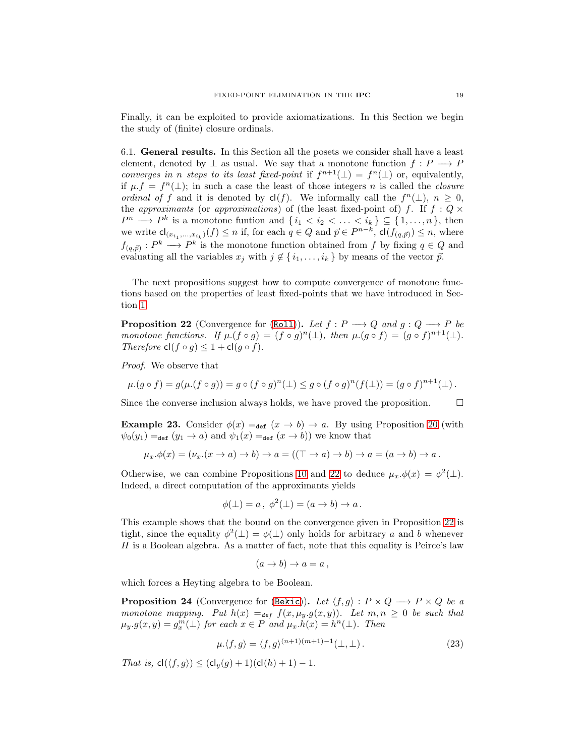Finally, it can be exploited to provide axiomatizations. In this Section we begin the study of (finite) closure ordinals.

6.1. **General results.** In this Section all the posets we consider shall have a least element, denoted by $\bot$ as usual. We say that a monotone function $f : P \longrightarrow P$ *converges in $n$ steps to its least fixed-point* if $f^{n+1}(\bot) = f^n(\bot)$ or, equivalently, if $\mu.f = f^n(\bot)$; in such a case the least of those integers $n$ is called the *closure ordinal of* $f$ and it is denoted by $\mathsf{cl}(f)$. We informally call the $f^n(\bot)$, $n \geq 0$, the *approximants* (or *approximations*) of (the least fixed-point of) $f$. If $f : Q \times P^n \longrightarrow P^k$ is a monotone funtion and $\{ i_1 < i_2 < \ldots < i_k \} \subseteq \{ 1, \ldots, n \}$, then we write $\mathsf{cl}_{(x_{i_1},\ldots,x_{i_k})}(f) \leq n$ if, for each $q \in Q$ and $\vec{p} \in P^{n-k}$, $\mathsf{cl}(f_{(q,\vec{p})}) \leq n$, where $f_{(q,\vec{p})} : P^k \longrightarrow P^k$ is the monotone function obtained from $f$ by fixing $q \in Q$ and evaluating all the variables $x_j$ with $j \notin \{ i_1, \ldots, i_k \}$ by means of the vector $\vec{p}$.

The next propositions suggest how to compute convergence of monotone functions based on the properties of least fixed-points that we have introduced in Section 1.

**Proposition 22** (Convergence for (Roll))**.** *Let $f : P \longrightarrow Q$ and $g : Q \longrightarrow P$ be monotone functions. If $\mu.(f \circ g) = (f \circ g)^n(\bot)$, then $\mu.(g \circ f) = (g \circ f)^{n+1}(\bot)$. Therefore $\mathsf{cl}(f \circ g) \leq 1 + \mathsf{cl}(g \circ f)$.*

*Proof.* We observe that

$$\mu.(g \circ f) = g(\mu.(f \circ g)) = g \circ (f \circ g)^n(\bot) \leq g \circ (f \circ g)^n(f(\bot)) = (g \circ f)^{n+1}(\bot)\,.$$

Since the converse inclusion always holds, we have proved the proposition. $\square$

**Example 23.** Consider $\phi(x) =_{\mathtt{def}} (x \to b) \to a$. By using Proposition 20 (with $\psi_0(y_1) =_{\mathtt{def}} (y_1 \to a)$ and $\psi_1(x) =_{\mathtt{def}} (x \to b)$) we know that

$$\mu_x.\phi(x) = (\nu_x.(x \to a) \to b) \to a = ((\top \to a) \to b) \to a = (a \to b) \to a\,.$$

Otherwise, we can combine Propositions 10 and 22 to deduce $\mu_x.\phi(x) = \phi^2(\bot)$. Indeed, a direct computation of the approximants yields

$$\phi(\bot) = a\,,\ \phi^2(\bot) = (a \to b) \to a\,.$$

This example shows that the bound on the convergence given in Proposition 22 is tight, since the equality $\phi^2(\bot) = \phi(\bot)$ only holds for arbitrary $a$ and $b$ whenever $H$ is a Boolean algebra. As a matter of fact, note that this equality is Peirce's law

$$(a \to b) \to a = a\,,$$

which forces a Heyting algebra to be Boolean.

**Proposition 24** (Convergence for (Bekic))**.** *Let $\langle f, g\rangle : P \times Q \longrightarrow P \times Q$ be a monotone mapping. Put $h(x) =_{\mathtt{def}} f(x, \mu_y.g(x, y))$. Let $m, n \geq 0$ be such that $\mu_y.g(x, y) = g_x^m(\bot)$ for each $x \in P$ and $\mu_x.h(x) = h^n(\bot)$. Then*

$$\mu.\langle f, g\rangle = \langle f, g\rangle^{(n+1)(m+1)-1}(\bot, \bot)\,. \tag{23}$$

*That is, $\mathsf{cl}(\langle f, g\rangle) \leq (\mathsf{cl}_y(g) + 1)(\mathsf{cl}(h) + 1) - 1$.*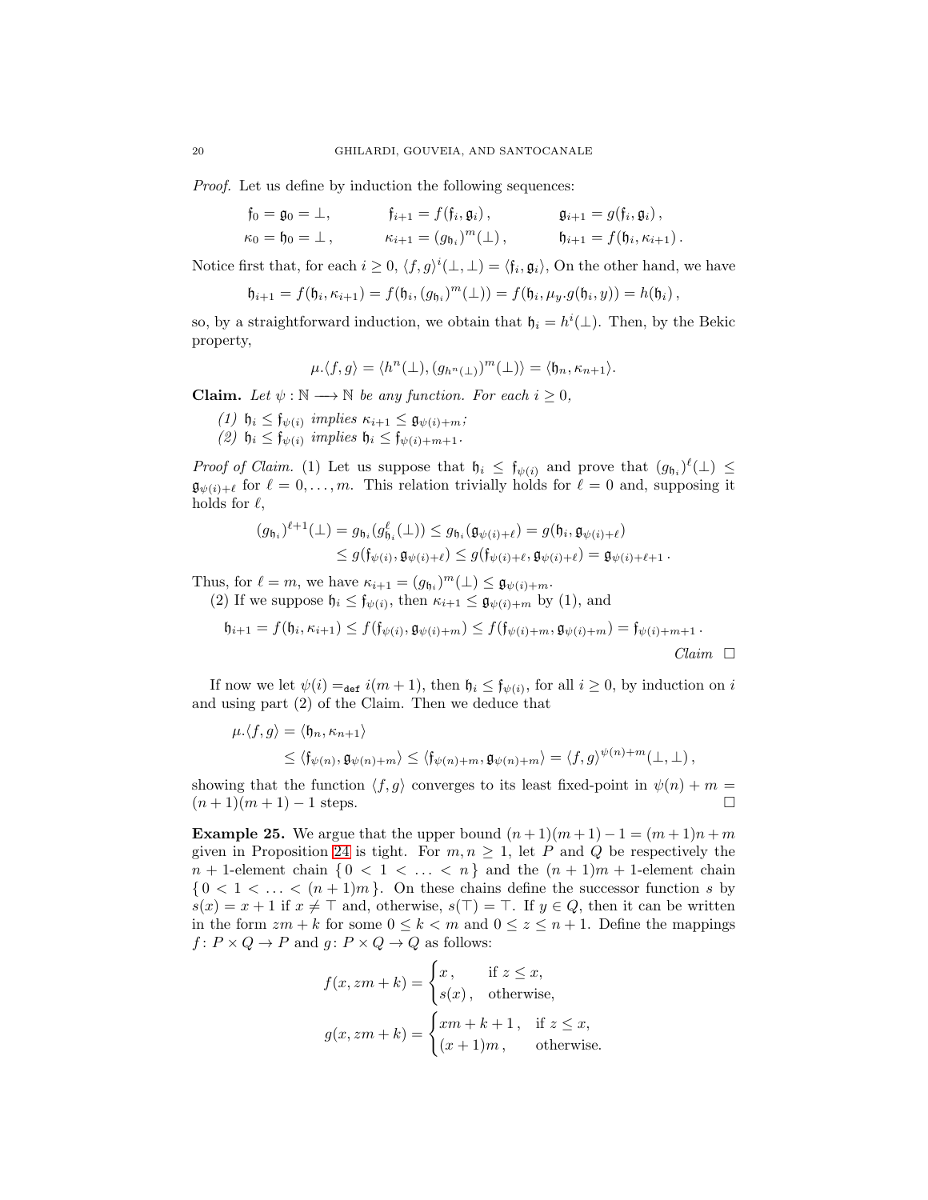*Proof.* Let us define by induction the following sequences:

$$\mathfrak{f}_0 = \mathfrak{g}_0 = \bot, \qquad \mathfrak{f}_{i+1} = f(\mathfrak{f}_i, \mathfrak{g}_i), \qquad \mathfrak{g}_{i+1} = g(\mathfrak{f}_i, \mathfrak{g}_i),$$

$$\kappa_0 = \mathfrak{h}_0 = \bot, \qquad \kappa_{i+1} = (g_{\mathfrak{h}_i})^m(\bot), \qquad \mathfrak{h}_{i+1} = f(\mathfrak{h}_i, \kappa_{i+1}).$$

Notice first that, for each $i \geq 0$, $\langle f, g\rangle^i(\bot, \bot) = \langle \mathfrak{f}_i, \mathfrak{g}_i\rangle$, On the other hand, we have

$$\mathfrak{h}_{i+1} = f(\mathfrak{h}_i, \kappa_{i+1}) = f(\mathfrak{h}_i, (g_{\mathfrak{h}_i})^m(\bot)) = f(\mathfrak{h}_i, \mu_y.g(\mathfrak{h}_i, y)) = h(\mathfrak{h}_i),$$

so, by a straightforward induction, we obtain that $\mathfrak{h}_i = h^i(\bot)$. Then, by the Bekic property,

$$\mu.\langle f, g\rangle = \langle h^n(\bot), (g_{h^n(\bot)})^m(\bot)\rangle = \langle \mathfrak{h}_n, \kappa_{n+1}\rangle.$$

**Claim.** *Let $\psi : \mathbb{N} \longrightarrow \mathbb{N}$ be any function. For each $i \geq 0$,*

*(1) $\mathfrak{h}_i \leq \mathfrak{f}_{\psi(i)}$ implies $\kappa_{i+1} \leq \mathfrak{g}_{\psi(i)+m}$;*
*(2) $\mathfrak{h}_i \leq \mathfrak{f}_{\psi(i)}$ implies $\mathfrak{h}_i \leq \mathfrak{f}_{\psi(i)+m+1}$.*

*Proof of Claim.* (1) Let us suppose that $\mathfrak{h}_i \leq \mathfrak{f}_{\psi(i)}$ and prove that $(g_{\mathfrak{h}_i})^\ell(\bot) \leq \mathfrak{g}_{\psi(i)+\ell}$ for $\ell = 0, \ldots, m$. This relation trivially holds for $\ell = 0$ and, supposing it holds for $\ell$,

$$\begin{aligned}(g_{\mathfrak{h}_i})^{\ell+1}(\bot) &= g_{\mathfrak{h}_i}(g^\ell_{\mathfrak{h}_i}(\bot)) \leq g_{\mathfrak{h}_i}(\mathfrak{g}_{\psi(i)+\ell}) = g(\mathfrak{h}_i, \mathfrak{g}_{\psi(i)+\ell}) \\ &\leq g(\mathfrak{f}_{\psi(i)}, \mathfrak{g}_{\psi(i)+\ell}) \leq g(\mathfrak{f}_{\psi(i)+\ell}, \mathfrak{g}_{\psi(i)+\ell}) = \mathfrak{g}_{\psi(i)+\ell+1}.\end{aligned}$$

Thus, for $\ell = m$, we have $\kappa_{i+1} = (g_{\mathfrak{h}_i})^m(\bot) \leq \mathfrak{g}_{\psi(i)+m}$.

(2) If we suppose $\mathfrak{h}_i \leq \mathfrak{f}_{\psi(i)}$, then $\kappa_{i+1} \leq \mathfrak{g}_{\psi(i)+m}$ by (1), and

$$\mathfrak{h}_{i+1} = f(\mathfrak{h}_i, \kappa_{i+1}) \leq f(\mathfrak{f}_{\psi(i)}, \mathfrak{g}_{\psi(i)+m}) \leq f(\mathfrak{f}_{\psi(i)+m}, \mathfrak{g}_{\psi(i)+m}) = \mathfrak{f}_{\psi(i)+m+1}.$$

*Claim* □

If now we let $\psi(i) =_{\texttt{def}} i(m+1)$, then $\mathfrak{h}_i \leq \mathfrak{f}_{\psi(i)}$, for all $i \geq 0$, by induction on $i$ and using part (2) of the Claim. Then we deduce that

$$\begin{aligned}\mu.\langle f, g\rangle &= \langle \mathfrak{h}_n, \kappa_{n+1}\rangle \\ &\leq \langle \mathfrak{f}_{\psi(n)}, \mathfrak{g}_{\psi(n)+m}\rangle \leq \langle \mathfrak{f}_{\psi(n)+m}, \mathfrak{g}_{\psi(n)+m}\rangle = \langle f, g\rangle^{\psi(n)+m}(\bot, \bot),\end{aligned}$$

showing that the function $\langle f, g\rangle$ converges to its least fixed-point in $\psi(n) + m = (n+1)(m+1) - 1$ steps. □

**Example 25.** We argue that the upper bound $(n+1)(m+1)-1 = (m+1)n+m$ given in Proposition 24 is tight. For $m, n \geq 1$, let $P$ and $Q$ be respectively the $n+1$-element chain $\{\, 0 < 1 < \ldots < n \,\}$ and the $(n+1)m+1$-element chain $\{\, 0 < 1 < \ldots < (n+1)m \,\}$. On these chains define the successor function $s$ by $s(x) = x+1$ if $x \neq \top$ and, otherwise, $s(\top) = \top$. If $y \in Q$, then it can be written in the form $zm + k$ for some $0 \leq k < m$ and $0 \leq z \leq n+1$. Define the mappings $f\colon P \times Q \to P$ and $g\colon P \times Q \to Q$ as follows:

$$f(x, zm+k) = \begin{cases} x, & \text{if } z \leq x, \\ s(x), & \text{otherwise,} \end{cases}$$

$$g(x, zm+k) = \begin{cases} xm+k+1, & \text{if } z \leq x, \\ (x+1)m, & \text{otherwise.} \end{cases}$$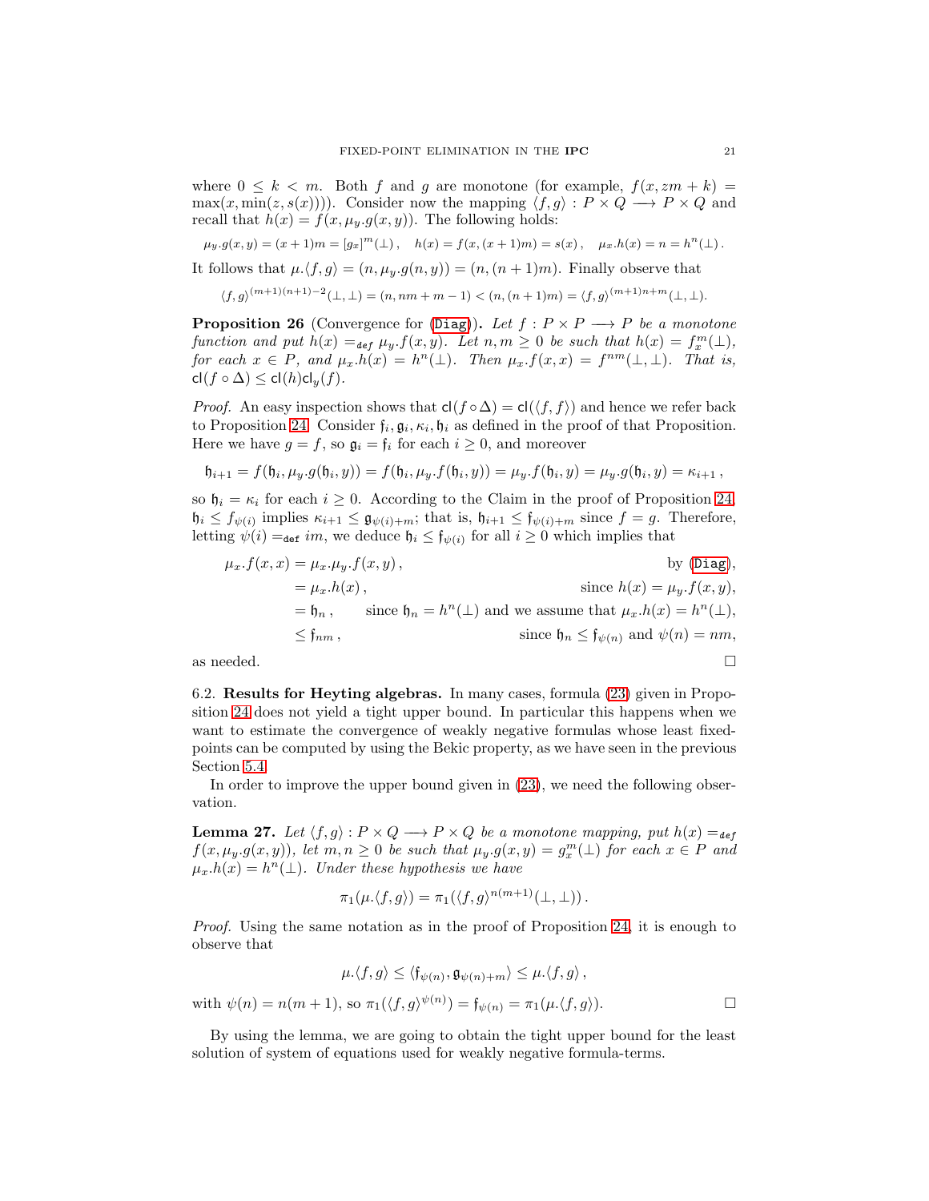where $0 \leq k < m$. Both $f$ and $g$ are monotone (for example, $f(x, zm + k) = \max(x, \min(z, s(x)))$). Consider now the mapping $\langle f, g\rangle : P \times Q \longrightarrow P \times Q$ and recall that $h(x) = f(x, \mu_y.g(x, y))$. The following holds:

$$\mu_y.g(x, y) = (x + 1)m = [g_x]^m(\bot)\,, \quad h(x) = f(x, (x + 1)m) = s(x)\,, \quad \mu_x.h(x) = n = h^n(\bot)\,.$$

It follows that $\mu.\langle f, g\rangle = (n, \mu_y.g(n, y)) = (n, (n + 1)m)$. Finally observe that

$$\langle f, g\rangle^{(m+1)(n+1)-2}(\bot, \bot) = (n, nm + m - 1) < (n, (n + 1)m) = \langle f, g\rangle^{(m+1)n+m}(\bot, \bot).$$

**Proposition 26** (Convergence for (Diag)). *Let $f : P \times P \longrightarrow P$ be a monotone function and put $h(x) =_{\mathtt{def}} \mu_y.f(x, y)$. Let $n, m \geq 0$ be such that $h(x) = f_x^m(\bot)$, for each $x \in P$, and $\mu_x.h(x) = h^n(\bot)$. Then $\mu_x.f(x, x) = f^{nm}(\bot, \bot)$. That is, $\mathsf{cl}(f \circ \Delta) \leq \mathsf{cl}(h)\mathsf{cl}_y(f)$.*

*Proof.* An easy inspection shows that $\mathsf{cl}(f \circ \Delta) = \mathsf{cl}(\langle f, f\rangle)$ and hence we refer back to Proposition 24. Consider $\mathfrak{f}_i, \mathfrak{g}_i, \kappa_i, \mathfrak{h}_i$ as defined in the proof of that Proposition. Here we have $g = f$, so $\mathfrak{g}_i = \mathfrak{f}_i$ for each $i \geq 0$, and moreover

$$\mathfrak{h}_{i+1} = f(\mathfrak{h}_i, \mu_y.g(\mathfrak{h}_i, y)) = f(\mathfrak{h}_i, \mu_y.f(\mathfrak{h}_i, y)) = \mu_y.f(\mathfrak{h}_i, y) = \mu_y.g(\mathfrak{h}_i, y) = \kappa_{i+1}\,,$$

so $\mathfrak{h}_i = \kappa_i$ for each $i \geq 0$. According to the Claim in the proof of Proposition 24, $\mathfrak{h}_i \leq f_{\psi(i)}$ implies $\kappa_{i+1} \leq \mathfrak{g}_{\psi(i)+m}$; that is, $\mathfrak{h}_{i+1} \leq \mathfrak{f}_{\psi(i)+m}$ since $f = g$. Therefore, letting $\psi(i) =_{\mathtt{def}} im$, we deduce $\mathfrak{h}_i \leq \mathfrak{f}_{\psi(i)}$ for all $i \geq 0$ which implies that

$$
\begin{aligned}
\mu_x.f(x, x) &= \mu_x.\mu_y.f(x, y)\,, && \text{by (Diag)},\\
&= \mu_x.h(x)\,, && \text{since } h(x) = \mu_y.f(x, y),\\
&= \mathfrak{h}_n\,, && \text{since } \mathfrak{h}_n = h^n(\bot) \text{ and we assume that } \mu_x.h(x) = h^n(\bot),\\
&\leq \mathfrak{f}_{nm}\,, && \text{since } \mathfrak{h}_n \leq \mathfrak{f}_{\psi(n)} \text{ and } \psi(n) = nm,
\end{aligned}
$$

as needed. ☐

6.2. **Results for Heyting algebras.** In many cases, formula (23) given in Proposition 24 does not yield a tight upper bound. In particular this happens when we want to estimate the convergence of weakly negative formulas whose least fixed-points can be computed by using the Bekic property, as we have seen in the previous Section 5.4.

In order to improve the upper bound given in (23), we need the following observation.

**Lemma 27.** *Let $\langle f, g\rangle : P \times Q \longrightarrow P \times Q$ be a monotone mapping, put $h(x) =_{\mathtt{def}} f(x, \mu_y.g(x, y))$, let $m, n \geq 0$ be such that $\mu_y.g(x, y) = g_x^m(\bot)$ for each $x \in P$ and $\mu_x.h(x) = h^n(\bot)$. Under these hypothesis we have*

$$\pi_1(\mu.\langle f, g\rangle) = \pi_1(\langle f, g\rangle^{n(m+1)}(\bot, \bot))\,.$$

*Proof.* Using the same notation as in the proof of Proposition 24, it is enough to observe that

$$\mu.\langle f, g\rangle \leq \langle \mathfrak{f}_{\psi(n)}, \mathfrak{g}_{\psi(n)+m}\rangle \leq \mu.\langle f, g\rangle\,,$$

with $\psi(n) = n(m + 1)$, so $\pi_1(\langle f, g\rangle^{\psi(n)}) = \mathfrak{f}_{\psi(n)} = \pi_1(\mu.\langle f, g\rangle)$. ☐

By using the lemma, we are going to obtain the tight upper bound for the least solution of system of equations used for weakly negative formula-terms.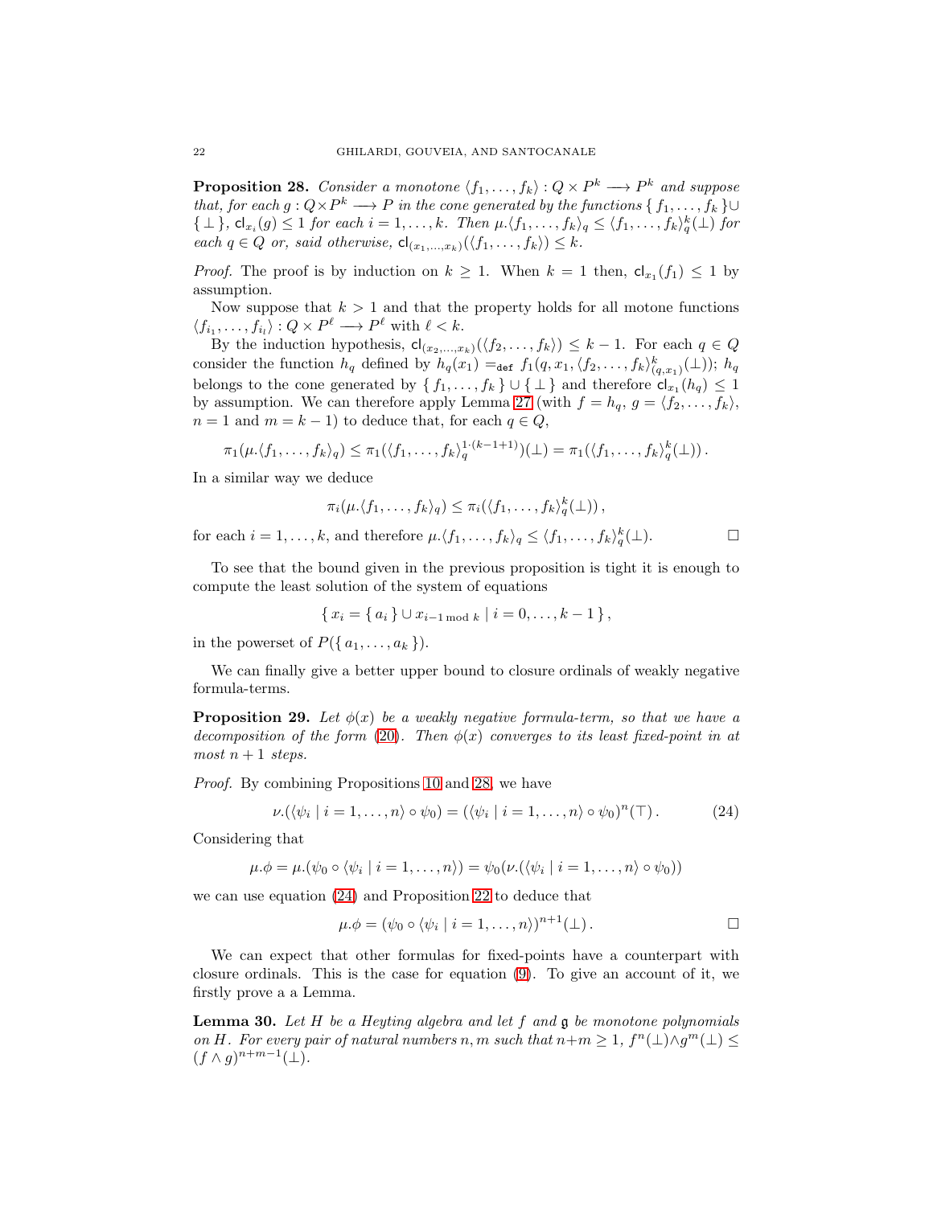**Proposition 28.** *Consider a monotone $\langle f_1, \ldots, f_k \rangle : Q \times P^k \longrightarrow P^k$ and suppose that, for each $g : Q \times P^k \longrightarrow P$ in the cone generated by the functions $\{ f_1, \ldots, f_k \} \cup \{ \bot \}$, $\mathsf{cl}_{x_i}(g) \leq 1$ for each $i = 1, \ldots, k$. Then $\mu.\langle f_1, \ldots, f_k \rangle_q \leq \langle f_1, \ldots, f_k \rangle_q^k(\bot)$ for each $q \in Q$ or, said otherwise, $\mathsf{cl}_{(x_1,\ldots,x_k)}(\langle f_1, \ldots, f_k \rangle) \leq k$.*

*Proof.* The proof is by induction on $k \geq 1$. When $k = 1$ then, $\mathsf{cl}_{x_1}(f_1) \leq 1$ by assumption.

Now suppose that $k > 1$ and that the property holds for all motone functions $\langle f_{i_1}, \ldots, f_{i_l} \rangle : Q \times P^\ell \longrightarrow P^\ell$ with $\ell < k$.

By the induction hypothesis, $\mathsf{cl}_{(x_2,\ldots,x_k)}(\langle f_2, \ldots, f_k \rangle) \leq k - 1$. For each $q \in Q$ consider the function $h_q$ defined by $h_q(x_1) =_{\mathtt{def}} f_1(q, x_1, \langle f_2, \ldots, f_k \rangle_{(q,x_1)}^k(\bot))$; $h_q$ belongs to the cone generated by $\{ f_1, \ldots, f_k \} \cup \{ \bot \}$ and therefore $\mathsf{cl}_{x_1}(h_q) \leq 1$ by assumption. We can therefore apply Lemma 27 (with $f = h_q$, $g = \langle f_2, \ldots, f_k \rangle$, $n = 1$ and $m = k - 1$) to deduce that, for each $q \in Q$,

$$\pi_1(\mu.\langle f_1, \ldots, f_k \rangle_q) \leq \pi_1(\langle f_1, \ldots, f_k \rangle_q^{1 \cdot (k-1+1)})(\bot) = \pi_1(\langle f_1, \ldots, f_k \rangle_q^k(\bot)) .$$

In a similar way we deduce

$$\pi_i(\mu.\langle f_1, \ldots, f_k \rangle_q) \leq \pi_i(\langle f_1, \ldots, f_k \rangle_q^k(\bot)) ,$$

for each $i = 1, \ldots, k$, and therefore $\mu.\langle f_1, \ldots, f_k \rangle_q \leq \langle f_1, \ldots, f_k \rangle_q^k(\bot)$. $\square$

To see that the bound given in the previous proposition is tight it is enough to compute the least solution of the system of equations

$$\{ x_i = \{ a_i \} \cup x_{i-1 \bmod k} \mid i = 0, \ldots, k-1 \} ,$$

in the powerset of $P(\{ a_1, \ldots, a_k \})$.

We can finally give a better upper bound to closure ordinals of weakly negative formula-terms.

**Proposition 29.** *Let $\phi(x)$ be a weakly negative formula-term, so that we have a decomposition of the form (20). Then $\phi(x)$ converges to its least fixed-point in at most $n + 1$ steps.*

*Proof.* By combining Propositions 10 and 28, we have

$$\nu.(\langle \psi_i \mid i = 1, \ldots, n \rangle \circ \psi_0) = (\langle \psi_i \mid i = 1, \ldots, n \rangle \circ \psi_0)^n(\top) . \tag{24}$$

Considering that

$$\mu.\phi = \mu.(\psi_0 \circ \langle \psi_i \mid i = 1, \ldots, n \rangle) = \psi_0(\nu.(\langle \psi_i \mid i = 1, \ldots, n \rangle \circ \psi_0))$$

we can use equation (24) and Proposition 22 to deduce that

$$\mu.\phi = (\psi_0 \circ \langle \psi_i \mid i = 1, \ldots, n \rangle)^{n+1}(\bot) . \qquad \square$$

We can expect that other formulas for fixed-points have a counterpart with closure ordinals. This is the case for equation (9). To give an account of it, we firstly prove a a Lemma.

**Lemma 30.** *Let $H$ be a Heyting algebra and let $f$ and $\mathfrak{g}$ be monotone polynomials on $H$. For every pair of natural numbers $n, m$ such that $n+m \geq 1$, $f^n(\bot) \wedge g^m(\bot) \leq (f \wedge g)^{n+m-1}(\bot)$.*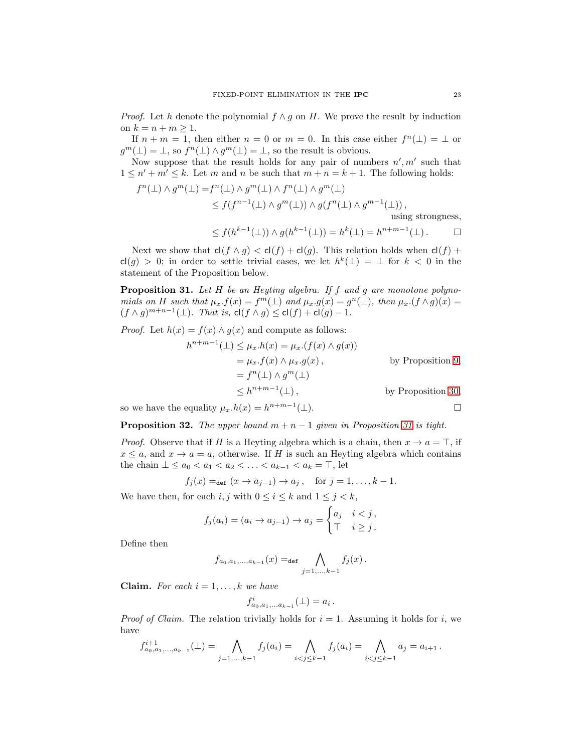*Proof.* Let $h$ denote the polynomial $f \wedge g$ on $H$. We prove the result by induction on $k = n + m \geq 1$.

If $n + m = 1$, then either $n = 0$ or $m = 0$. In this case either $f^n(\bot) = \bot$ or $g^m(\bot) = \bot$, so $f^n(\bot) \wedge g^m(\bot) = \bot$, so the result is obvious.

Now suppose that the result holds for any pair of numbers $n', m'$ such that $1 \leq n' + m' \leq k$. Let $m$ and $n$ be such that $m + n = k + 1$. The following holds:

$$
\begin{aligned}
f^n(\bot) \wedge g^m(\bot) &= f^n(\bot) \wedge g^m(\bot) \wedge f^n(\bot) \wedge g^m(\bot) \\
&\leq f(f^{n-1}(\bot) \wedge g^m(\bot)) \wedge g(f^n(\bot) \wedge g^{m-1}(\bot)), \\
&\qquad\qquad\qquad\qquad\qquad\qquad\qquad\qquad \text{using strongness,} \\
&\leq f(h^{k-1}(\bot)) \wedge g(h^{k-1}(\bot)) = h^k(\bot) = h^{n+m-1}(\bot).
\end{aligned}
$$

$\square$

Next we show that $\mathsf{cl}(f \wedge g) < \mathsf{cl}(f) + \mathsf{cl}(g)$. This relation holds when $\mathsf{cl}(f) + \mathsf{cl}(g) > 0$; in order to settle trivial cases, we let $h^k(\bot) = \bot$ for $k < 0$ in the statement of the Proposition below.

**Proposition 31.** *Let $H$ be an Heyting algebra. If $f$ and $g$ are monotone polynomials on $H$ such that $\mu_x.f(x) = f^m(\bot)$ and $\mu_x.g(x) = g^n(\bot)$, then $\mu_x.(f \wedge g)(x) = (f \wedge g)^{m+n-1}(\bot)$. That is, $\mathsf{cl}(f \wedge g) \leq \mathsf{cl}(f) + \mathsf{cl}(g) - 1$.*

*Proof.* Let $h(x) = f(x) \wedge g(x)$ and compute as follows:

$$
\begin{aligned}
h^{n+m-1}(\bot) &\leq \mu_x.h(x) = \mu_x.(f(x) \wedge g(x)) \\
&= \mu_x.f(x) \wedge \mu_x.g(x), && \text{by Proposition 9} \\
&= f^n(\bot) \wedge g^m(\bot) \\
&\leq h^{n+m-1}(\bot), && \text{by Proposition 30}
\end{aligned}
$$

so we have the equality $\mu_x.h(x) = h^{n+m-1}(\bot)$. $\square$

**Proposition 32.** *The upper bound $m + n - 1$ given in Proposition 31 is tight.*

*Proof.* Observe that if $H$ is a Heyting algebra which is a chain, then $x \to a = \top$, if $x \leq a$, and $x \to a = a$, otherwise. If $H$ is such an Heyting algebra which contains the chain $\bot \leq a_0 < a_1 < a_2 < \ldots < a_{k-1} < a_k = \top$, let

$$
f_j(x) =_{\mathtt{def}} (x \to a_{j-1}) \to a_j, \quad \text{for } j = 1, \ldots, k-1.
$$

We have then, for each $i, j$ with $0 \leq i \leq k$ and $1 \leq j < k$,

$$
f_j(a_i) = (a_i \to a_{j-1}) \to a_j = \begin{cases} a_j & i < j, \\ \top & i \geq j. \end{cases}
$$

Define then

$$
f_{a_0, a_1, \ldots, a_{k-1}}(x) =_{\mathtt{def}} \bigwedge_{j=1,\ldots,k-1} f_j(x).
$$

**Claim.** *For each $i = 1, \ldots, k$ we have*

$$
f^i_{a_0, a_1, \ldots a_{k-1}}(\bot) = a_i.
$$

*Proof of Claim.* The relation trivially holds for $i = 1$. Assuming it holds for $i$, we have

$$
f^{i+1}_{a_0, a_1, \ldots, a_{k-1}}(\bot) = \bigwedge_{j=1,\ldots,k-1} f_j(a_i) = \bigwedge_{i < j \leq k-1} f_j(a_i) = \bigwedge_{i < j \leq k-1} a_j = a_{i+1}.
$$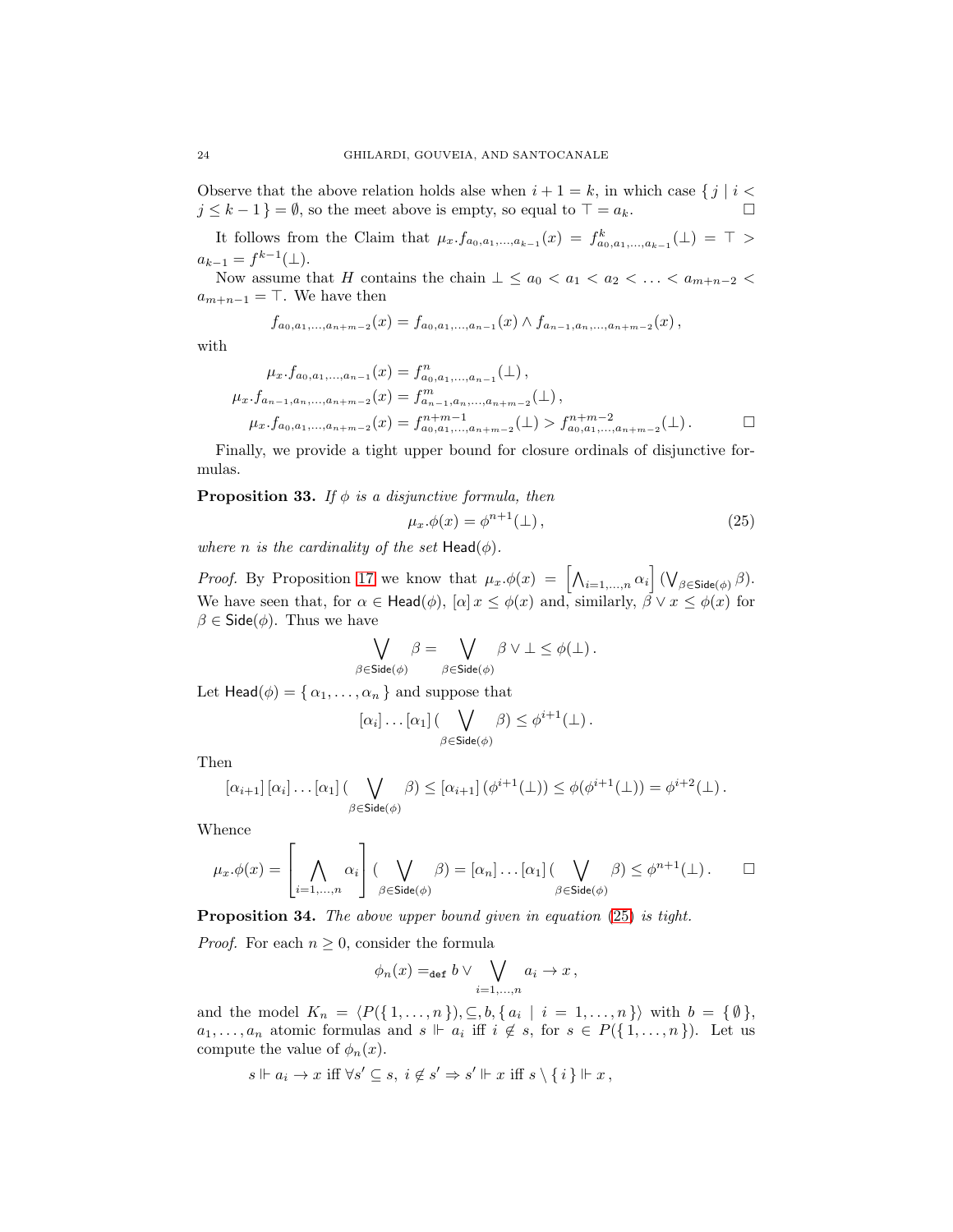Observe that the above relation holds alse when $i+1 = k$, in which case $\{ j \mid i < j \leq k-1 \} = \emptyset$, so the meet above is empty, so equal to $\top = a_k$. ☐

It follows from the Claim that $\mu_x.f_{a_0,a_1,\ldots,a_{k-1}}(x) = f^k_{a_0,a_1,\ldots,a_{k-1}}(\bot) = \top > a_{k-1} = f^{k-1}(\bot)$.

Now assume that $H$ contains the chain $\bot \leq a_0 < a_1 < a_2 < \ldots < a_{m+n-2} < a_{m+n-1} = \top$. We have then

$$f_{a_0,a_1,\ldots,a_{n+m-2}}(x) = f_{a_0,a_1,\ldots,a_{n-1}}(x) \wedge f_{a_{n-1},a_n,\ldots,a_{n+m-2}}(x)\,,$$

with

$$\begin{aligned}
\mu_x.f_{a_0,a_1,\ldots,a_{n-1}}(x) &= f^n_{a_0,a_1,\ldots,a_{n-1}}(\bot)\,,\\
\mu_x.f_{a_{n-1},a_n,\ldots,a_{n+m-2}}(x) &= f^m_{a_{n-1},a_n,\ldots,a_{n+m-2}}(\bot)\,,\\
\mu_x.f_{a_0,a_1,\ldots,a_{n+m-2}}(x) &= f^{n+m-1}_{a_0,a_1,\ldots,a_{n+m-2}}(\bot) > f^{n+m-2}_{a_0,a_1,\ldots,a_{n+m-2}}(\bot)\,.
\end{aligned}$$

☐

Finally, we provide a tight upper bound for closure ordinals of disjunctive formulas.

**Proposition 33.** *If $\phi$ is a disjunctive formula, then*

$$\mu_x.\phi(x) = \phi^{n+1}(\bot)\,, \tag{25}$$

*where $n$ is the cardinality of the set $\mathsf{Head}(\phi)$.*

*Proof.* By Proposition 17 we know that $\mu_x.\phi(x) = \left[\bigwedge_{i=1,\ldots,n} \alpha_i\right](\bigvee_{\beta\in\mathsf{Side}(\phi)} \beta)$. We have seen that, for $\alpha \in \mathsf{Head}(\phi)$, $[\alpha]\,x \leq \phi(x)$ and, similarly, $\beta \vee x \leq \phi(x)$ for $\beta \in \mathsf{Side}(\phi)$. Thus we have

$$\bigvee_{\beta\in\mathsf{Side}(\phi)} \beta = \bigvee_{\beta\in\mathsf{Side}(\phi)} \beta \vee \bot \leq \phi(\bot)\,.$$

Let $\mathsf{Head}(\phi) = \{ \alpha_1,\ldots,\alpha_n \}$ and suppose that

$$[\alpha_i]\ldots[\alpha_1]\,(\bigvee_{\beta\in\mathsf{Side}(\phi)} \beta) \leq \phi^{i+1}(\bot)\,.$$

Then

$$[\alpha_{i+1}]\,[\alpha_i]\ldots[\alpha_1]\,(\bigvee_{\beta\in\mathsf{Side}(\phi)} \beta) \leq [\alpha_{i+1}]\,(\phi^{i+1}(\bot)) \leq \phi(\phi^{i+1}(\bot)) = \phi^{i+2}(\bot)\,.$$

Whence

$$\mu_x.\phi(x) = \left[\bigwedge_{i=1,\ldots,n} \alpha_i\right](\bigvee_{\beta\in\mathsf{Side}(\phi)} \beta) = [\alpha_n]\ldots[\alpha_1]\,(\bigvee_{\beta\in\mathsf{Side}(\phi)} \beta) \leq \phi^{n+1}(\bot)\,.$$

☐

**Proposition 34.** *The above upper bound given in equation (25) is tight.*

*Proof.* For each $n \geq 0$, consider the formula

$$\phi_n(x) =_{\mathtt{def}} b \vee \bigvee_{i=1,\ldots,n} a_i \to x\,,$$

and the model $K_n = \langle P(\{1,\ldots,n\}), \subseteq, b, \{ a_i \mid i = 1,\ldots,n \}\rangle$ with $b = \{\emptyset\}$, $a_1,\ldots,a_n$ atomic formulas and $s \Vdash a_i$ iff $i \notin s$, for $s \in P(\{1,\ldots,n\})$. Let us compute the value of $\phi_n(x)$.

$$s \Vdash a_i \to x \text{ iff } \forall s' \subseteq s,\ i \notin s' \Rightarrow s' \Vdash x \text{ iff } s \setminus \{ i \} \Vdash x\,,$$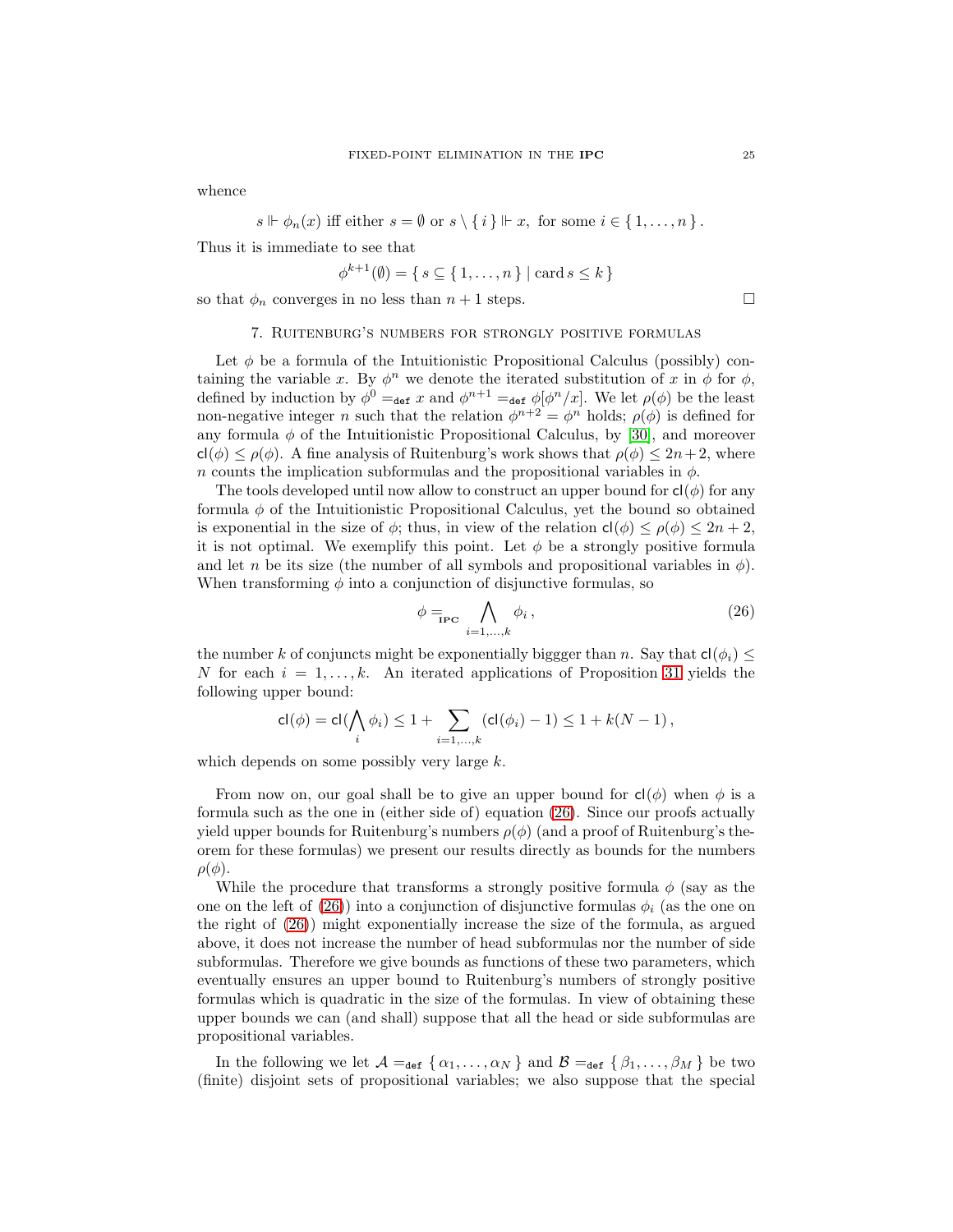whence

$$s \Vdash \phi_n(x) \text{ iff either } s = \emptyset \text{ or } s \setminus \{ i \} \Vdash x, \text{ for some } i \in \{ 1, \ldots, n \}.$$

Thus it is immediate to see that

$$\phi^{k+1}(\emptyset) = \{ s \subseteq \{ 1, \ldots, n \} \mid \operatorname{card} s \leq k \}$$

so that $\phi_n$ converges in no less than $n + 1$ steps. $\square$

## 7. Ruitenburg's numbers for strongly positive formulas

Let $\phi$ be a formula of the Intuitionistic Propositional Calculus (possibly) containing the variable $x$. By $\phi^n$ we denote the iterated substitution of $x$ in $\phi$ for $\phi$, defined by induction by $\phi^0 =_{\mathtt{def}} x$ and $\phi^{n+1} =_{\mathtt{def}} \phi[\phi^n/x]$. We let $\rho(\phi)$ be the least non-negative integer $n$ such that the relation $\phi^{n+2} = \phi^n$ holds; $\rho(\phi)$ is defined for any formula $\phi$ of the Intuitionistic Propositional Calculus, by [30], and moreover $\mathsf{cl}(\phi) \leq \rho(\phi)$. A fine analysis of Ruitenburg's work shows that $\rho(\phi) \leq 2n+2$, where $n$ counts the implication subformulas and the propositional variables in $\phi$.

The tools developed until now allow to construct an upper bound for $\mathsf{cl}(\phi)$ for any formula $\phi$ of the Intuitionistic Propositional Calculus, yet the bound so obtained is exponential in the size of $\phi$; thus, in view of the relation $\mathsf{cl}(\phi) \leq \rho(\phi) \leq 2n + 2$, it is not optimal. We exemplify this point. Let $\phi$ be a strongly positive formula and let $n$ be its size (the number of all symbols and propositional variables in $\phi$). When transforming $\phi$ into a conjunction of disjunctive formulas, so

$$\phi =_{\mathbf{IPC}} \bigwedge_{i=1,\ldots,k} \phi_i \,, \tag{26}$$

the number $k$ of conjuncts might be exponentially biggger than $n$. Say that $\mathsf{cl}(\phi_i) \leq N$ for each $i = 1, \ldots, k$. An iterated applications of Proposition 31 yields the following upper bound:

$$\mathsf{cl}(\phi) = \mathsf{cl}(\bigwedge_i \phi_i) \leq 1 + \sum_{i=1,\ldots,k} (\mathsf{cl}(\phi_i) - 1) \leq 1 + k(N - 1)\,,$$

which depends on some possibly very large $k$.

From now on, our goal shall be to give an upper bound for $\mathsf{cl}(\phi)$ when $\phi$ is a formula such as the one in (either side of) equation (26). Since our proofs actually yield upper bounds for Ruitenburg's numbers $\rho(\phi)$ (and a proof of Ruitenburg's theorem for these formulas) we present our results directly as bounds for the numbers $\rho(\phi)$.

While the procedure that transforms a strongly positive formula $\phi$ (say as the one on the left of (26)) into a conjunction of disjunctive formulas $\phi_i$ (as the one on the right of (26)) might exponentially increase the size of the formula, as argued above, it does not increase the number of head subformulas nor the number of side subformulas. Therefore we give bounds as functions of these two parameters, which eventually ensures an upper bound to Ruitenburg's numbers of strongly positive formulas which is quadratic in the size of the formulas. In view of obtaining these upper bounds we can (and shall) suppose that all the head or side subformulas are propositional variables.

In the following we let $\mathcal{A} =_{\mathtt{def}} \{ \alpha_1, \ldots, \alpha_N \}$ and $\mathcal{B} =_{\mathtt{def}} \{ \beta_1, \ldots, \beta_M \}$ be two (finite) disjoint sets of propositional variables; we also suppose that the special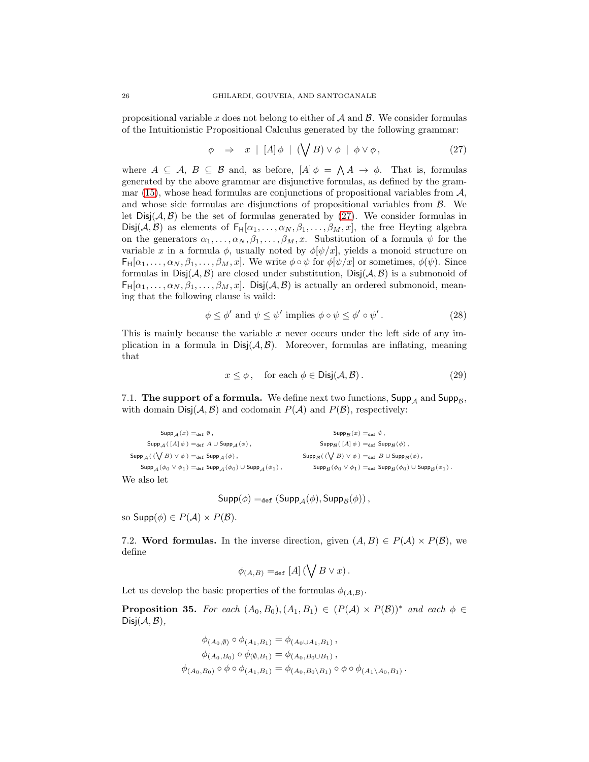propositional variable $x$ does not belong to either of $\mathcal{A}$ and $\mathcal{B}$. We consider formulas of the Intuitionistic Propositional Calculus generated by the following grammar:

$$\phi \quad \Rightarrow \quad x \;\mid\; [A]\,\phi \;\mid\; (\bigvee B) \vee \phi \;\mid\; \phi \vee \phi\,, \tag{27}$$

where $A \subseteq \mathcal{A}$, $B \subseteq \mathcal{B}$ and, as before, $[A]\,\phi = \bigwedge A \to \phi$. That is, formulas generated by the above grammar are disjunctive formulas, as defined by the grammar (15), whose head formulas are conjunctions of propositional variables from $\mathcal{A}$, and whose side formulas are disjunctions of propositional variables from $\mathcal{B}$. We let $\mathsf{Disj}(\mathcal{A},\mathcal{B})$ be the set of formulas generated by (27). We consider formulas in $\mathsf{Disj}(\mathcal{A},\mathcal{B})$ as elements of $\mathsf{F_H}[\alpha_1,\ldots,\alpha_N,\beta_1,\ldots,\beta_M,x]$, the free Heyting algebra on the generators $\alpha_1,\ldots,\alpha_N,\beta_1,\ldots,\beta_M,x$. Substitution of a formula $\psi$ for the variable $x$ in a formula $\phi$, usually noted by $\phi[\psi/x]$, yields a monoid structure on $\mathsf{F_H}[\alpha_1,\ldots,\alpha_N,\beta_1,\ldots,\beta_M,x]$. We write $\phi \circ \psi$ for $\phi[\psi/x]$ or sometimes, $\phi(\psi)$. Since formulas in $\mathsf{Disj}(\mathcal{A},\mathcal{B})$ are closed under substitution, $\mathsf{Disj}(\mathcal{A},\mathcal{B})$ is a submonoid of $\mathsf{F_H}[\alpha_1,\ldots,\alpha_N,\beta_1,\ldots,\beta_M,x]$. $\mathsf{Disj}(\mathcal{A},\mathcal{B})$ is actually an ordered submonoid, meaning that the following clause is vaild:

$$\phi \leq \phi' \text{ and } \psi \leq \psi' \text{ implies } \phi \circ \psi \leq \phi' \circ \psi'\,. \tag{28}$$

This is mainly because the variable $x$ never occurs under the left side of any implication in a formula in $\mathsf{Disj}(\mathcal{A},\mathcal{B})$. Moreover, formulas are inflating, meaning that

$$x \leq \phi\,, \quad \text{for each } \phi \in \mathsf{Disj}(\mathcal{A},\mathcal{B})\,. \tag{29}$$

## 7.1. The support of a formula.

We define next two functions, $\mathsf{Supp}_{\mathcal{A}}$ and $\mathsf{Supp}_{\mathcal{B}}$, with domain $\mathsf{Disj}(\mathcal{A},\mathcal{B})$ and codomain $P(\mathcal{A})$ and $P(\mathcal{B})$, respectively:

$$\begin{aligned}
\mathsf{Supp}_{\mathcal{A}}(x) &=_{\mathtt{def}} \emptyset\,, & \mathsf{Supp}_{\mathcal{B}}(x) &=_{\mathtt{def}} \emptyset\,,\\
\mathsf{Supp}_{\mathcal{A}}(\,[A]\,\phi\,) &=_{\mathtt{def}} A \cup \mathsf{Supp}_{\mathcal{A}}(\phi)\,, & \mathsf{Supp}_{\mathcal{B}}(\,[A]\,\phi\,) &=_{\mathtt{def}} \mathsf{Supp}_{\mathcal{B}}(\phi)\,,\\
\mathsf{Supp}_{\mathcal{A}}(\,(\bigvee B) \vee \phi\,) &=_{\mathtt{def}} \mathsf{Supp}_{\mathcal{A}}(\phi)\,, & \mathsf{Supp}_{\mathcal{B}}(\,(\bigvee B) \vee \phi\,) &=_{\mathtt{def}} B \cup \mathsf{Supp}_{\mathcal{B}}(\phi)\,,\\
\mathsf{Supp}_{\mathcal{A}}(\phi_0 \vee \phi_1) &=_{\mathtt{def}} \mathsf{Supp}_{\mathcal{A}}(\phi_0) \cup \mathsf{Supp}_{\mathcal{A}}(\phi_1)\,, & \mathsf{Supp}_{\mathcal{B}}(\phi_0 \vee \phi_1) &=_{\mathtt{def}} \mathsf{Supp}_{\mathcal{B}}(\phi_0) \cup \mathsf{Supp}_{\mathcal{B}}(\phi_1)\,.
\end{aligned}$$

We also let

$$\mathsf{Supp}(\phi) =_{\mathtt{def}} (\mathsf{Supp}_{\mathcal{A}}(\phi), \mathsf{Supp}_{\mathcal{B}}(\phi))\,,$$

so $\mathsf{Supp}(\phi) \in P(\mathcal{A}) \times P(\mathcal{B})$.

## 7.2. Word formulas.

In the inverse direction, given $(A,B) \in P(\mathcal{A}) \times P(\mathcal{B})$, we define

$$\phi_{(A,B)} =_{\mathtt{def}} [A]\,(\bigvee B \vee x)\,.$$

Let us develop the basic properties of the formulas $\phi_{(A,B)}$.

**Proposition 35.** *For each $(A_0,B_0),(A_1,B_1) \in (P(\mathcal{A}) \times P(\mathcal{B}))^*$ and each $\phi \in \mathsf{Disj}(\mathcal{A},\mathcal{B})$,*

$$\begin{aligned}
\phi_{(A_0,\emptyset)} \circ \phi_{(A_1,B_1)} &= \phi_{(A_0 \cup A_1, B_1)}\,,\\
\phi_{(A_0,B_0)} \circ \phi_{(\emptyset,B_1)} &= \phi_{(A_0, B_0 \cup B_1)}\,,\\
\phi_{(A_0,B_0)} \circ \phi \circ \phi_{(A_1,B_1)} &= \phi_{(A_0, B_0 \setminus B_1)} \circ \phi \circ \phi_{(A_1 \setminus A_0, B_1)}\,.
\end{aligned}$$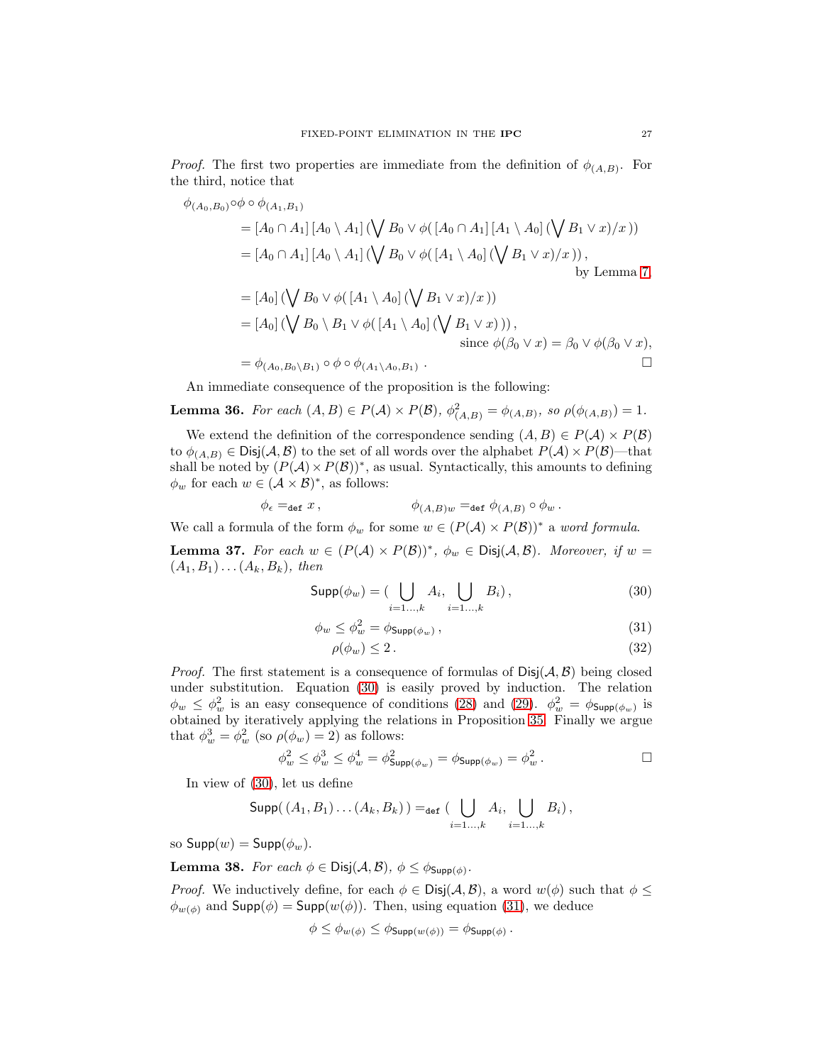*Proof.* The first two properties are immediate from the definition of $\phi_{(A,B)}$. For the third, notice that

$$
\begin{aligned}
\phi_{(A_0,B_0)} \circ \phi \circ \phi_{(A_1,B_1)} & \\
&= [A_0 \cap A_1]\,[A_0 \setminus A_1]\,(\bigvee B_0 \vee \phi(\,[A_0 \cap A_1]\,[A_1 \setminus A_0]\,(\bigvee B_1 \vee x)/x\,)) \\
&= [A_0 \cap A_1]\,[A_0 \setminus A_1]\,(\bigvee B_0 \vee \phi(\,[A_1 \setminus A_0]\,(\bigvee B_1 \vee x)/x\,))\,, \\
&\qquad\qquad\qquad\qquad\qquad\qquad\qquad\qquad \text{by Lemma 7,} \\
&= [A_0]\,(\bigvee B_0 \vee \phi(\,[A_1 \setminus A_0]\,(\bigvee B_1 \vee x)/x\,)) \\
&= [A_0]\,(\bigvee B_0 \setminus B_1 \vee \phi(\,[A_1 \setminus A_0]\,(\bigvee B_1 \vee x)\,))\,, \\
&\qquad\qquad\qquad\qquad\qquad \text{since } \phi(\beta_0 \vee x) = \beta_0 \vee \phi(\beta_0 \vee x), \\
&= \phi_{(A_0, B_0 \setminus B_1)} \circ \phi \circ \phi_{(A_1 \setminus A_0, B_1)}\,.
\end{aligned}
$$

□

An immediate consequence of the proposition is the following:

**Lemma 36.** *For each $(A,B) \in P(\mathcal{A}) \times P(\mathcal{B})$, $\phi^2_{(A,B)} = \phi_{(A,B)}$, so $\rho(\phi_{(A,B)}) = 1$.*

We extend the definition of the correspondence sending $(A,B) \in P(\mathcal{A}) \times P(\mathcal{B})$ to $\phi_{(A,B)} \in \mathsf{Disj}(\mathcal{A},\mathcal{B})$ to the set of all words over the alphabet $P(\mathcal{A}) \times P(\mathcal{B})$—that shall be noted by $(P(\mathcal{A}) \times P(\mathcal{B}))^*$, as usual. Syntactically, this amounts to defining $\phi_w$ for each $w \in (\mathcal{A} \times \mathcal{B})^*$, as follows:

$$
\phi_\epsilon =_{\mathtt{def}} x\,, \qquad\qquad \phi_{(A,B)w} =_{\mathtt{def}} \phi_{(A,B)} \circ \phi_w\,.
$$

We call a formula of the form $\phi_w$ for some $w \in (P(\mathcal{A}) \times P(\mathcal{B}))^*$ a *word formula*.

**Lemma 37.** *For each $w \in (P(\mathcal{A}) \times P(\mathcal{B}))^*$, $\phi_w \in \mathsf{Disj}(\mathcal{A},\mathcal{B})$. Moreover, if $w = (A_1,B_1)\ldots(A_k,B_k)$, then*

$$
\mathsf{Supp}(\phi_w) = (\bigcup_{i=1\ldots,k} A_i,\ \bigcup_{i=1\ldots,k} B_i)\,, \tag{30}
$$

$$
\phi_w \le \phi_w^2 = \phi_{\mathsf{Supp}(\phi_w)}\,, \tag{31}
$$

$$
\rho(\phi_w) \le 2\,. \tag{32}
$$

*Proof.* The first statement is a consequence of formulas of $\mathsf{Disj}(\mathcal{A},\mathcal{B})$ being closed under substitution. Equation (30) is easily proved by induction. The relation $\phi_w \le \phi_w^2$ is an easy consequence of conditions (28) and (29). $\phi_w^2 = \phi_{\mathsf{Supp}(\phi_w)}$ is obtained by iteratively applying the relations in Proposition 35. Finally we argue that $\phi_w^3 = \phi_w^2$ (so $\rho(\phi_w) = 2$) as follows:

$$
\phi_w^2 \le \phi_w^3 \le \phi_w^4 = \phi^2_{\mathsf{Supp}(\phi_w)} = \phi_{\mathsf{Supp}(\phi_w)} = \phi_w^2\,.
$$

□

In view of (30), let us define

$$
\mathsf{Supp}(\,(A_1,B_1)\ldots(A_k,B_k)\,) =_{\mathtt{def}} (\bigcup_{i=1\ldots,k} A_i,\ \bigcup_{i=1\ldots,k} B_i)\,,
$$

so $\mathsf{Supp}(w) = \mathsf{Supp}(\phi_w)$.

**Lemma 38.** *For each $\phi \in \mathsf{Disj}(\mathcal{A},\mathcal{B})$, $\phi \le \phi_{\mathsf{Supp}(\phi)}$.*

*Proof.* We inductively define, for each $\phi \in \mathsf{Disj}(\mathcal{A},\mathcal{B})$, a word $w(\phi)$ such that $\phi \le \phi_{w(\phi)}$ and $\mathsf{Supp}(\phi) = \mathsf{Supp}(w(\phi))$. Then, using equation (31), we deduce

$$
\phi \le \phi_{w(\phi)} \le \phi_{\mathsf{Supp}(w(\phi))} = \phi_{\mathsf{Supp}(\phi)}\,.
$$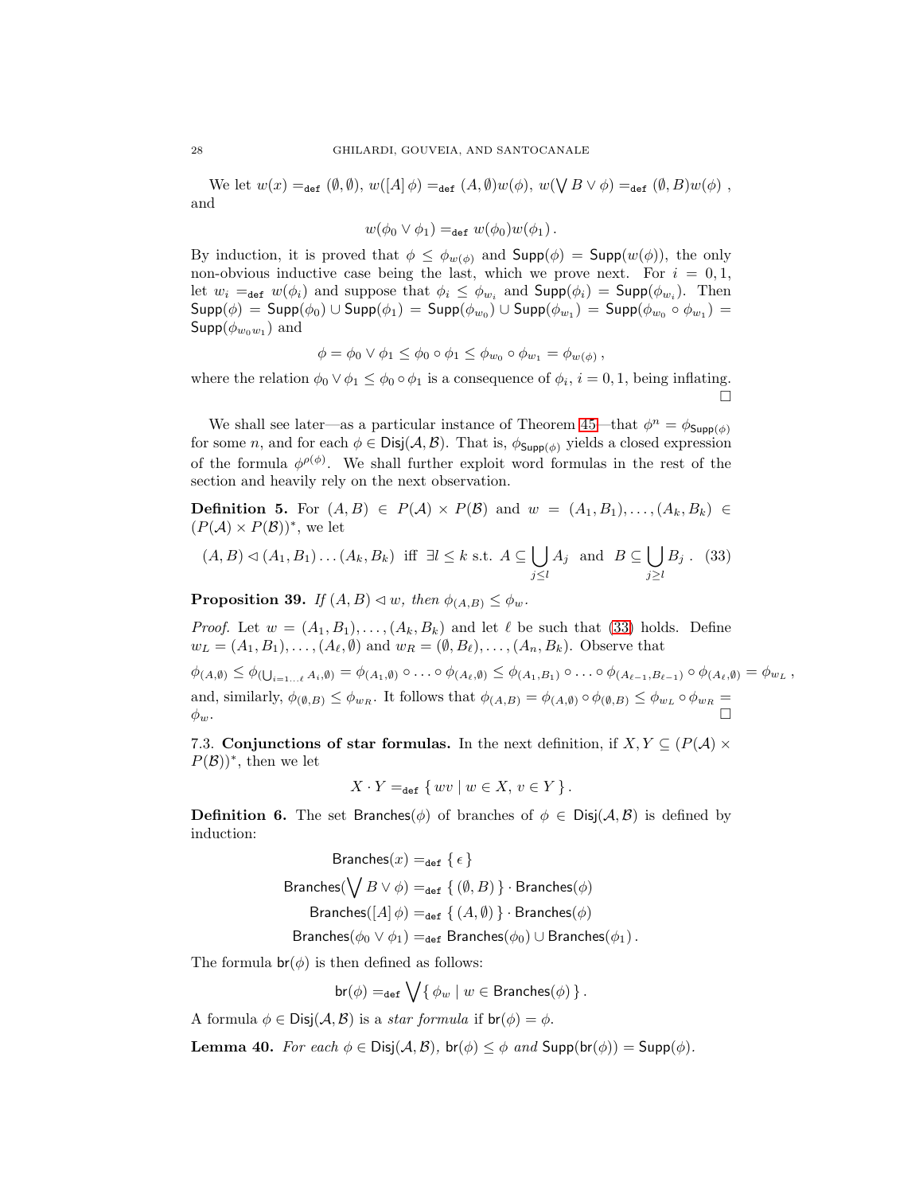We let $w(x) =_{\mathtt{def}} (\emptyset, \emptyset)$, $w([A]\,\phi) =_{\mathtt{def}} (A, \emptyset)w(\phi)$, $w(\bigvee B \vee \phi) =_{\mathtt{def}} (\emptyset, B)w(\phi)$ , and

$$w(\phi_0 \vee \phi_1) =_{\mathtt{def}} w(\phi_0)w(\phi_1)\,.$$

By induction, it is proved that $\phi \leq \phi_{w(\phi)}$ and $\mathsf{Supp}(\phi) = \mathsf{Supp}(w(\phi))$, the only non-obvious inductive case being the last, which we prove next. For $i = 0, 1$, let $w_i =_{\mathtt{def}} w(\phi_i)$ and suppose that $\phi_i \leq \phi_{w_i}$ and $\mathsf{Supp}(\phi_i) = \mathsf{Supp}(\phi_{w_i})$. Then $\mathsf{Supp}(\phi) = \mathsf{Supp}(\phi_0) \cup \mathsf{Supp}(\phi_1) = \mathsf{Supp}(\phi_{w_0}) \cup \mathsf{Supp}(\phi_{w_1}) = \mathsf{Supp}(\phi_{w_0} \circ \phi_{w_1}) = \mathsf{Supp}(\phi_{w_0 w_1})$ and

$$\phi = \phi_0 \vee \phi_1 \leq \phi_0 \circ \phi_1 \leq \phi_{w_0} \circ \phi_{w_1} = \phi_{w(\phi)}\,,$$

where the relation $\phi_0 \vee \phi_1 \leq \phi_0 \circ \phi_1$ is a consequence of $\phi_i$, $i = 0, 1$, being inflating. $\square$

We shall see later—as a particular instance of Theorem 45—that $\phi^n = \phi_{\mathsf{Supp}(\phi)}$ for some $n$, and for each $\phi \in \mathsf{Disj}(\mathcal{A}, \mathcal{B})$. That is, $\phi_{\mathsf{Supp}(\phi)}$ yields a closed expression of the formula $\phi^{\rho(\phi)}$. We shall further exploit word formulas in the rest of the section and heavily rely on the next observation.

**Definition 5.** For $(A, B) \in P(\mathcal{A}) \times P(\mathcal{B})$ and $w = (A_1, B_1), \ldots, (A_k, B_k) \in (P(\mathcal{A}) \times P(\mathcal{B}))^*$, we let

$$(A, B) \lhd (A_1, B_1) \ldots (A_k, B_k) \;\text{ iff }\; \exists l \leq k \text{ s.t. } A \subseteq \bigcup_{j \leq l} A_j \;\text{ and }\; B \subseteq \bigcup_{j \geq l} B_j\,. \quad (33)$$

**Proposition 39.** *If $(A, B) \lhd w$, then $\phi_{(A,B)} \leq \phi_w$.*

*Proof.* Let $w = (A_1, B_1), \ldots, (A_k, B_k)$ and let $\ell$ be such that (33) holds. Define $w_L = (A_1, B_1), \ldots, (A_\ell, \emptyset)$ and $w_R = (\emptyset, B_\ell), \ldots, (A_n, B_k)$. Observe that

$$\phi_{(A,\emptyset)} \leq \phi_{(\bigcup_{i=1\ldots\ell} A_i, \emptyset)} = \phi_{(A_1,\emptyset)} \circ \ldots \circ \phi_{(A_\ell,\emptyset)} \leq \phi_{(A_1,B_1)} \circ \ldots \circ \phi_{(A_{\ell-1},B_{\ell-1})} \circ \phi_{(A_\ell,\emptyset)} = \phi_{w_L}\,,$$

and, similarly, $\phi_{(\emptyset,B)} \leq \phi_{w_R}$. It follows that $\phi_{(A,B)} = \phi_{(A,\emptyset)} \circ \phi_{(\emptyset,B)} \leq \phi_{w_L} \circ \phi_{w_R} = \phi_w$. $\square$

7.3. **Conjunctions of star formulas.** In the next definition, if $X, Y \subseteq (P(\mathcal{A}) \times P(\mathcal{B}))^*$, then we let

$$X \cdot Y =_{\mathtt{def}} \{\, wv \mid w \in X,\, v \in Y \,\}\,.$$

**Definition 6.** The set $\mathsf{Branches}(\phi)$ of branches of $\phi \in \mathsf{Disj}(\mathcal{A}, \mathcal{B})$ is defined by induction:

$$\begin{aligned}
\mathsf{Branches}(x) &=_{\mathtt{def}} \{\, \epsilon \,\} \\
\mathsf{Branches}(\textstyle\bigvee B \vee \phi) &=_{\mathtt{def}} \{\, (\emptyset, B) \,\} \cdot \mathsf{Branches}(\phi) \\
\mathsf{Branches}([A]\,\phi) &=_{\mathtt{def}} \{\, (A, \emptyset) \,\} \cdot \mathsf{Branches}(\phi) \\
\mathsf{Branches}(\phi_0 \vee \phi_1) &=_{\mathtt{def}} \mathsf{Branches}(\phi_0) \cup \mathsf{Branches}(\phi_1)\,.
\end{aligned}$$

The formula $\mathsf{br}(\phi)$ is then defined as follows:

$$\mathsf{br}(\phi) =_{\mathtt{def}} \bigvee \{\, \phi_w \mid w \in \mathsf{Branches}(\phi) \,\}\,.$$

A formula $\phi \in \mathsf{Disj}(\mathcal{A}, \mathcal{B})$ is a *star formula* if $\mathsf{br}(\phi) = \phi$.

**Lemma 40.** *For each $\phi \in \mathsf{Disj}(\mathcal{A}, \mathcal{B})$, $\mathsf{br}(\phi) \leq \phi$ and $\mathsf{Supp}(\mathsf{br}(\phi)) = \mathsf{Supp}(\phi)$.*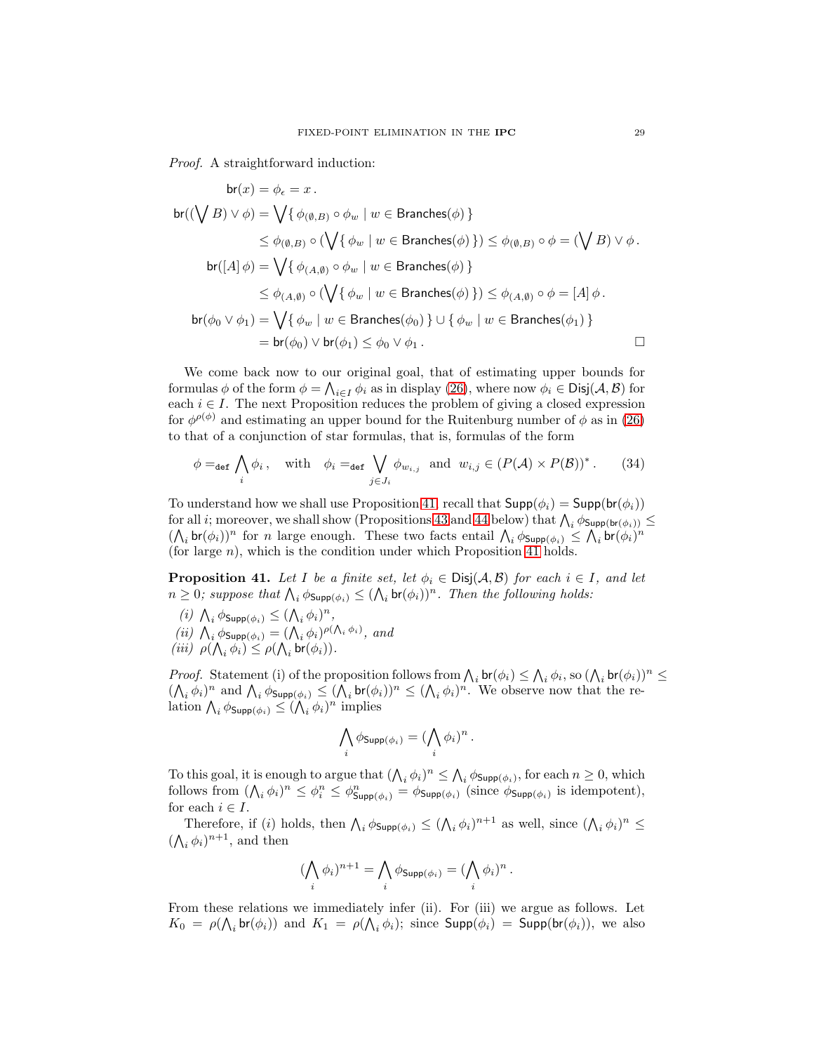*Proof.* A straightforward induction:

$$
\begin{aligned}
\mathsf{br}(x) &= \phi_\epsilon = x\,.\\
\mathsf{br}((\bigvee B) \vee \phi) &= \bigvee\{\, \phi_{(\emptyset,B)} \circ \phi_w \mid w \in \mathsf{Branches}(\phi)\,\}\\
&\leq \phi_{(\emptyset,B)} \circ (\bigvee\{\, \phi_w \mid w \in \mathsf{Branches}(\phi)\,\}) \leq \phi_{(\emptyset,B)} \circ \phi = (\bigvee B) \vee \phi\,.\\
\mathsf{br}([A]\,\phi) &= \bigvee\{\, \phi_{(A,\emptyset)} \circ \phi_w \mid w \in \mathsf{Branches}(\phi)\,\}\\
&\leq \phi_{(A,\emptyset)} \circ (\bigvee\{\, \phi_w \mid w \in \mathsf{Branches}(\phi)\,\}) \leq \phi_{(A,\emptyset)} \circ \phi = [A]\,\phi\,.\\
\mathsf{br}(\phi_0 \vee \phi_1) &= \bigvee\{\, \phi_w \mid w \in \mathsf{Branches}(\phi_0)\,\} \cup \{\, \phi_w \mid w \in \mathsf{Branches}(\phi_1)\,\}\\
&= \mathsf{br}(\phi_0) \vee \mathsf{br}(\phi_1) \leq \phi_0 \vee \phi_1\,.
\end{aligned}
$$

□

We come back now to our original goal, that of estimating upper bounds for formulas $\phi$ of the form $\phi = \bigwedge_{i \in I} \phi_i$ as in display (26), where now $\phi_i \in \mathsf{Disj}(\mathcal{A}, \mathcal{B})$ for each $i \in I$. The next Proposition reduces the problem of giving a closed expression for $\phi^{\rho(\phi)}$ and estimating an upper bound for the Ruitenburg number of $\phi$ as in (26) to that of a conjunction of star formulas, that is, formulas of the form

$$
\phi =_{\mathtt{def}} \bigwedge_i \phi_i\,, \quad \text{with} \quad \phi_i =_{\mathtt{def}} \bigvee_{j \in J_i} \phi_{w_{i,j}} \quad \text{and} \quad w_{i,j} \in (P(\mathcal{A}) \times P(\mathcal{B}))^*\,. \tag{34}
$$

To understand how we shall use Proposition 41, recall that $\mathsf{Supp}(\phi_i) = \mathsf{Supp}(\mathsf{br}(\phi_i))$ for all $i$; moreover, we shall show (Propositions 43 and 44 below) that $\bigwedge_i \phi_{\mathsf{Supp}(\mathsf{br}(\phi_i))} \leq (\bigwedge_i \mathsf{br}(\phi_i))^n$ for $n$ large enough. These two facts entail $\bigwedge_i \phi_{\mathsf{Supp}(\phi_i)} \leq \bigwedge_i \mathsf{br}(\phi_i)^n$ (for large $n$), which is the condition under which Proposition 41 holds.

**Proposition 41.** *Let $I$ be a finite set, let $\phi_i \in \mathsf{Disj}(\mathcal{A}, \mathcal{B})$ for each $i \in I$, and let $n \geq 0$; suppose that $\bigwedge_i \phi_{\mathsf{Supp}(\phi_i)} \leq (\bigwedge_i \mathsf{br}(\phi_i))^n$. Then the following holds:*

*(i)* $\bigwedge_i \phi_{\mathsf{Supp}(\phi_i)} \leq (\bigwedge_i \phi_i)^n$,
*(ii)* $\bigwedge_i \phi_{\mathsf{Supp}(\phi_i)} = (\bigwedge_i \phi_i)^{\rho(\bigwedge_i \phi_i)}$, *and*
*(iii)* $\rho(\bigwedge_i \phi_i) \leq \rho(\bigwedge_i \mathsf{br}(\phi_i))$.

*Proof.* Statement (i) of the proposition follows from $\bigwedge_i \mathsf{br}(\phi_i) \leq \bigwedge_i \phi_i$, so $(\bigwedge_i \mathsf{br}(\phi_i))^n \leq (\bigwedge_i \phi_i)^n$ and $\bigwedge_i \phi_{\mathsf{Supp}(\phi_i)} \leq (\bigwedge_i \mathsf{br}(\phi_i))^n \leq (\bigwedge_i \phi_i)^n$. We observe now that the relation $\bigwedge_i \phi_{\mathsf{Supp}(\phi_i)} \leq (\bigwedge_i \phi_i)^n$ implies

$$
\bigwedge_i \phi_{\mathsf{Supp}(\phi_i)} = (\bigwedge_i \phi_i)^n\,.
$$

To this goal, it is enough to argue that $(\bigwedge_i \phi_i)^n \leq \bigwedge_i \phi_{\mathsf{Supp}(\phi_i)}$, for each $n \geq 0$, which follows from $(\bigwedge_i \phi_i)^n \leq \phi_i^n \leq \phi^n_{\mathsf{Supp}(\phi_i)} = \phi_{\mathsf{Supp}(\phi_i)}$ (since $\phi_{\mathsf{Supp}(\phi_i)}$ is idempotent), for each $i \in I$.

Therefore, if $(i)$ holds, then $\bigwedge_i \phi_{\mathsf{Supp}(\phi_i)} \leq (\bigwedge_i \phi_i)^{n+1}$ as well, since $(\bigwedge_i \phi_i)^n \leq (\bigwedge_i \phi_i)^{n+1}$, and then

$$
(\bigwedge_i \phi_i)^{n+1} = \bigwedge_i \phi_{\mathsf{Supp}(\phi_i)} = (\bigwedge_i \phi_i)^n\,.
$$

From these relations we immediately infer (ii). For (iii) we argue as follows. Let $K_0 = \rho(\bigwedge_i \mathsf{br}(\phi_i))$ and $K_1 = \rho(\bigwedge_i \phi_i)$; since $\mathsf{Supp}(\phi_i) = \mathsf{Supp}(\mathsf{br}(\phi_i))$, we also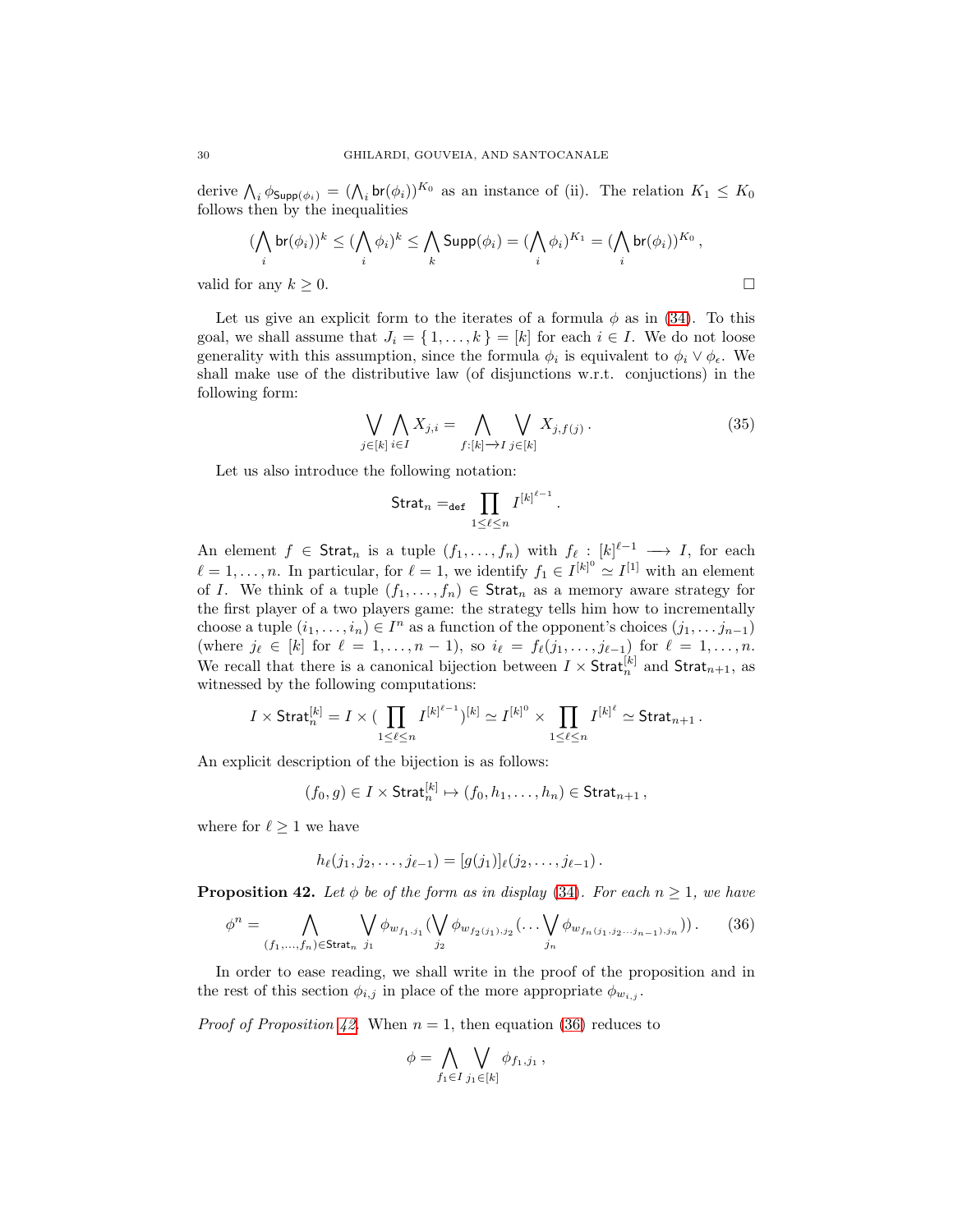derive $\bigwedge_i \phi_{\mathsf{Supp}(\phi_i)} = (\bigwedge_i \mathsf{br}(\phi_i))^{K_0}$ as an instance of (ii). The relation $K_1 \leq K_0$ follows then by the inequalities

$$(\bigwedge_i \mathsf{br}(\phi_i))^k \leq (\bigwedge_i \phi_i)^k \leq \bigwedge_k \mathsf{Supp}(\phi_i) = (\bigwedge_i \phi_i)^{K_1} = (\bigwedge_i \mathsf{br}(\phi_i))^{K_0}\,,$$

valid for any $k \geq 0$. □

Let us give an explicit form to the iterates of a formula $\phi$ as in (34). To this goal, we shall assume that $J_i = \{1, \ldots, k\} = [k]$ for each $i \in I$. We do not loose generality with this assumption, since the formula $\phi_i$ is equivalent to $\phi_i \vee \phi_\epsilon$. We shall make use of the distributive law (of disjunctions w.r.t. conjuctions) in the following form:

$$\bigvee_{j\in[k]} \bigwedge_{i \in I} X_{j,i} = \bigwedge_{f:[k]\longrightarrow I} \bigvee_{j\in[k]} X_{j,f(j)}\,. \tag{35}$$

Let us also introduce the following notation:

$$\mathsf{Strat}_n =_{\mathtt{def}} \prod_{1\leq \ell \leq n} I^{[k]^{\ell-1}}\,.$$

An element $f \in \mathsf{Strat}_n$ is a tuple $(f_1, \ldots, f_n)$ with $f_\ell : [k]^{\ell-1} \longrightarrow I$, for each $\ell = 1, \ldots, n$. In particular, for $\ell = 1$, we identify $f_1 \in I^{[k]^0} \simeq I^{[1]}$ with an element of $I$. We think of a tuple $(f_1, \ldots, f_n) \in \mathsf{Strat}_n$ as a memory aware strategy for the first player of a two players game: the strategy tells him how to incrementally choose a tuple $(i_1, \ldots, i_n) \in I^n$ as a function of the opponent's choices $(j_1, \ldots j_{n-1})$ (where $j_\ell \in [k]$ for $\ell = 1, \ldots, n-1$), so $i_\ell = f_\ell(j_1, \ldots, j_{\ell-1})$ for $\ell = 1, \ldots, n$. We recall that there is a canonical bijection between $I \times \mathsf{Strat}_n^{[k]}$ and $\mathsf{Strat}_{n+1}$, as witnessed by the following computations:

$$I \times \mathsf{Strat}_n^{[k]} = I \times (\prod_{1\leq \ell \leq n} I^{[k]^{\ell-1}})^{[k]} \simeq I^{[k]^0} \times \prod_{1\leq \ell\leq n} I^{[k]^\ell} \simeq \mathsf{Strat}_{n+1}\,.$$

An explicit description of the bijection is as follows:

$$(f_0, g) \in I \times \mathsf{Strat}_n^{[k]} \mapsto (f_0, h_1, \ldots, h_n) \in \mathsf{Strat}_{n+1}\,,$$

where for $\ell \geq 1$ we have

$$h_\ell(j_1, j_2, \ldots, j_{\ell-1}) = [g(j_1)]_\ell(j_2, \ldots, j_{\ell-1})\,.$$

**Proposition 42.** *Let $\phi$ be of the form as in display (34). For each $n \geq 1$, we have*

$$\phi^n = \bigwedge_{(f_1,\ldots,f_n)\in\mathsf{Strat}_n} \bigvee_{j_1} \phi_{w_{f_1,j_1}}(\bigvee_{j_2} \phi_{w_{f_2(j_1),j_2}}(\ldots \bigvee_{j_n} \phi_{w_{f_n(j_1,j_2\cdots j_{n-1}),j_n}}))\,. \tag{36}$$

In order to ease reading, we shall write in the proof of the proposition and in the rest of this section $\phi_{i,j}$ in place of the more appropriate $\phi_{w_{i,j}}$.

*Proof of Proposition 42.* When $n = 1$, then equation (36) reduces to

$$\phi = \bigwedge_{f_1\in I} \bigvee_{j_1\in[k]} \phi_{f_1,j_1}\,,$$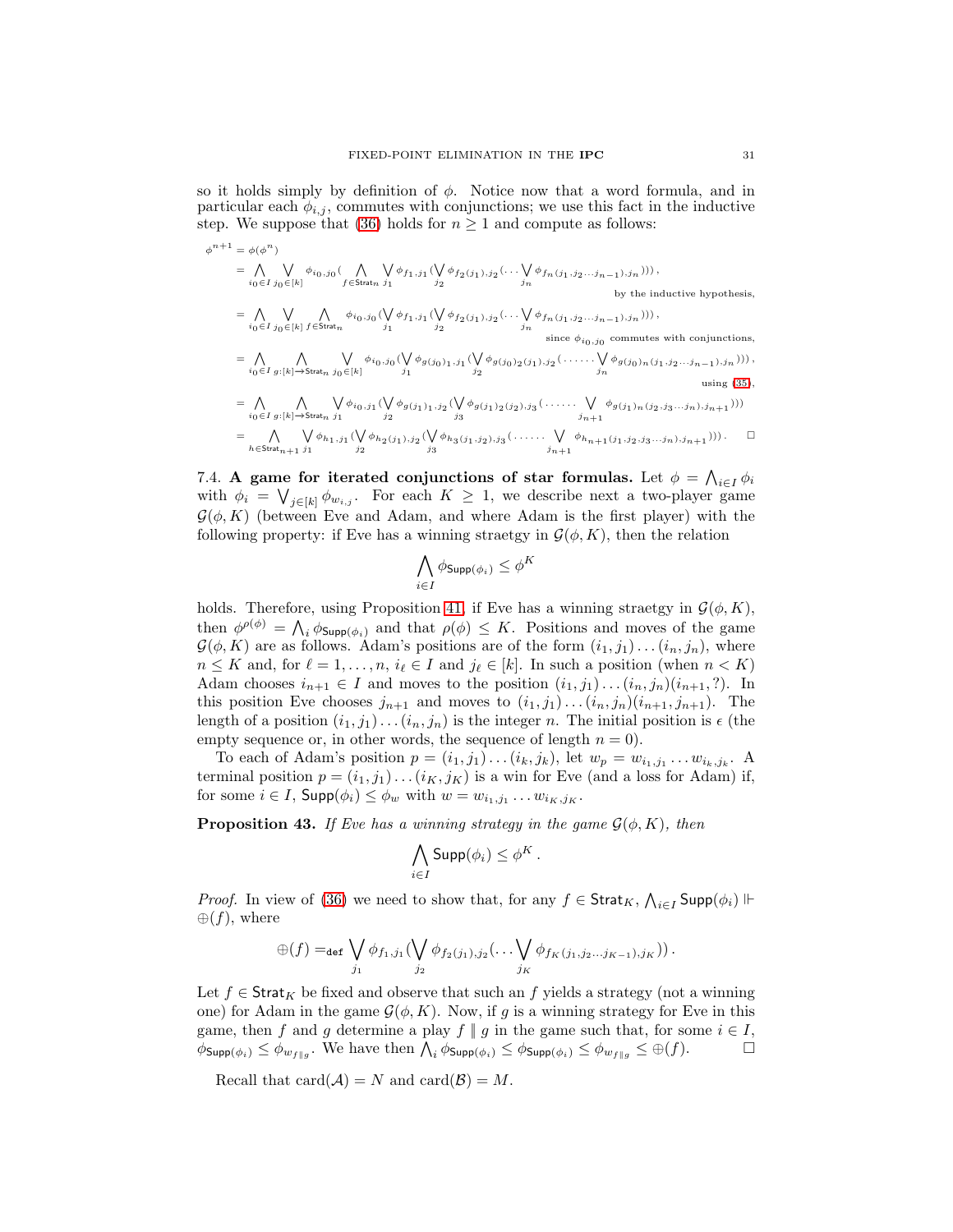so it holds simply by definition of $\phi$. Notice now that a word formula, and in particular each $\phi_{i,j}$, commutes with conjunctions; we use this fact in the inductive step. We suppose that (36) holds for $n \geq 1$ and compute as follows:

$$
\begin{aligned}
\phi^{n+1} &= \phi(\phi^n) \\
&= \bigwedge_{i_0 \in I} \bigvee_{j_0 \in [k]} \phi_{i_0,j_0}( \bigwedge_{f \in \mathsf{Strat}_n} \bigvee_{j_1} \phi_{f_1,j_1}(\bigvee_{j_2} \phi_{f_2(j_1),j_2}(\ldots \bigvee_{j_n} \phi_{f_n(j_1,j_2\ldots j_{n-1}),j_n}))) \,, \\
&\qquad\qquad \text{by the inductive hypothesis,} \\
&= \bigwedge_{i_0 \in I} \bigvee_{j_0 \in [k]} \bigwedge_{f \in \mathsf{Strat}_n} \phi_{i_0,j_0}(\bigvee_{j_1} \phi_{f_1,j_1}(\bigvee_{j_2} \phi_{f_2(j_1),j_2}(\ldots \bigvee_{j_n} \phi_{f_n(j_1,j_2\ldots j_{n-1}),j_n}))) \,, \\
&\qquad\qquad \text{since } \phi_{i_0,j_0} \text{ commutes with conjunctions,} \\
&= \bigwedge_{i_0 \in I} \bigwedge_{g:[k] \to \mathsf{Strat}_n} \bigvee_{j_0 \in [k]} \phi_{i_0,j_0}(\bigvee_{j_1} \phi_{g(j_0)_1,j_1}(\bigvee_{j_2} \phi_{g(j_0)_2(j_1),j_2}(\ldots\ldots \bigvee_{j_n} \phi_{g(j_0)_n(j_1,j_2\ldots j_{n-1}),j_n}))) \,, \\
&\qquad\qquad \text{using (35),} \\
&= \bigwedge_{i_0 \in I} \bigwedge_{g:[k] \to \mathsf{Strat}_n} \bigvee_{j_1} \phi_{i_0,j_1}(\bigvee_{j_2} \phi_{g(j_1)_1,j_2}(\bigvee_{j_3} \phi_{g(j_1)_2(j_2),j_3}(\ldots\ldots \bigvee_{j_{n+1}} \phi_{g(j_1)_n(j_2,j_3\ldots j_n),j_{n+1}}))) \\
&= \bigwedge_{h \in \mathsf{Strat}_{n+1}} \bigvee_{j_1} \phi_{h_1,j_1}(\bigvee_{j_2} \phi_{h_2(j_1),j_2}(\bigvee_{j_3} \phi_{h_3(j_1,j_2),j_3}(\ldots\ldots \bigvee_{j_{n+1}} \phi_{h_{n+1}(j_1,j_2,j_3\ldots j_n),j_{n+1}}))) \,. \qquad \square
\end{aligned}
$$

7.4. **A game for iterated conjunctions of star formulas.** Let $\phi = \bigwedge_{i \in I} \phi_i$ with $\phi_i = \bigvee_{j \in [k]} \phi_{w_{i,j}}$. For each $K \geq 1$, we describe next a two-player game $\mathcal{G}(\phi, K)$ (between Eve and Adam, and where Adam is the first player) with the following property: if Eve has a winning straetgy in $\mathcal{G}(\phi, K)$, then the relation

$$\bigwedge_{i \in I} \phi_{\mathsf{Supp}(\phi_i)} \leq \phi^K$$

holds. Therefore, using Proposition 41, if Eve has a winning straetgy in $\mathcal{G}(\phi, K)$, then $\phi^{\rho(\phi)} = \bigwedge_i \phi_{\mathsf{Supp}(\phi_i)}$ and that $\rho(\phi) \leq K$. Positions and moves of the game $\mathcal{G}(\phi, K)$ are as follows. Adam's positions are of the form $(i_1, j_1) \ldots (i_n, j_n)$, where $n \leq K$ and, for $\ell = 1, \ldots, n$, $i_\ell \in I$ and $j_\ell \in [k]$. In such a position (when $n < K$) Adam chooses $i_{n+1} \in I$ and moves to the position $(i_1, j_1) \ldots (i_n, j_n)(i_{n+1}, ?)$. In this position Eve chooses $j_{n+1}$ and moves to $(i_1, j_1) \ldots (i_n, j_n)(i_{n+1}, j_{n+1})$. The length of a position $(i_1, j_1) \ldots (i_n, j_n)$ is the integer $n$. The initial position is $\epsilon$ (the empty sequence or, in other words, the sequence of length $n = 0$).

To each of Adam's position $p = (i_1, j_1) \ldots (i_k, j_k)$, let $w_p = w_{i_1,j_1} \ldots w_{i_k,j_k}$. A terminal position $p = (i_1, j_1) \ldots (i_K, j_K)$ is a win for Eve (and a loss for Adam) if, for some $i \in I$, $\mathsf{Supp}(\phi_i) \leq \phi_w$ with $w = w_{i_1,j_1} \ldots w_{i_K,j_K}$.

**Proposition 43.** *If Eve has a winning strategy in the game $\mathcal{G}(\phi, K)$, then*

$$\bigwedge_{i \in I} \mathsf{Supp}(\phi_i) \leq \phi^K \,.$$

*Proof.* In view of (36) we need to show that, for any $f \in \mathsf{Strat}_K$, $\bigwedge_{i \in I} \mathsf{Supp}(\phi_i) \Vdash \oplus(f)$, where

$$\oplus(f) =_{\mathsf{def}} \bigvee_{j_1} \phi_{f_1,j_1}(\bigvee_{j_2} \phi_{f_2(j_1),j_2}(\ldots \bigvee_{j_K} \phi_{f_K(j_1,j_2\ldots j_{K-1}),j_K})) \,.$$

Let $f \in \mathsf{Strat}_K$ be fixed and observe that such an $f$ yields a strategy (not a winning one) for Adam in the game $\mathcal{G}(\phi, K)$. Now, if $g$ is a winning strategy for Eve in this game, then $f$ and $g$ determine a play $f \parallel g$ in the game such that, for some $i \in I$, $\phi_{\mathsf{Supp}(\phi_i)} \leq \phi_{w_{f \parallel g}}$. We have then $\bigwedge_i \phi_{\mathsf{Supp}(\phi_i)} \leq \phi_{\mathsf{Supp}(\phi_i)} \leq \phi_{w_{f \parallel g}} \leq \oplus(f)$. $\square$

Recall that $\mathrm{card}(\mathcal{A}) = N$ and $\mathrm{card}(\mathcal{B}) = M$.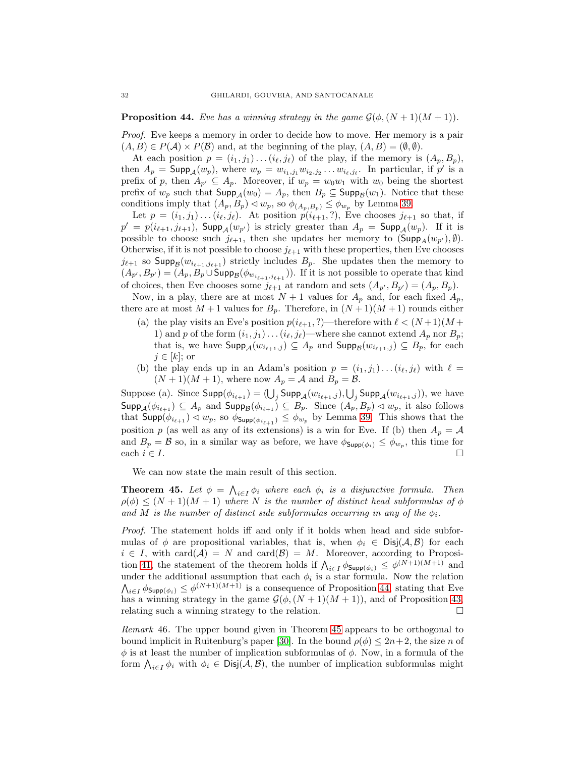**Proposition 44.** *Eve has a winning strategy in the game $\mathcal{G}(\phi, (N+1)(M+1))$.*

*Proof.* Eve keeps a memory in order to decide how to move. Her memory is a pair $(A, B) \in P(\mathcal{A}) \times P(\mathcal{B})$ and, at the beginning of the play, $(A, B) = (\emptyset, \emptyset)$.

At each position $p = (i_1, j_1) \ldots (i_\ell, j_\ell)$ of the play, if the memory is $(A_p, B_p)$, then $A_p = \mathsf{Supp}_{\mathcal{A}}(w_p)$, where $w_p = w_{i_1,j_1} w_{i_2,j_2} \ldots w_{i_\ell,j_\ell}$. In particular, if $p'$ is a prefix of $p$, then $A_{p'} \subseteq A_p$. Moreover, if $w_p = w_0 w_1$ with $w_0$ being the shortest prefix of $w_p$ such that $\mathsf{Supp}_{\mathcal{A}}(w_0) = A_p$, then $B_p \subseteq \mathsf{Supp}_{\mathcal{B}}(w_1)$. Notice that these conditions imply that $(A_p, B_p) \lhd w_p$, so $\phi_{(A_p,B_p)} \leq \phi_{w_p}$ by Lemma 39.

Let $p = (i_1, j_1) \ldots (i_\ell, j_\ell)$. At position $p(i_{\ell+1}, ?)$, Eve chooses $j_{\ell+1}$ so that, if $p' = p(i_{\ell+1}, j_{\ell+1})$, $\mathsf{Supp}_{\mathcal{A}}(w_{p'})$ is stricly greater than $A_p = \mathsf{Supp}_{\mathcal{A}}(w_p)$. If it is possible to choose such $j_{\ell+1}$, then she updates her memory to $(\mathsf{Supp}_A(w_{p'}), \emptyset)$. Otherwise, if it is not possible to choose $j_{\ell+1}$ with these properties, then Eve chooses $j_{\ell+1}$ so $\mathsf{Supp}_{\mathcal{B}}(w_{i_{\ell+1},j_{\ell+1}})$ strictly includes $B_p$. She updates then the memory to $(A_{p'}, B_{p'}) = (A_p, B_p \cup \mathsf{Supp}_{\mathcal{B}}(\phi_{w_{i_{\ell+1},j_{\ell+1}}}))$. If it is not possible to operate that kind of choices, then Eve chooses some $j_{\ell+1}$ at random and sets $(A_{p'}, B_{p'}) = (A_p, B_p)$.

Now, in a play, there are at most $N+1$ values for $A_p$ and, for each fixed $A_p$, there are at most $M+1$ values for $B_p$. Therefore, in $(N+1)(M+1)$ rounds either

(a) the play visits an Eve's position $p(i_{\ell+1}, ?)$—therefore with $\ell < (N+1)(M+1)$ and $p$ of the form $(i_1, j_1) \ldots (i_\ell, j_\ell)$—where she cannot extend $A_p$ nor $B_p$; that is, we have $\mathsf{Supp}_{\mathcal{A}}(w_{i_{\ell+1},j}) \subseteq A_p$ and $\mathsf{Supp}_{\mathcal{B}}(w_{i_{\ell+1},j}) \subseteq B_p$, for each $j \in [k]$; or

(b) the play ends up in an Adam's position $p = (i_1, j_1) \ldots (i_\ell, j_\ell)$ with $\ell = (N+1)(M+1)$, where now $A_p = \mathcal{A}$ and $B_p = \mathcal{B}$.

Suppose (a). Since $\mathsf{Supp}(\phi_{i_{\ell+1}}) = (\bigcup_j \mathsf{Supp}_{\mathcal{A}}(w_{i_{\ell+1},j}), \bigcup_j \mathsf{Supp}_{\mathcal{A}}(w_{i_{\ell+1},j}))$, we have $\mathsf{Supp}_{\mathcal{A}}(\phi_{i_{\ell+1}}) \subseteq A_p$ and $\mathsf{Supp}_{\mathcal{B}}(\phi_{i_{\ell+1}}) \subseteq B_p$. Since $(A_p, B_p) \lhd w_p$, it also follows that $\mathsf{Supp}(\phi_{i_{\ell+1}}) \lhd w_p$, so $\phi_{\mathsf{Supp}(\phi_{i_{\ell+1}})} \leq \phi_{w_p}$ by Lemma 39. This shows that the position $p$ (as well as any of its extensions) is a win for Eve. If (b) then $A_p = \mathcal{A}$ and $B_p = \mathcal{B}$ so, in a similar way as before, we have $\phi_{\mathsf{Supp}(\phi_i)} \leq \phi_{w_p}$, this time for each $i \in I$. □

We can now state the main result of this section.

**Theorem 45.** *Let $\phi = \bigwedge_{i \in I} \phi_i$ where each $\phi_i$ is a disjunctive formula. Then $\rho(\phi) \leq (N+1)(M+1)$ where $N$ is the number of distinct head subformulas of $\phi$ and $M$ is the number of distinct side subformulas occurring in any of the $\phi_i$.*

*Proof.* The statement holds iff and only if it holds when head and side subformulas of $\phi$ are propositional variables, that is, when $\phi_i \in \mathsf{Disj}(\mathcal{A}, \mathcal{B})$ for each $i \in I$, with $\mathrm{card}(\mathcal{A}) = N$ and $\mathrm{card}(\mathcal{B}) = M$. Moreover, according to Proposition 41, the statement of the theorem holds if $\bigwedge_{i \in I} \phi_{\mathsf{Supp}(\phi_i)} \leq \phi^{(N+1)(M+1)}$ and under the additional assumption that each $\phi_i$ is a star formula. Now the relation $\bigwedge_{i \in I} \phi_{\mathsf{Supp}(\phi_i)} \leq \phi^{(N+1)(M+1)}$ is a consequence of Proposition 44, stating that Eve has a winning strategy in the game $\mathcal{G}(\phi, (N+1)(M+1))$, and of Proposition 43, relating such a winning strategy to the relation. □

*Remark* 46. The upper bound given in Theorem 45 appears to be orthogonal to bound implicit in Ruitenburg's paper [30]. In the bound $\rho(\phi) \leq 2n+2$, the size $n$ of $\phi$ is at least the number of implication subformulas of $\phi$. Now, in a formula of the form $\bigwedge_{i \in I} \phi_i$ with $\phi_i \in \mathsf{Disj}(\mathcal{A}, \mathcal{B})$, the number of implication subformulas might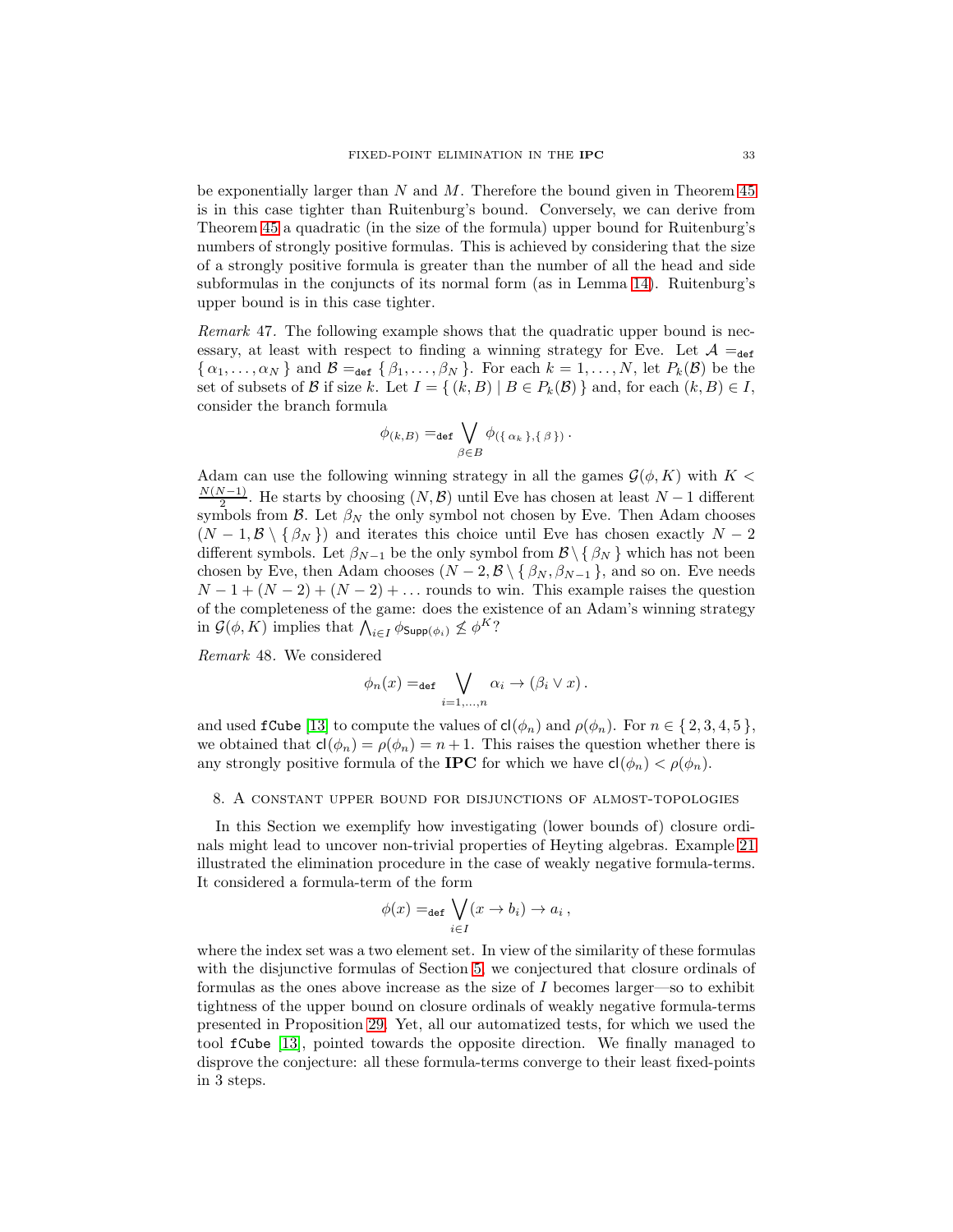be exponentially larger than $N$ and $M$. Therefore the bound given in Theorem 45 is in this case tighter than Ruitenburg's bound. Conversely, we can derive from Theorem 45 a quadratic (in the size of the formula) upper bound for Ruitenburg's numbers of strongly positive formulas. This is achieved by considering that the size of a strongly positive formula is greater than the number of all the head and side subformulas in the conjuncts of its normal form (as in Lemma 14). Ruitenburg's upper bound is in this case tighter.

*Remark* 47. The following example shows that the quadratic upper bound is necessary, at least with respect to finding a winning strategy for Eve. Let $\mathcal{A} =_{\mathtt{def}} \{ \alpha_1, \ldots, \alpha_N \}$ and $\mathcal{B} =_{\mathtt{def}} \{ \beta_1, \ldots, \beta_N \}$. For each $k = 1, \ldots, N$, let $P_k(\mathcal{B})$ be the set of subsets of $\mathcal{B}$ if size $k$. Let $I = \{ (k, B) \mid B \in P_k(\mathcal{B}) \}$ and, for each $(k, B) \in I$, consider the branch formula

$$\phi_{(k,B)} =_{\mathtt{def}} \bigvee_{\beta \in B} \phi_{(\{ \alpha_k \}, \{ \beta \})} \,.$$

Adam can use the following winning strategy in all the games $\mathcal{G}(\phi, K)$ with $K < \frac{N(N-1)}{2}$. He starts by choosing $(N, \mathcal{B})$ until Eve has chosen at least $N-1$ different symbols from $\mathcal{B}$. Let $\beta_N$ the only symbol not chosen by Eve. Then Adam chooses $(N-1, \mathcal{B} \setminus \{ \beta_N \})$ and iterates this choice until Eve has chosen exactly $N-2$ different symbols. Let $\beta_{N-1}$ be the only symbol from $\mathcal{B} \setminus \{ \beta_N \}$ which has not been chosen by Eve, then Adam chooses $(N-2, \mathcal{B} \setminus \{ \beta_N, \beta_{N-1} \}$, and so on. Eve needs $N-1+(N-2)+(N-2)+\ldots$ rounds to win. This example raises the question of the completeness of the game: does the existence of an Adam's winning strategy in $\mathcal{G}(\phi, K)$ implies that $\bigwedge_{i \in I} \phi_{\mathsf{Supp}(\phi_i)} \not\leq \phi^K$?

*Remark* 48. We considered

$$\phi_n(x) =_{\mathtt{def}} \bigvee_{i=1,\ldots,n} \alpha_i \to (\beta_i \vee x) \,.$$

and used `fCube` [13] to compute the values of $\mathsf{cl}(\phi_n)$ and $\rho(\phi_n)$. For $n \in \{ 2, 3, 4, 5 \}$, we obtained that $\mathsf{cl}(\phi_n) = \rho(\phi_n) = n + 1$. This raises the question whether there is any strongly positive formula of the **IPC** for which we have $\mathsf{cl}(\phi_n) < \rho(\phi_n)$.

## 8. A constant upper bound for disjunctions of almost-topologies

In this Section we exemplify how investigating (lower bounds of) closure ordinals might lead to uncover non-trivial properties of Heyting algebras. Example 21 illustrated the elimination procedure in the case of weakly negative formula-terms. It considered a formula-term of the form

$$\phi(x) =_{\mathtt{def}} \bigvee_{i \in I} (x \to b_i) \to a_i \,,$$

where the index set was a two element set. In view of the similarity of these formulas with the disjunctive formulas of Section 5, we conjectured that closure ordinals of formulas as the ones above increase as the size of $I$ becomes larger—so to exhibit tightness of the upper bound on closure ordinals of weakly negative formula-terms presented in Proposition 29. Yet, all our automatized tests, for which we used the tool `fCube` [13], pointed towards the opposite direction. We finally managed to disprove the conjecture: all these formula-terms converge to their least fixed-points in 3 steps.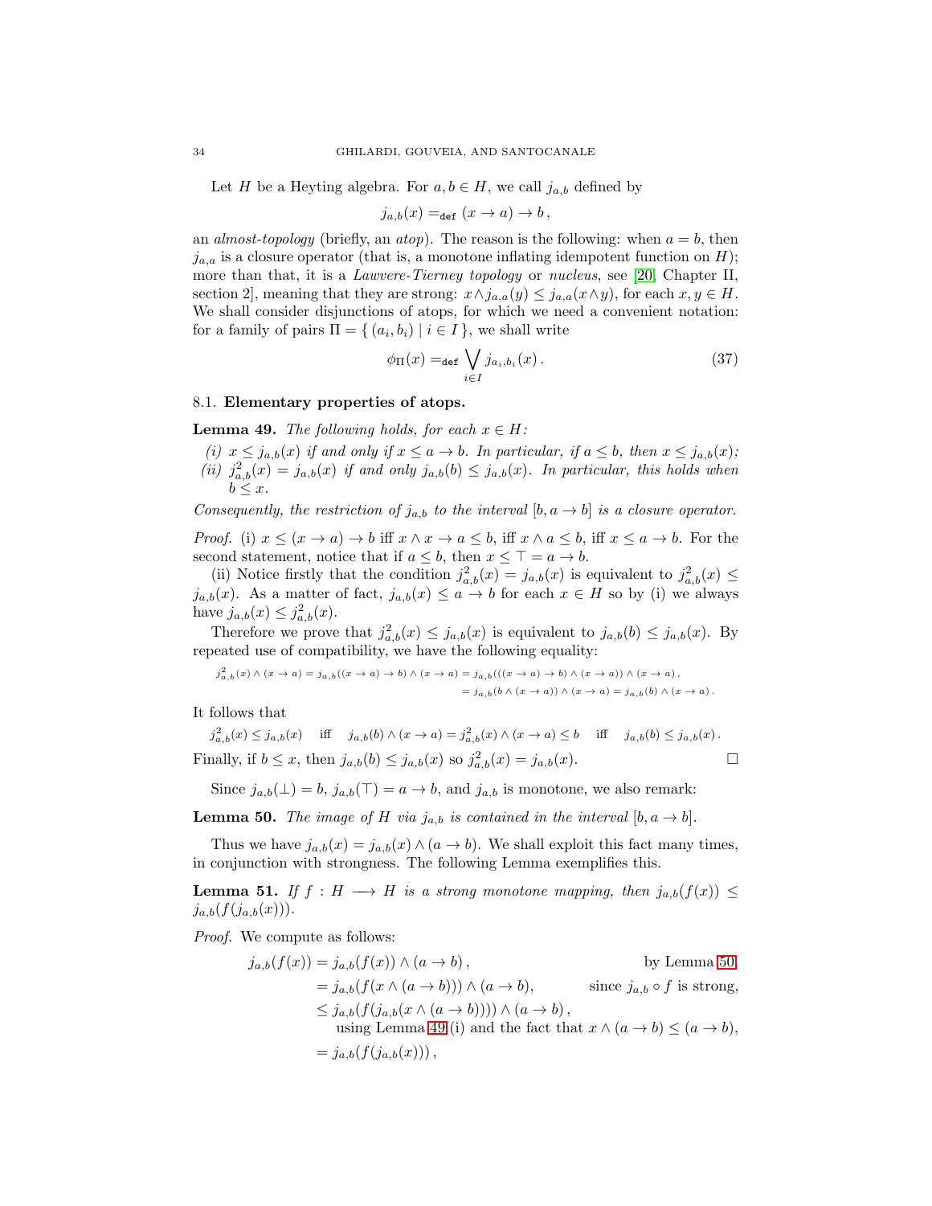Let $H$ be a Heyting algebra. For $a, b \in H$, we call $j_{a,b}$ defined by

$$j_{a,b}(x) =_{\texttt{def}} (x \to a) \to b\,,$$

an *almost-topology* (briefly, an *atop*). The reason is the following: when $a = b$, then $j_{a,a}$ is a closure operator (that is, a monotone inflating idempotent function on $H$); more than that, it is a *Lawvere-Tierney topology* or *nucleus*, see [20, Chapter II, section 2], meaning that they are strong: $x \wedge j_{a,a}(y) \le j_{a,a}(x \wedge y)$, for each $x, y \in H$. We shall consider disjunctions of atops, for which we need a convenient notation: for a family of pairs $\Pi = \{ (a_i, b_i) \mid i \in I \}$, we shall write

$$\phi_\Pi(x) =_{\texttt{def}} \bigvee_{i \in I} j_{a_i, b_i}(x)\,. \tag{37}$$

### 8.1. Elementary properties of atops.

**Lemma 49.** *The following holds, for each $x \in H$:*

*(i) $x \le j_{a,b}(x)$ if and only if $x \le a \to b$. In particular, if $a \le b$, then $x \le j_{a,b}(x)$;*
*(ii) $j^2_{a,b}(x) = j_{a,b}(x)$ if and only if $j_{a,b}(b) \le j_{a,b}(x)$. In particular, this holds when $b \le x$.*

*Consequently, the restriction of $j_{a,b}$ to the interval $[b, a \to b]$ is a closure operator.*

*Proof.* (i) $x \le (x \to a) \to b$ iff $x \wedge x \to a \le b$, iff $x \wedge a \le b$, iff $x \le a \to b$. For the second statement, notice that if $a \le b$, then $x \le \top = a \to b$.

(ii) Notice firstly that the condition $j^2_{a,b}(x) = j_{a,b}(x)$ is equivalent to $j^2_{a,b}(x) \le j_{a,b}(x)$. As a matter of fact, $j_{a,b}(x) \le a \to b$ for each $x \in H$ so by (i) we always have $j_{a,b}(x) \le j^2_{a,b}(x)$.

Therefore we prove that $j^2_{a,b}(x) \le j_{a,b}(x)$ is equivalent to $j_{a,b}(b) \le j_{a,b}(x)$. By repeated use of compatibility, we have the following equality:

$$\begin{aligned} j^2_{a,b}(x) \wedge (x \to a) = j_{a,b}((x \to a) \to b) \wedge (x \to a) &= j_{a,b}(((x \to a) \to b) \wedge (x \to a)) \wedge (x \to a)\,, \\ &= j_{a,b}(b \wedge (x \to a)) \wedge (x \to a) = j_{a,b}(b) \wedge (x \to a)\,. \end{aligned}$$

It follows that

$$j^2_{a,b}(x) \le j_{a,b}(x) \quad \text{iff} \quad j_{a,b}(b) \wedge (x \to a) = j^2_{a,b}(x) \wedge (x \to a) \le b \quad \text{iff} \quad j_{a,b}(b) \le j_{a,b}(x)\,.$$

Finally, if $b \le x$, then $j_{a,b}(b) \le j_{a,b}(x)$ so $j^2_{a,b}(x) = j_{a,b}(x)$. $\square$

Since $j_{a,b}(\bot) = b$, $j_{a,b}(\top) = a \to b$, and $j_{a,b}$ is monotone, we also remark:

**Lemma 50.** *The image of $H$ via $j_{a,b}$ is contained in the interval $[b, a \to b]$.*

Thus we have $j_{a,b}(x) = j_{a,b}(x) \wedge (a \to b)$. We shall exploit this fact many times, in conjunction with strongness. The following Lemma exemplifies this.

**Lemma 51.** *If $f : H \longrightarrow H$ is a strong monotone mapping, then $j_{a,b}(f(x)) \le j_{a,b}(f(j_{a,b}(x)))$.*

*Proof.* We compute as follows:

$$\begin{aligned} j_{a,b}(f(x)) &= j_{a,b}(f(x)) \wedge (a \to b)\,, && \text{by Lemma 50,} \\ &= j_{a,b}(f(x \wedge (a \to b))) \wedge (a \to b), && \text{since } j_{a,b} \circ f \text{ is strong,} \\ &\le j_{a,b}(f(j_{a,b}(x \wedge (a \to b)))) \wedge (a \to b)\,, \\ &\qquad \text{using Lemma 49 (i) and the fact that } x \wedge (a \to b) \le (a \to b), \\ &= j_{a,b}(f(j_{a,b}(x)))\,, \end{aligned}$$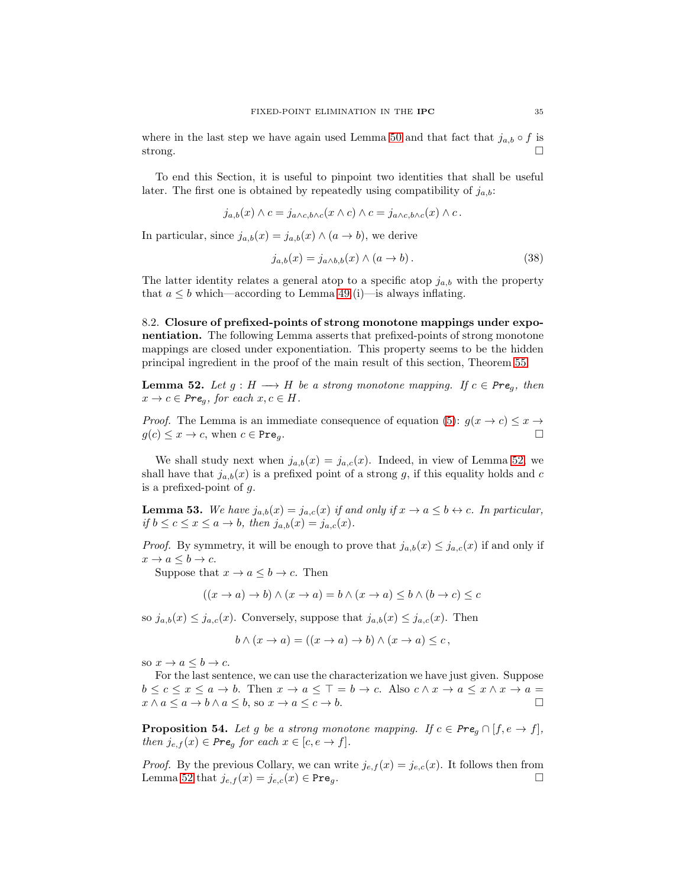where in the last step we have again used Lemma 50 and that fact that $j_{a,b} \circ f$ is strong. $\square$

To end this Section, it is useful to pinpoint two identities that shall be useful later. The first one is obtained by repeatedly using compatibility of $j_{a,b}$:

$$j_{a,b}(x) \wedge c = j_{a \wedge c, b \wedge c}(x \wedge c) \wedge c = j_{a \wedge c, b \wedge c}(x) \wedge c\,.$$

In particular, since $j_{a,b}(x) = j_{a,b}(x) \wedge (a \to b)$, we derive

$$j_{a,b}(x) = j_{a \wedge b, b}(x) \wedge (a \to b)\,. \tag{38}$$

The latter identity relates a general atop to a specific atop $j_{a,b}$ with the property that $a \leq b$ which—according to Lemma 49 (i)—is always inflating.

8.2. **Closure of prefixed-points of strong monotone mappings under exponentiation.** The following Lemma asserts that prefixed-points of strong monotone mappings are closed under exponentiation. This property seems to be the hidden principal ingredient in the proof of the main result of this section, Theorem 55.

**Lemma 52.** *Let $g : H \longrightarrow H$ be a strong monotone mapping. If $c \in \mathtt{Pre}_g$, then $x \to c \in \mathtt{Pre}_g$, for each $x, c \in H$.*

*Proof.* The Lemma is an immediate consequence of equation (5): $g(x \to c) \leq x \to g(c) \leq x \to c$, when $c \in \mathtt{Pre}_g$. $\square$

We shall study next when $j_{a,b}(x) = j_{a,c}(x)$. Indeed, in view of Lemma 52, we shall have that $j_{a,b}(x)$ is a prefixed point of a strong $g$, if this equality holds and $c$ is a prefixed-point of $g$.

**Lemma 53.** *We have $j_{a,b}(x) = j_{a,c}(x)$ if and only if $x \to a \leq b \leftrightarrow c$. In particular, if $b \leq c \leq x \leq a \to b$, then $j_{a,b}(x) = j_{a,c}(x)$.*

*Proof.* By symmetry, it will be enough to prove that $j_{a,b}(x) \leq j_{a,c}(x)$ if and only if $x \to a \leq b \to c$.

Suppose that $x \to a \leq b \to c$. Then

$$((x \to a) \to b) \wedge (x \to a) = b \wedge (x \to a) \leq b \wedge (b \to c) \leq c$$

so $j_{a,b}(x) \leq j_{a,c}(x)$. Conversely, suppose that $j_{a,b}(x) \leq j_{a,c}(x)$. Then

$$b \wedge (x \to a) = ((x \to a) \to b) \wedge (x \to a) \leq c\,,$$

so $x \to a \leq b \to c$.

For the last sentence, we can use the characterization we have just given. Suppose $b \leq c \leq x \leq a \to b$. Then $x \to a \leq \top = b \to c$. Also $c \wedge x \to a \leq x \wedge x \to a = x \wedge a \leq a \to b \wedge a \leq b$, so $x \to a \leq c \to b$. $\square$

**Proposition 54.** *Let $g$ be a strong monotone mapping. If $c \in \mathtt{Pre}_g \cap [f, e \to f]$, then $j_{e,f}(x) \in \mathtt{Pre}_g$ for each $x \in [c, e \to f]$.*

*Proof.* By the previous Collary, we can write $j_{e,f}(x) = j_{e,c}(x)$. It follows then from Lemma 52 that $j_{e,f}(x) = j_{e,c}(x) \in \mathtt{Pre}_g$. $\square$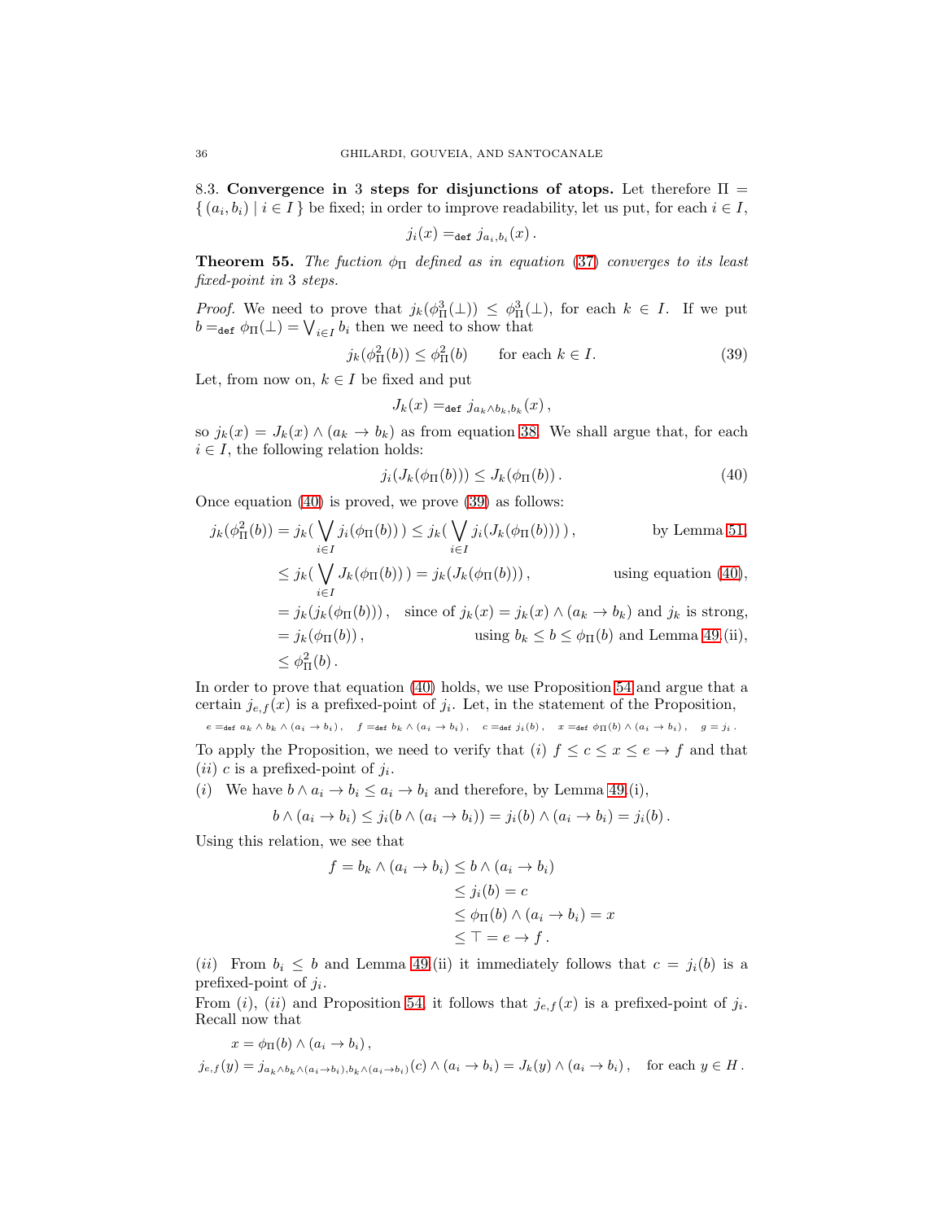### 8.3. Convergence in 3 steps for disjunctions of atops.

Let therefore $\Pi = \{ (a_i, b_i) \mid i \in I \}$ be fixed; in order to improve readability, let us put, for each $i \in I$,

$$j_i(x) =_{\texttt{def}} j_{a_i,b_i}(x)\,.$$

**Theorem 55.** *The fuction $\phi_\Pi$ defined as in equation (37) converges to its least fixed-point in 3 steps.*

*Proof.* We need to prove that $j_k(\phi^3_\Pi(\bot)) \leq \phi^3_\Pi(\bot)$, for each $k \in I$. If we put $b =_{\texttt{def}} \phi_\Pi(\bot) = \bigvee_{i \in I} b_i$ then we need to show that

$$j_k(\phi^2_\Pi(b)) \leq \phi^2_\Pi(b) \qquad \text{for each } k \in I. \tag{39}$$

Let, from now on, $k \in I$ be fixed and put

$$J_k(x) =_{\texttt{def}} j_{a_k \wedge b_k, b_k}(x)\,,$$

so $j_k(x) = J_k(x) \wedge (a_k \to b_k)$ as from equation 38. We shall argue that, for each $i \in I$, the following relation holds:

$$j_i(J_k(\phi_\Pi(b))) \leq J_k(\phi_\Pi(b))\,. \tag{40}$$

Once equation (40) is proved, we prove (39) as follows:

$$
\begin{aligned}
j_k(\phi^2_\Pi(b)) &= j_k(\bigvee_{i \in I} j_i(\phi_\Pi(b))\,) \leq j_k(\bigvee_{i \in I} j_i(J_k(\phi_\Pi(b)))\,)\,, && \text{by Lemma 51,}\\
&\leq j_k(\bigvee_{i \in I} J_k(\phi_\Pi(b))\,) = j_k(J_k(\phi_\Pi(b)))\,, && \text{using equation (40),}\\
&= j_k(j_k(\phi_\Pi(b)))\,, && \text{since of } j_k(x) = j_k(x) \wedge (a_k \to b_k) \text{ and } j_k \text{ is strong,}\\
&= j_k(\phi_\Pi(b))\,, && \text{using } b_k \leq b \leq \phi_\Pi(b) \text{ and Lemma 49.(ii),}\\
&\leq \phi^2_\Pi(b)\,.
\end{aligned}
$$

In order to prove that equation (40) holds, we use Proposition 54 and argue that a certain $j_{e,f}(x)$ is a prefixed-point of $j_i$. Let, in the statement of the Proposition,

$$e =_{\texttt{def}} a_k \wedge b_k \wedge (a_i \to b_i)\,, \quad f =_{\texttt{def}} b_k \wedge (a_i \to b_i)\,, \quad c =_{\texttt{def}} j_i(b)\,, \quad x =_{\texttt{def}} \phi_\Pi(b) \wedge (a_i \to b_i)\,, \quad g = j_i\,.$$

To apply the Proposition, we need to verify that $(i)$ $f \leq c \leq x \leq e \to f$ and that $(ii)$ $c$ is a prefixed-point of $j_i$.

$(i)$ We have $b \wedge a_i \to b_i \leq a_i \to b_i$ and therefore, by Lemma 49.(i),

$$b \wedge (a_i \to b_i) \leq j_i(b \wedge (a_i \to b_i)) = j_i(b) \wedge (a_i \to b_i) = j_i(b)\,.$$

Using this relation, we see that

$$
\begin{aligned}
f = b_k \wedge (a_i \to b_i) &\leq b \wedge (a_i \to b_i)\\
&\leq j_i(b) = c\\
&\leq \phi_\Pi(b) \wedge (a_i \to b_i) = x\\
&\leq \top = e \to f\,.
\end{aligned}
$$

$(ii)$ From $b_i \leq b$ and Lemma 49.(ii) it immediately follows that $c = j_i(b)$ is a prefixed-point of $j_i$.

From $(i)$, $(ii)$ and Proposition 54, it follows that $j_{e,f}(x)$ is a prefixed-point of $j_i$. Recall now that

$$
\begin{aligned}
&x = \phi_\Pi(b) \wedge (a_i \to b_i)\,,\\
&j_{e,f}(y) = j_{a_k \wedge b_k \wedge (a_i \to b_i), b_k \wedge (a_i \to b_i)}(c) \wedge (a_i \to b_i) = J_k(y) \wedge (a_i \to b_i)\,, \quad \text{for each } y \in H\,.
\end{aligned}
$$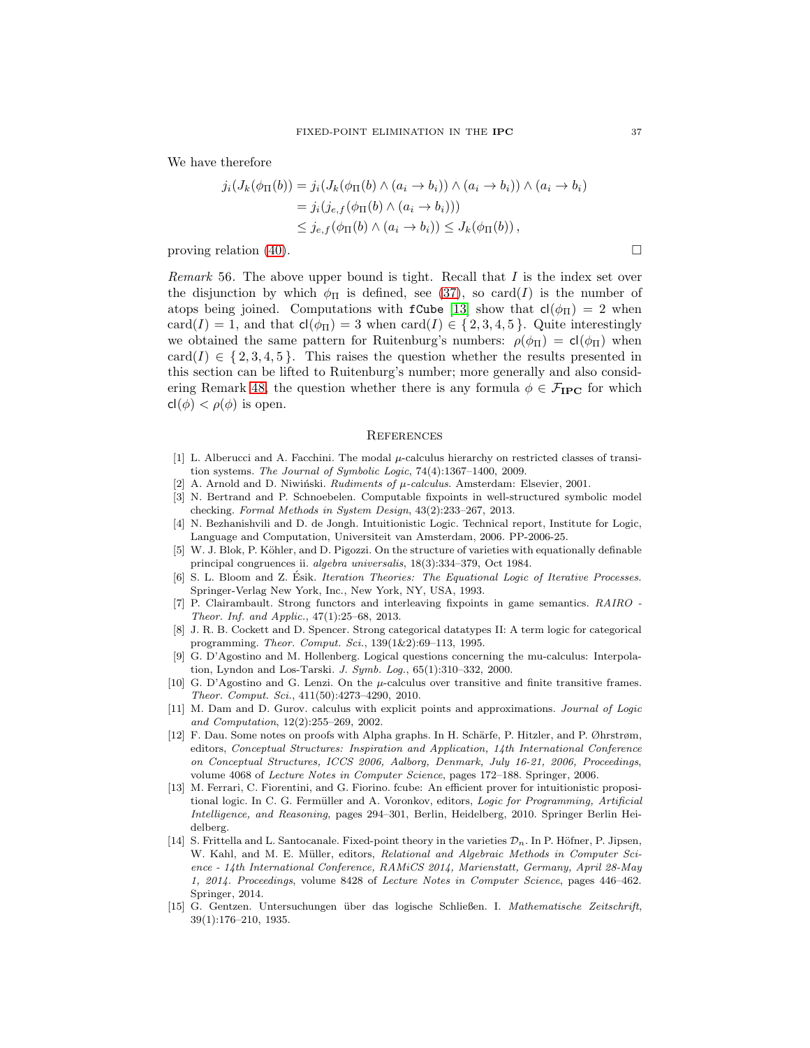We have therefore

$$
\begin{aligned}
j_i(J_k(\phi_\Pi(b)) &= j_i(J_k(\phi_\Pi(b) \wedge (a_i \to b_i)) \wedge (a_i \to b_i)) \wedge (a_i \to b_i) \\
&= j_i(j_{e,f}(\phi_\Pi(b) \wedge (a_i \to b_i))) \\
&\leq j_{e,f}(\phi_\Pi(b) \wedge (a_i \to b_i)) \leq J_k(\phi_\Pi(b)),
\end{aligned}
$$

proving relation (40). □

*Remark* 56. The above upper bound is tight. Recall that $I$ is the index set over the disjunction by which $\phi_\Pi$ is defined, see (37), so $\mathrm{card}(I)$ is the number of atops being joined. Computations with `fCube` [13] show that $\mathsf{cl}(\phi_\Pi) = 2$ when $\mathrm{card}(I) = 1$, and that $\mathsf{cl}(\phi_\Pi) = 3$ when $\mathrm{card}(I) \in \{2, 3, 4, 5\}$. Quite interestingly we obtained the same pattern for Ruitenburg's numbers: $\rho(\phi_\Pi) = \mathsf{cl}(\phi_\Pi)$ when $\mathrm{card}(I) \in \{2, 3, 4, 5\}$. This raises the question whether the results presented in this section can be lifted to Ruitenburg's number; more generally and also considering Remark 48, the question whether there is any formula $\phi \in \mathcal{F}_{\mathbf{IPC}}$ for which $\mathsf{cl}(\phi) < \rho(\phi)$ is open.

## References

[1] L. Alberucci and A. Facchini. The modal $\mu$-calculus hierarchy on restricted classes of transition systems. *The Journal of Symbolic Logic*, 74(4):1367–1400, 2009.

[2] A. Arnold and D. Niwiński. *Rudiments of $\mu$-calculus*. Amsterdam: Elsevier, 2001.

[3] N. Bertrand and P. Schnoebelen. Computable fixpoints in well-structured symbolic model checking. *Formal Methods in System Design*, 43(2):233–267, 2013.

[4] N. Bezhanishvili and D. de Jongh. Intuitionistic Logic. Technical report, Institute for Logic, Language and Computation, Universiteit van Amsterdam, 2006. PP-2006-25.

[5] W. J. Blok, P. Köhler, and D. Pigozzi. On the structure of varieties with equationally definable principal congruences ii. *algebra universalis*, 18(3):334–379, Oct 1984.

[6] S. L. Bloom and Z. Ésik. *Iteration Theories: The Equational Logic of Iterative Processes*. Springer-Verlag New York, Inc., New York, NY, USA, 1993.

[7] P. Clairambault. Strong functors and interleaving fixpoints in game semantics. *RAIRO - Theor. Inf. and Applic.*, 47(1):25–68, 2013.

[8] J. R. B. Cockett and D. Spencer. Strong categorical datatypes II: A term logic for categorical programming. *Theor. Comput. Sci.*, 139(1&2):69–113, 1995.

[9] G. D'Agostino and M. Hollenberg. Logical questions concerning the mu-calculus: Interpolation, Lyndon and Los-Tarski. *J. Symb. Log.*, 65(1):310–332, 2000.

[10] G. D'Agostino and G. Lenzi. On the $\mu$-calculus over transitive and finite transitive frames. *Theor. Comput. Sci.*, 411(50):4273–4290, 2010.

[11] M. Dam and D. Gurov. calculus with explicit points and approximations. *Journal of Logic and Computation*, 12(2):255–269, 2002.

[12] F. Dau. Some notes on proofs with Alpha graphs. In H. Schärfe, P. Hitzler, and P. Øhrstrøm, editors, *Conceptual Structures: Inspiration and Application, 14th International Conference on Conceptual Structures, ICCS 2006, Aalborg, Denmark, July 16-21, 2006, Proceedings*, volume 4068 of *Lecture Notes in Computer Science*, pages 172–188. Springer, 2006.

[13] M. Ferrari, C. Fiorentini, and G. Fiorino. fcube: An efficient prover for intuitionistic propositional logic. In C. G. Fermüller and A. Voronkov, editors, *Logic for Programming, Artificial Intelligence, and Reasoning*, pages 294–301, Berlin, Heidelberg, 2010. Springer Berlin Heidelberg.

[14] S. Frittella and L. Santocanale. Fixed-point theory in the varieties $\mathcal{D}_n$. In P. Höfner, P. Jipsen, W. Kahl, and M. E. Müller, editors, *Relational and Algebraic Methods in Computer Science - 14th International Conference, RAMiCS 2014, Marienstatt, Germany, April 28-May 1, 2014. Proceedings*, volume 8428 of *Lecture Notes in Computer Science*, pages 446–462. Springer, 2014.

[15] G. Gentzen. Untersuchungen über das logische Schließen. I. *Mathematische Zeitschrift*, 39(1):176–210, 1935.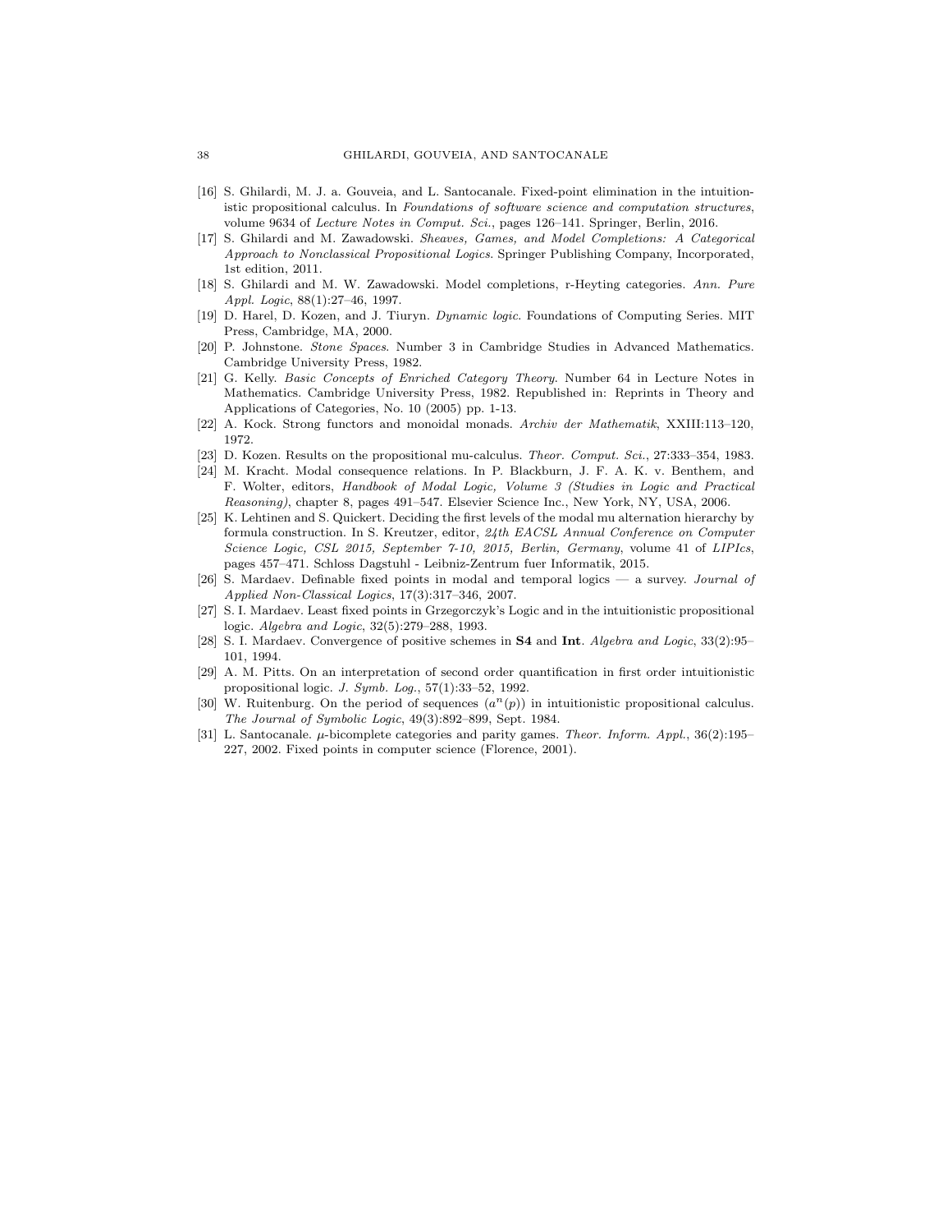[16] S. Ghilardi, M. J. a. Gouveia, and L. Santocanale. Fixed-point elimination in the intuitionistic propositional calculus. In *Foundations of software science and computation structures*, volume 9634 of *Lecture Notes in Comput. Sci.*, pages 126–141. Springer, Berlin, 2016.

[17] S. Ghilardi and M. Zawadowski. *Sheaves, Games, and Model Completions: A Categorical Approach to Nonclassical Propositional Logics*. Springer Publishing Company, Incorporated, 1st edition, 2011.

[18] S. Ghilardi and M. W. Zawadowski. Model completions, r-Heyting categories. *Ann. Pure Appl. Logic*, 88(1):27–46, 1997.

[19] D. Harel, D. Kozen, and J. Tiuryn. *Dynamic logic*. Foundations of Computing Series. MIT Press, Cambridge, MA, 2000.

[20] P. Johnstone. *Stone Spaces*. Number 3 in Cambridge Studies in Advanced Mathematics. Cambridge University Press, 1982.

[21] G. Kelly. *Basic Concepts of Enriched Category Theory*. Number 64 in Lecture Notes in Mathematics. Cambridge University Press, 1982. Republished in: Reprints in Theory and Applications of Categories, No. 10 (2005) pp. 1-13.

[22] A. Kock. Strong functors and monoidal monads. *Archiv der Mathematik*, XXIII:113–120, 1972.

[23] D. Kozen. Results on the propositional mu-calculus. *Theor. Comput. Sci.*, 27:333–354, 1983.

[24] M. Kracht. Modal consequence relations. In P. Blackburn, J. F. A. K. v. Benthem, and F. Wolter, editors, *Handbook of Modal Logic, Volume 3 (Studies in Logic and Practical Reasoning)*, chapter 8, pages 491–547. Elsevier Science Inc., New York, NY, USA, 2006.

[25] K. Lehtinen and S. Quickert. Deciding the first levels of the modal mu alternation hierarchy by formula construction. In S. Kreutzer, editor, *24th EACSL Annual Conference on Computer Science Logic, CSL 2015, September 7-10, 2015, Berlin, Germany*, volume 41 of *LIPIcs*, pages 457–471. Schloss Dagstuhl - Leibniz-Zentrum fuer Informatik, 2015.

[26] S. Mardaev. Definable fixed points in modal and temporal logics — a survey. *Journal of Applied Non-Classical Logics*, 17(3):317–346, 2007.

[27] S. I. Mardaev. Least fixed points in Grzegorczyk's Logic and in the intuitionistic propositional logic. *Algebra and Logic*, 32(5):279–288, 1993.

[28] S. I. Mardaev. Convergence of positive schemes in **S4** and **Int**. *Algebra and Logic*, 33(2):95–101, 1994.

[29] A. M. Pitts. On an interpretation of second order quantification in first order intuitionistic propositional logic. *J. Symb. Log.*, 57(1):33–52, 1992.

[30] W. Ruitenburg. On the period of sequences $(a^n(p))$ in intuitionistic propositional calculus. *The Journal of Symbolic Logic*, 49(3):892–899, Sept. 1984.

[31] L. Santocanale. $\mu$-bicomplete categories and parity games. *Theor. Inform. Appl.*, 36(2):195–227, 2002. Fixed points in computer science (Florence, 2001).